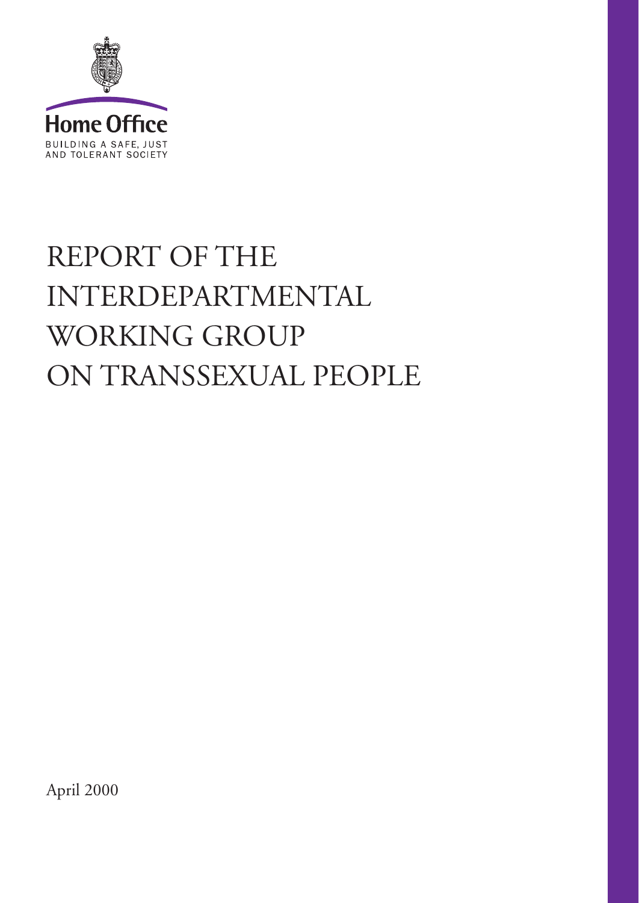Home Office

BUILDING A SAFE, JUST AND TOLERANT SOCIETY

# REPORT OF THE INTERDEPARTMENTAL WORKING GROUP ON TRANSSEXUAL PEOPLE

April 2000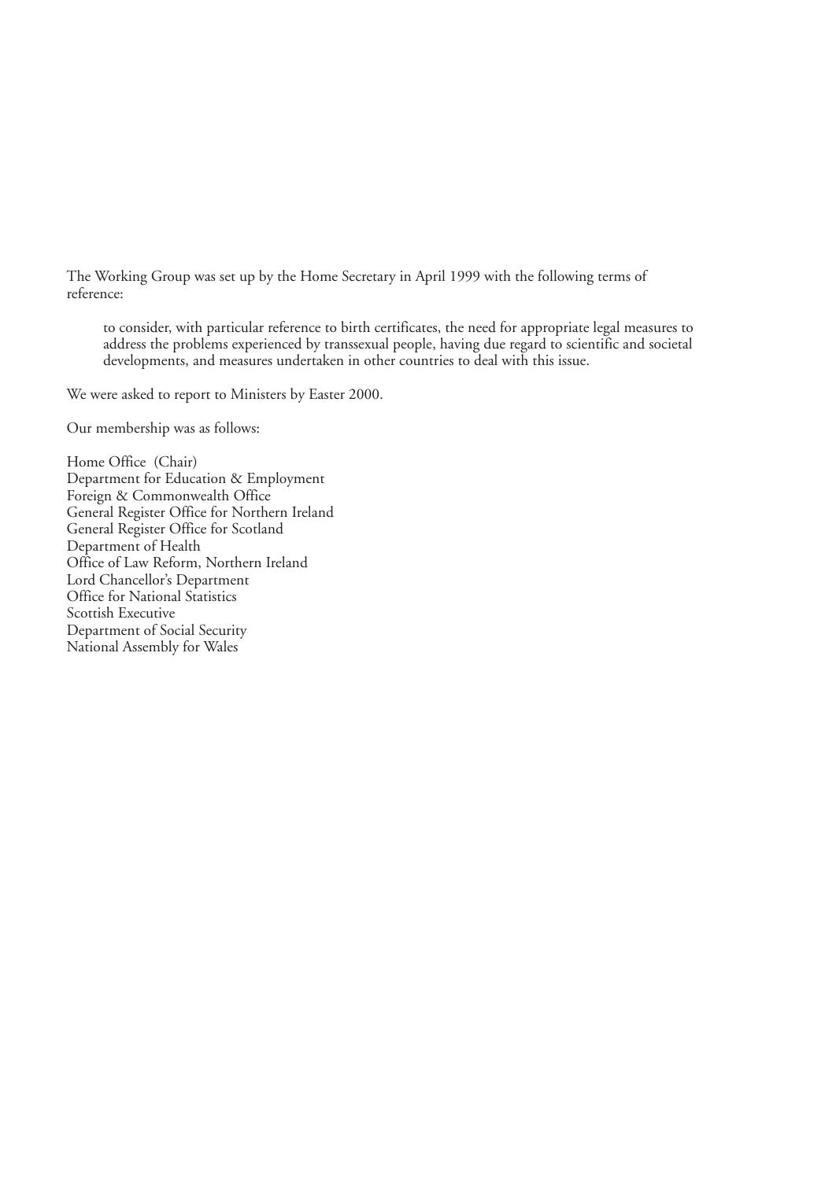The Working Group was set up by the Home Secretary in April 1999 with the following terms of reference:

> to consider, with particular reference to birth certificates, the need for appropriate legal measures to address the problems experienced by transsexual people, having due regard to scientific and societal developments, and measures undertaken in other countries to deal with this issue.

We were asked to report to Ministers by Easter 2000.

Our membership was as follows:

Home Office (Chair)  
Department for Education & Employment  
Foreign & Commonwealth Office  
General Register Office for Northern Ireland  
General Register Office for Scotland  
Department of Health  
Office of Law Reform, Northern Ireland  
Lord Chancellor's Department  
Office for National Statistics  
Scottish Executive  
Department of Social Security  
National Assembly for Wales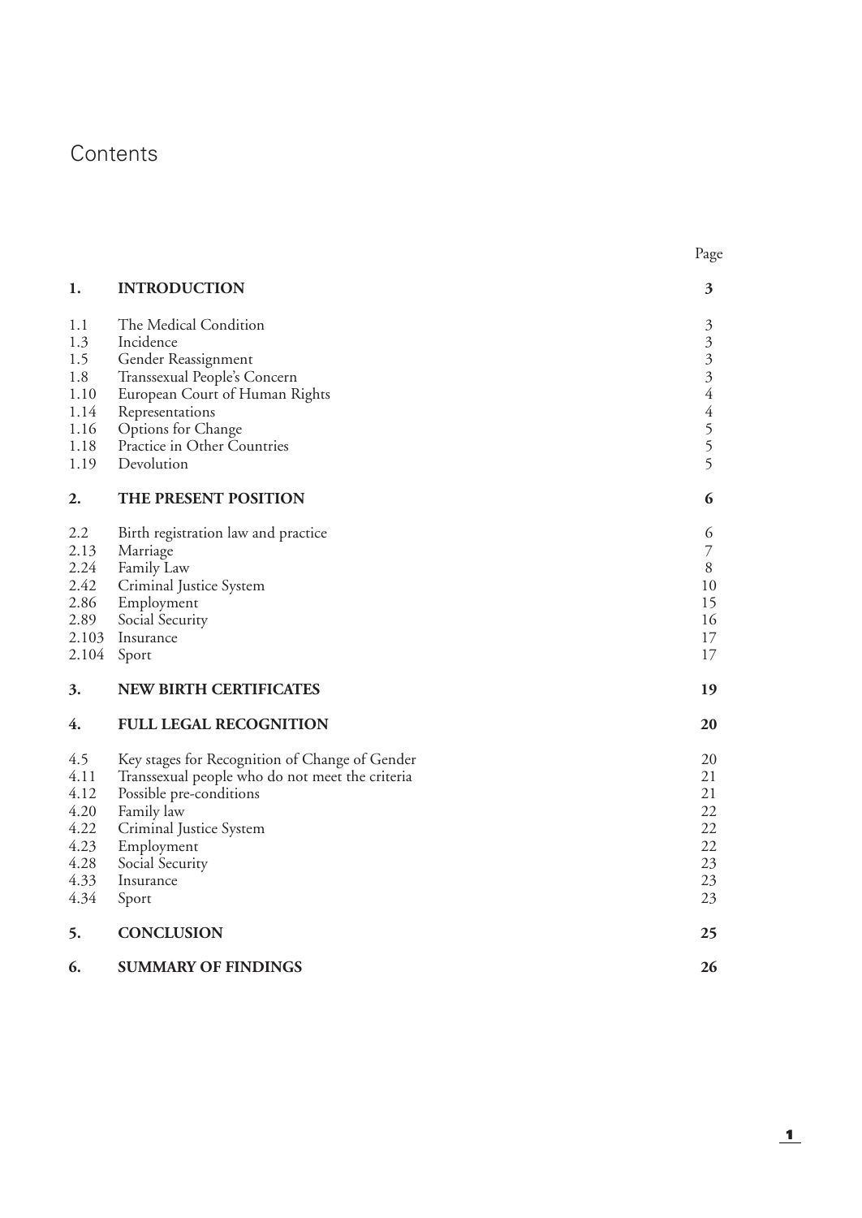# Contents

| | | Page |
|---|---|---|
| **1.** | **INTRODUCTION** | **3** |
| 1.1 | The Medical Condition | 3 |
| 1.3 | Incidence | 3 |
| 1.5 | Gender Reassignment | 3 |
| 1.8 | Transsexual People's Concern | 3 |
| 1.10 | European Court of Human Rights | 4 |
| 1.14 | Representations | 4 |
| 1.16 | Options for Change | 5 |
| 1.18 | Practice in Other Countries | 5 |
| 1.19 | Devolution | 5 |
| **2.** | **THE PRESENT POSITION** | **6** |
| 2.2 | Birth registration law and practice | 6 |
| 2.13 | Marriage | 7 |
| 2.24 | Family Law | 8 |
| 2.42 | Criminal Justice System | 10 |
| 2.86 | Employment | 15 |
| 2.89 | Social Security | 16 |
| 2.103 | Insurance | 17 |
| 2.104 | Sport | 17 |
| **3.** | **NEW BIRTH CERTIFICATES** | **19** |
| **4.** | **FULL LEGAL RECOGNITION** | **20** |
| 4.5 | Key stages for Recognition of Change of Gender | 20 |
| 4.11 | Transsexual people who do not meet the criteria | 21 |
| 4.12 | Possible pre-conditions | 21 |
| 4.20 | Family law | 22 |
| 4.22 | Criminal Justice System | 22 |
| 4.23 | Employment | 22 |
| 4.28 | Social Security | 23 |
| 4.33 | Insurance | 23 |
| 4.34 | Sport | 23 |
| **5.** | **CONCLUSION** | **25** |
| **6.** | **SUMMARY OF FINDINGS** | **26** |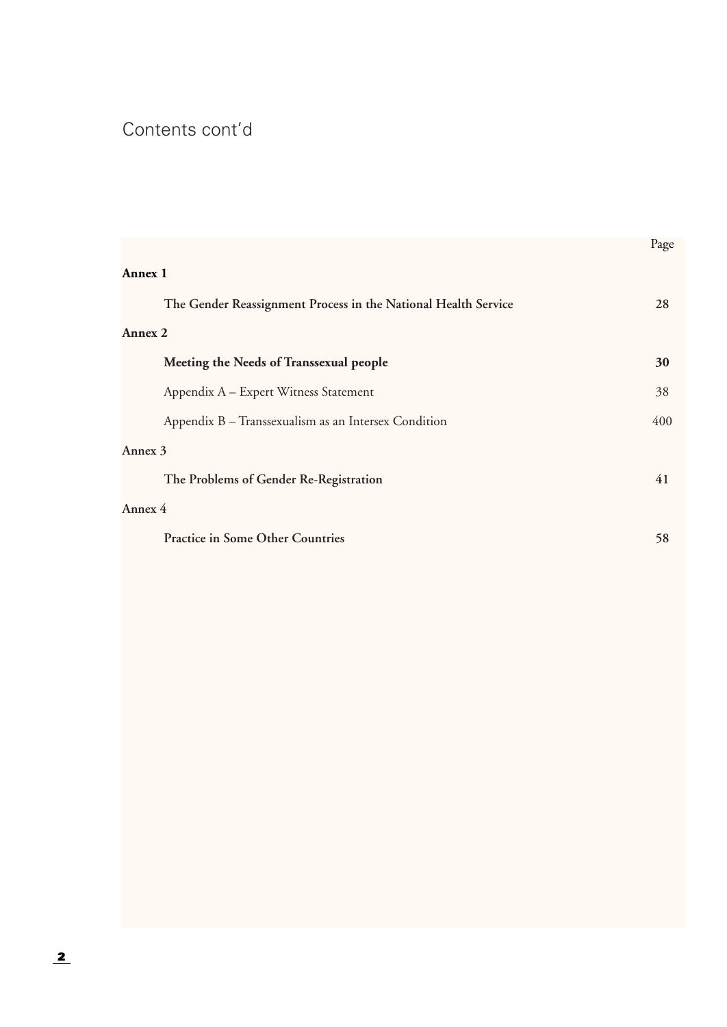# Contents cont'd

| | Page |
|---|---|
| **Annex 1** | |
| **The Gender Reassignment Process in the National Health Service** | **28** |
| **Annex 2** | |
| **Meeting the Needs of Transsexual people** | **30** |
| Appendix A – Expert Witness Statement | 38 |
| Appendix B – Transsexualism as an Intersex Condition | 400 |
| Annex 3 | |
| **The Problems of Gender Re-Registration** | 41 |
| Annex 4 | |
| **Practice in Some Other Countries** | **58** |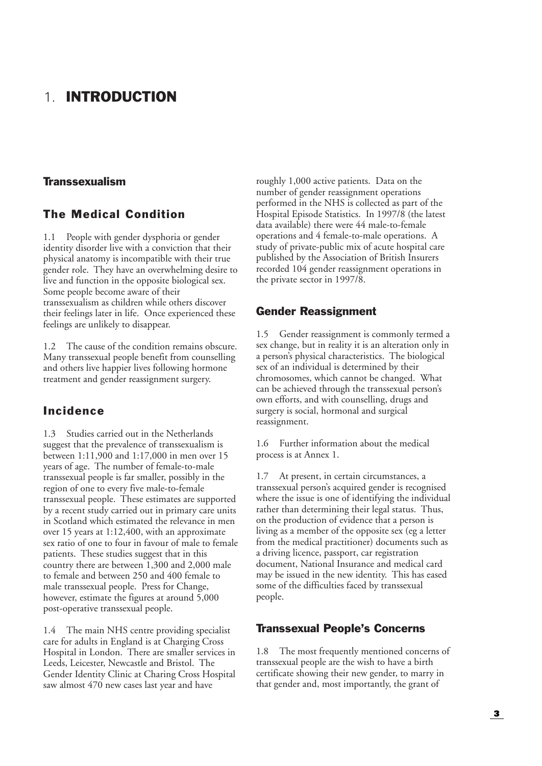# 1. INTRODUCTION

## Transsexualism

### The Medical Condition

1.1 People with gender dysphoria or gender identity disorder live with a conviction that their physical anatomy is incompatible with their true gender role. They have an overwhelming desire to live and function in the opposite biological sex. Some people become aware of their transsexualism as children while others discover their feelings later in life. Once experienced these feelings are unlikely to disappear.

1.2 The cause of the condition remains obscure. Many transsexual people benefit from counselling and others live happier lives following hormone treatment and gender reassignment surgery.

### Incidence

1.3 Studies carried out in the Netherlands suggest that the prevalence of transsexualism is between 1:11,900 and 1:17,000 in men over 15 years of age. The number of female-to-male transsexual people is far smaller, possibly in the region of one to every five male-to-female transsexual people. These estimates are supported by a recent study carried out in primary care units in Scotland which estimated the relevance in men over 15 years at 1:12,400, with an approximate sex ratio of one to four in favour of male to female patients. These studies suggest that in this country there are between 1,300 and 2,000 male to female and between 250 and 400 female to male transsexual people. Press for Change, however, estimate the figures at around 5,000 post-operative transsexual people.

1.4 The main NHS centre providing specialist care for adults in England is at Charging Cross Hospital in London. There are smaller services in Leeds, Leicester, Newcastle and Bristol. The Gender Identity Clinic at Charing Cross Hospital saw almost 470 new cases last year and have roughly 1,000 active patients. Data on the number of gender reassignment operations performed in the NHS is collected as part of the Hospital Episode Statistics. In 1997/8 (the latest data available) there were 44 male-to-female operations and 4 female-to-male operations. A study of private-public mix of acute hospital care published by the Association of British Insurers recorded 104 gender reassignment operations in the private sector in 1997/8.

## Gender Reassignment

1.5 Gender reassignment is commonly termed a sex change, but in reality it is an alteration only in a person's physical characteristics. The biological sex of an individual is determined by their chromosomes, which cannot be changed. What can be achieved through the transsexual person's own efforts, and with counselling, drugs and surgery is social, hormonal and surgical reassignment.

1.6 Further information about the medical process is at Annex 1.

1.7 At present, in certain circumstances, a transsexual person's acquired gender is recognised where the issue is one of identifying the individual rather than determining their legal status. Thus, on the production of evidence that a person is living as a member of the opposite sex (eg a letter from the medical practitioner) documents such as a driving licence, passport, car registration document, National Insurance and medical card may be issued in the new identity. This has eased some of the difficulties faced by transsexual people.

## Transsexual People's Concerns

1.8 The most frequently mentioned concerns of transsexual people are the wish to have a birth certificate showing their new gender, to marry in that gender and, most importantly, the grant of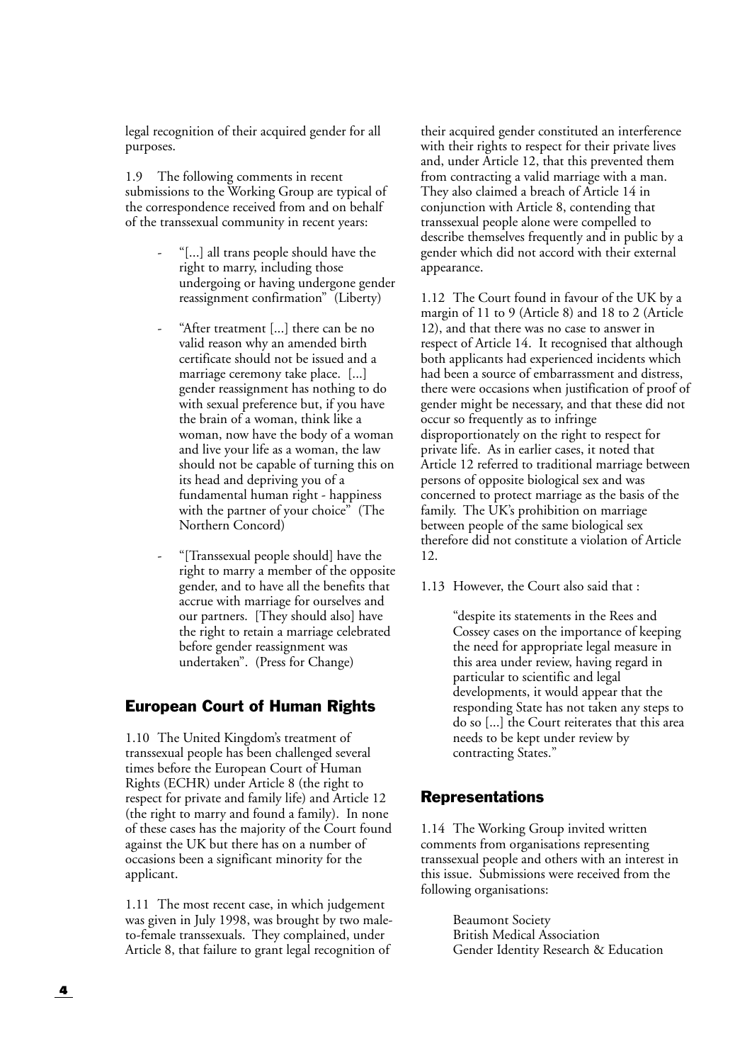legal recognition of their acquired gender for all purposes.

1.9 The following comments in recent submissions to the Working Group are typical of the correspondence received from and on behalf of the transsexual community in recent years:

- "[...] all trans people should have the right to marry, including those undergoing or having undergone gender reassignment confirmation" (Liberty)
- "After treatment [...] there can be no valid reason why an amended birth certificate should not be issued and a marriage ceremony take place. [...] gender reassignment has nothing to do with sexual preference but, if you have the brain of a woman, think like a woman, now have the body of a woman and live your life as a woman, the law should not be capable of turning this on its head and depriving you of a fundamental human right - happiness with the partner of your choice" (The Northern Concord)
- "[Transsexual people should] have the right to marry a member of the opposite gender, and to have all the benefits that accrue with marriage for ourselves and our partners. [They should also] have the right to retain a marriage celebrated before gender reassignment was undertaken". (Press for Change)

## European Court of Human Rights

1.10 The United Kingdom's treatment of transsexual people has been challenged several times before the European Court of Human Rights (ECHR) under Article 8 (the right to respect for private and family life) and Article 12 (the right to marry and found a family). In none of these cases has the majority of the Court found against the UK but there has on a number of occasions been a significant minority for the applicant.

1.11 The most recent case, in which judgement was given in July 1998, was brought by two male-to-female transsexuals. They complained, under Article 8, that failure to grant legal recognition of their acquired gender constituted an interference with their rights to respect for their private lives and, under Article 12, that this prevented them from contracting a valid marriage with a man. They also claimed a breach of Article 14 in conjunction with Article 8, contending that transsexual people alone were compelled to describe themselves frequently and in public by a gender which did not accord with their external appearance.

1.12 The Court found in favour of the UK by a margin of 11 to 9 (Article 8) and 18 to 2 (Article 12), and that there was no case to answer in respect of Article 14. It recognised that although both applicants had experienced incidents which had been a source of embarrassment and distress, there were occasions when justification of proof of gender might be necessary, and that these did not occur so frequently as to infringe disproportionately on the right to respect for private life. As in earlier cases, it noted that Article 12 referred to traditional marriage between persons of opposite biological sex and was concerned to protect marriage as the basis of the family. The UK's prohibition on marriage between people of the same biological sex therefore did not constitute a violation of Article 12.

1.13 However, the Court also said that :

> "despite its statements in the Rees and Cossey cases on the importance of keeping the need for appropriate legal measure in this area under review, having regard in particular to scientific and legal developments, it would appear that the responding State has not taken any steps to do so [...] the Court reiterates that this area needs to be kept under review by contracting States."

## Representations

1.14 The Working Group invited written comments from organisations representing transsexual people and others with an interest in this issue. Submissions were received from the following organisations:

Beaumont Society
British Medical Association
Gender Identity Research & Education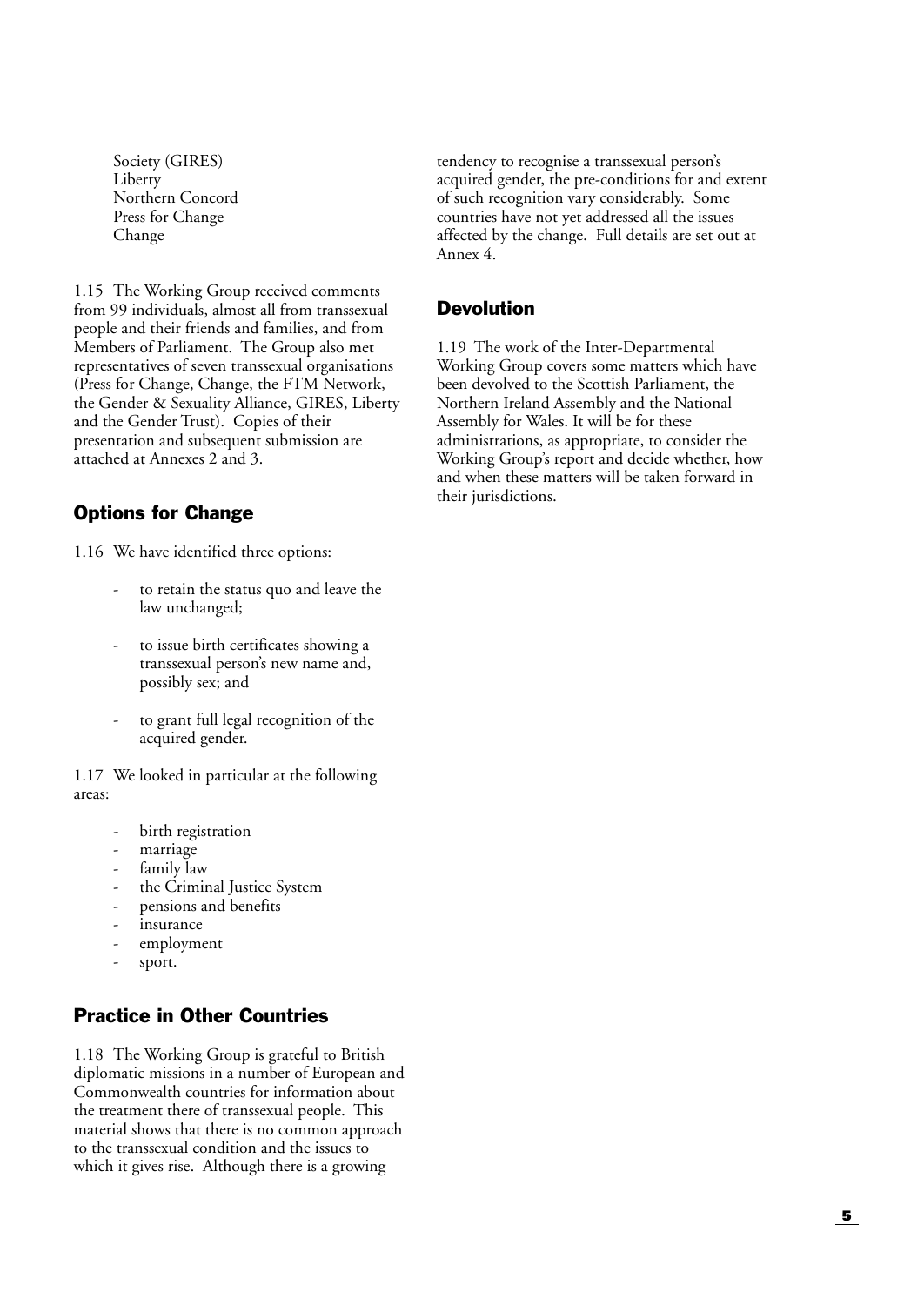Society (GIRES)
Liberty
Northern Concord
Press for Change
Change

1.15 The Working Group received comments from 99 individuals, almost all from transsexual people and their friends and families, and from Members of Parliament. The Group also met representatives of seven transsexual organisations (Press for Change, Change, the FTM Network, the Gender & Sexuality Alliance, GIRES, Liberty and the Gender Trust). Copies of their presentation and subsequent submission are attached at Annexes 2 and 3.

## Options for Change

1.16 We have identified three options:

- to retain the status quo and leave the law unchanged;
- to issue birth certificates showing a transsexual person's new name and, possibly sex; and
- to grant full legal recognition of the acquired gender.

1.17 We looked in particular at the following areas:

- birth registration
- marriage
- family law
- the Criminal Justice System
- pensions and benefits
- insurance
- employment
- sport.

## Practice in Other Countries

1.18 The Working Group is grateful to British diplomatic missions in a number of European and Commonwealth countries for information about the treatment there of transsexual people. This material shows that there is no common approach to the transsexual condition and the issues to which it gives rise. Although there is a growing tendency to recognise a transsexual person's acquired gender, the pre-conditions for and extent of such recognition vary considerably. Some countries have not yet addressed all the issues affected by the change. Full details are set out at Annex 4.

## Devolution

1.19 The work of the Inter-Departmental Working Group covers some matters which have been devolved to the Scottish Parliament, the Northern Ireland Assembly and the National Assembly for Wales. It will be for these administrations, as appropriate, to consider the Working Group's report and decide whether, how and when these matters will be taken forward in their jurisdictions.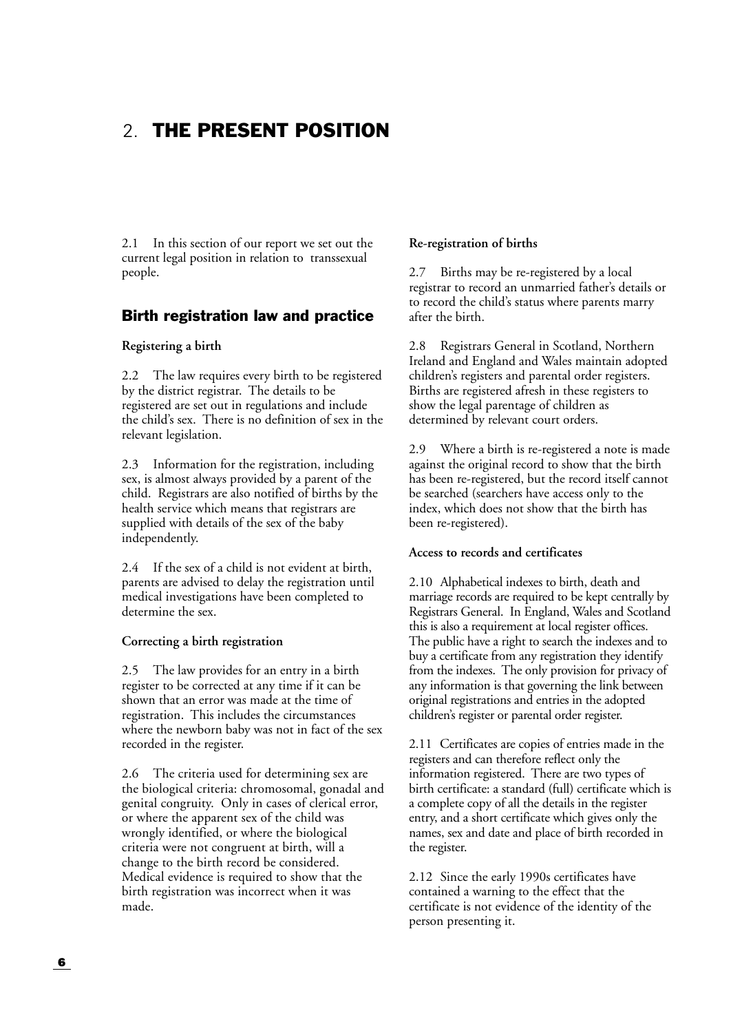# 2. THE PRESENT POSITION

2.1 In this section of our report we set out the current legal position in relation to transsexual people.

## Birth registration law and practice

**Registering a birth**

2.2 The law requires every birth to be registered by the district registrar. The details to be registered are set out in regulations and include the child's sex. There is no definition of sex in the relevant legislation.

2.3 Information for the registration, including sex, is almost always provided by a parent of the child. Registrars are also notified of births by the health service which means that registrars are supplied with details of the sex of the baby independently.

2.4 If the sex of a child is not evident at birth, parents are advised to delay the registration until medical investigations have been completed to determine the sex.

**Correcting a birth registration**

2.5 The law provides for an entry in a birth register to be corrected at any time if it can be shown that an error was made at the time of registration. This includes the circumstances where the newborn baby was not in fact of the sex recorded in the register.

2.6 The criteria used for determining sex are the biological criteria: chromosomal, gonadal and genital congruity. Only in cases of clerical error, or where the apparent sex of the child was wrongly identified, or where the biological criteria were not congruent at birth, will a change to the birth record be considered. Medical evidence is required to show that the birth registration was incorrect when it was made.

**Re-registration of births**

2.7 Births may be re-registered by a local registrar to record an unmarried father's details or to record the child's status where parents marry after the birth.

2.8 Registrars General in Scotland, Northern Ireland and England and Wales maintain adopted children's registers and parental order registers. Births are registered afresh in these registers to show the legal parentage of children as determined by relevant court orders.

2.9 Where a birth is re-registered a note is made against the original record to show that the birth has been re-registered, but the record itself cannot be searched (searchers have access only to the index, which does not show that the birth has been re-registered).

**Access to records and certificates**

2.10 Alphabetical indexes to birth, death and marriage records are required to be kept centrally by Registrars General. In England, Wales and Scotland this is also a requirement at local register offices. The public have a right to search the indexes and to buy a certificate from any registration they identify from the indexes. The only provision for privacy of any information is that governing the link between original registrations and entries in the adopted children's register or parental order register.

2.11 Certificates are copies of entries made in the registers and can therefore reflect only the information registered. There are two types of birth certificate: a standard (full) certificate which is a complete copy of all the details in the register entry, and a short certificate which gives only the names, sex and date and place of birth recorded in the register.

2.12 Since the early 1990s certificates have contained a warning to the effect that the certificate is not evidence of the identity of the person presenting it.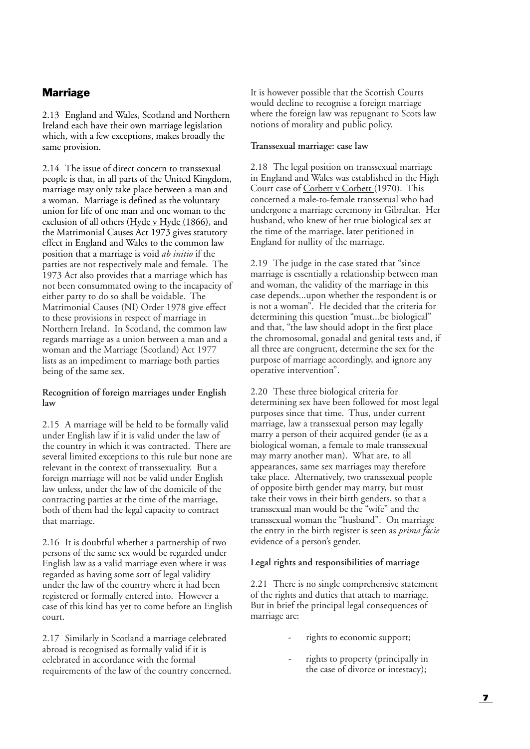## Marriage

2.13 England and Wales, Scotland and Northern Ireland each have their own marriage legislation which, with a few exceptions, makes broadly the same provision.

2.14 The issue of direct concern to transsexual people is that, in all parts of the United Kingdom, marriage may only take place between a man and a woman. Marriage is defined as the voluntary union for life of one man and one woman to the exclusion of all others (Hyde v Hyde (1866), and the Matrimonial Causes Act 1973 gives statutory effect in England and Wales to the common law position that a marriage is void *ab initio* if the parties are not respectively male and female. The 1973 Act also provides that a marriage which has not been consummated owing to the incapacity of either party to do so shall be voidable. The Matrimonial Causes (NI) Order 1978 give effect to these provisions in respect of marriage in Northern Ireland. In Scotland, the common law regards marriage as a union between a man and a woman and the Marriage (Scotland) Act 1977 lists as an impediment to marriage both parties being of the same sex.

**Recognition of foreign marriages under English law**

2.15 A marriage will be held to be formally valid under English law if it is valid under the law of the country in which it was contracted. There are several limited exceptions to this rule but none are relevant in the context of transsexuality. But a foreign marriage will not be valid under English law unless, under the law of the domicile of the contracting parties at the time of the marriage, both of them had the legal capacity to contract that marriage.

2.16 It is doubtful whether a partnership of two persons of the same sex would be regarded under English law as a valid marriage even where it was regarded as having some sort of legal validity under the law of the country where it had been registered or formally entered into. However a case of this kind has yet to come before an English court.

2.17 Similarly in Scotland a marriage celebrated abroad is recognised as formally valid if it is celebrated in accordance with the formal requirements of the law of the country concerned. It is however possible that the Scottish Courts would decline to recognise a foreign marriage where the foreign law was repugnant to Scots law notions of morality and public policy.

**Transsexual marriage: case law**

2.18 The legal position on transsexual marriage in England and Wales was established in the High Court case of Corbett v Corbett (1970). This concerned a male-to-female transsexual who had undergone a marriage ceremony in Gibraltar. Her husband, who knew of her true biological sex at the time of the marriage, later petitioned in England for nullity of the marriage.

2.19 The judge in the case stated that "since marriage is essentially a relationship between man and woman, the validity of the marriage in this case depends...upon whether the respondent is or is not a woman". He decided that the criteria for determining this question "must...be biological" and that, "the law should adopt in the first place the chromosomal, gonadal and genital tests and, if all three are congruent, determine the sex for the purpose of marriage accordingly, and ignore any operative intervention".

2.20 These three biological criteria for determining sex have been followed for most legal purposes since that time. Thus, under current marriage, law a transsexual person may legally marry a person of their acquired gender (ie as a biological woman, a female to male transsexual may marry another man). What are, to all appearances, same sex marriages may therefore take place. Alternatively, two transsexual people of opposite birth gender may marry, but must take their vows in their birth genders, so that a transsexual man would be the "wife" and the transsexual woman the "husband". On marriage the entry in the birth register is seen as *prima facie* evidence of a person's gender.

**Legal rights and responsibilities of marriage**

2.21 There is no single comprehensive statement of the rights and duties that attach to marriage. But in brief the principal legal consequences of marriage are:

- rights to economic support;
- rights to property (principally in the case of divorce or intestacy);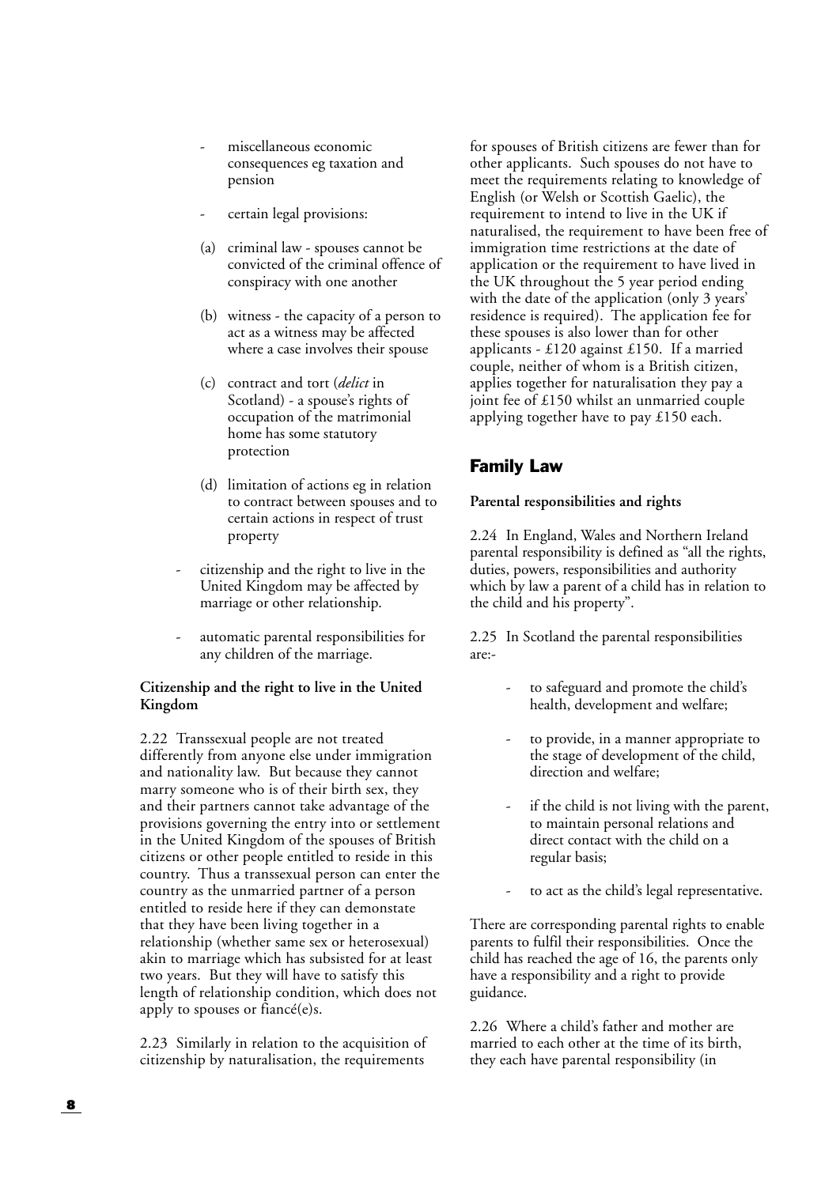- miscellaneous economic consequences eg taxation and pension
- certain legal provisions:

  (a) criminal law - spouses cannot be convicted of the criminal offence of conspiracy with one another

  (b) witness - the capacity of a person to act as a witness may be affected where a case involves their spouse

  (c) contract and tort (*delict* in Scotland) - a spouse's rights of occupation of the matrimonial home has some statutory protection

  (d) limitation of actions eg in relation to contract between spouses and to certain actions in respect of trust property

- citizenship and the right to live in the United Kingdom may be affected by marriage or other relationship.
- automatic parental responsibilities for any children of the marriage.

**Citizenship and the right to live in the United Kingdom**

2.22 Transsexual people are not treated differently from anyone else under immigration and nationality law. But because they cannot marry someone who is of their birth sex, they and their partners cannot take advantage of the provisions governing the entry into or settlement in the United Kingdom of the spouses of British citizens or other people entitled to reside in this country. Thus a transsexual person can enter the country as the unmarried partner of a person entitled to reside here if they can demonstate that they have been living together in a relationship (whether same sex or heterosexual) akin to marriage which has subsisted for at least two years. But they will have to satisfy this length of relationship condition, which does not apply to spouses or fiancé(e)s.

2.23 Similarly in relation to the acquisition of citizenship by naturalisation, the requirements for spouses of British citizens are fewer than for other applicants. Such spouses do not have to meet the requirements relating to knowledge of English (or Welsh or Scottish Gaelic), the requirement to intend to live in the UK if naturalised, the requirement to have been free of immigration time restrictions at the date of application or the requirement to have lived in the UK throughout the 5 year period ending with the date of the application (only 3 years' residence is required). The application fee for these spouses is also lower than for other applicants - £120 against £150. If a married couple, neither of whom is a British citizen, applies together for naturalisation they pay a joint fee of £150 whilst an unmarried couple applying together have to pay £150 each.

## Family Law

**Parental responsibilities and rights**

2.24 In England, Wales and Northern Ireland parental responsibility is defined as "all the rights, duties, powers, responsibilities and authority which by law a parent of a child has in relation to the child and his property".

2.25 In Scotland the parental responsibilities are:-

- to safeguard and promote the child's health, development and welfare;
- to provide, in a manner appropriate to the stage of development of the child, direction and welfare;
- if the child is not living with the parent, to maintain personal relations and direct contact with the child on a regular basis;
- to act as the child's legal representative.

There are corresponding parental rights to enable parents to fulfil their responsibilities. Once the child has reached the age of 16, the parents only have a responsibility and a right to provide guidance.

2.26 Where a child's father and mother are married to each other at the time of its birth, they each have parental responsibility (in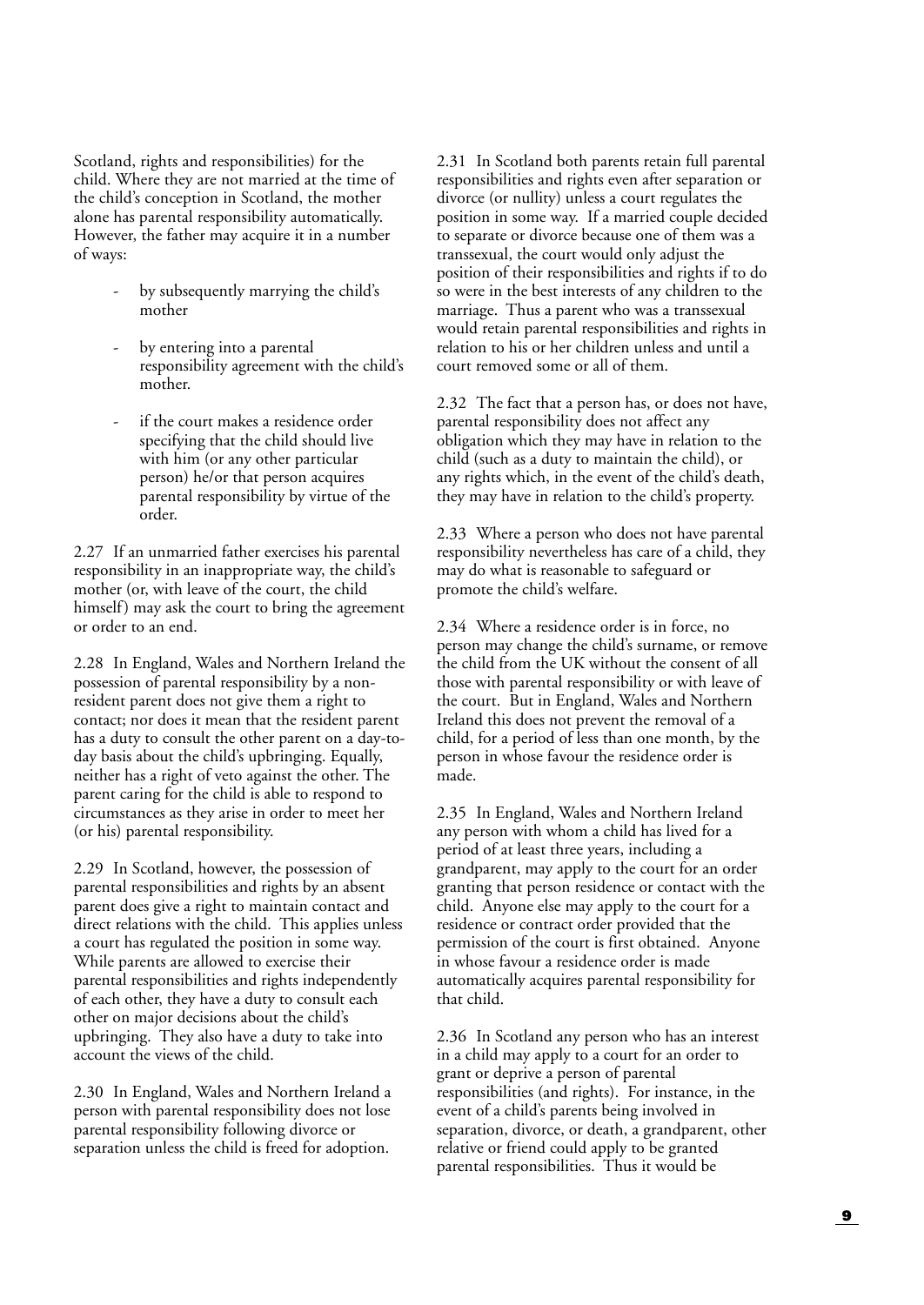Scotland, rights and responsibilities) for the child. Where they are not married at the time of the child's conception in Scotland, the mother alone has parental responsibility automatically. However, the father may acquire it in a number of ways:

- by subsequently marrying the child's mother
- by entering into a parental responsibility agreement with the child's mother.
- if the court makes a residence order specifying that the child should live with him (or any other particular person) he/or that person acquires parental responsibility by virtue of the order.

2.27 If an unmarried father exercises his parental responsibility in an inappropriate way, the child's mother (or, with leave of the court, the child himself) may ask the court to bring the agreement or order to an end.

2.28 In England, Wales and Northern Ireland the possession of parental responsibility by a non-resident parent does not give them a right to contact; nor does it mean that the resident parent has a duty to consult the other parent on a day-to-day basis about the child's upbringing. Equally, neither has a right of veto against the other. The parent caring for the child is able to respond to circumstances as they arise in order to meet her (or his) parental responsibility.

2.29 In Scotland, however, the possession of parental responsibilities and rights by an absent parent does give a right to maintain contact and direct relations with the child. This applies unless a court has regulated the position in some way. While parents are allowed to exercise their parental responsibilities and rights independently of each other, they have a duty to consult each other on major decisions about the child's upbringing. They also have a duty to take into account the views of the child.

2.30 In England, Wales and Northern Ireland a person with parental responsibility does not lose parental responsibility following divorce or separation unless the child is freed for adoption.

2.31 In Scotland both parents retain full parental responsibilities and rights even after separation or divorce (or nullity) unless a court regulates the position in some way. If a married couple decided to separate or divorce because one of them was a transsexual, the court would only adjust the position of their responsibilities and rights if to do so were in the best interests of any children to the marriage. Thus a parent who was a transsexual would retain parental responsibilities and rights in relation to his or her children unless and until a court removed some or all of them.

2.32 The fact that a person has, or does not have, parental responsibility does not affect any obligation which they may have in relation to the child (such as a duty to maintain the child), or any rights which, in the event of the child's death, they may have in relation to the child's property.

2.33 Where a person who does not have parental responsibility nevertheless has care of a child, they may do what is reasonable to safeguard or promote the child's welfare.

2.34 Where a residence order is in force, no person may change the child's surname, or remove the child from the UK without the consent of all those with parental responsibility or with leave of the court. But in England, Wales and Northern Ireland this does not prevent the removal of a child, for a period of less than one month, by the person in whose favour the residence order is made.

2.35 In England, Wales and Northern Ireland any person with whom a child has lived for a period of at least three years, including a grandparent, may apply to the court for an order granting that person residence or contact with the child. Anyone else may apply to the court for a residence or contract order provided that the permission of the court is first obtained. Anyone in whose favour a residence order is made automatically acquires parental responsibility for that child.

2.36 In Scotland any person who has an interest in a child may apply to a court for an order to grant or deprive a person of parental responsibilities (and rights). For instance, in the event of a child's parents being involved in separation, divorce, or death, a grandparent, other relative or friend could apply to be granted parental responsibilities. Thus it would be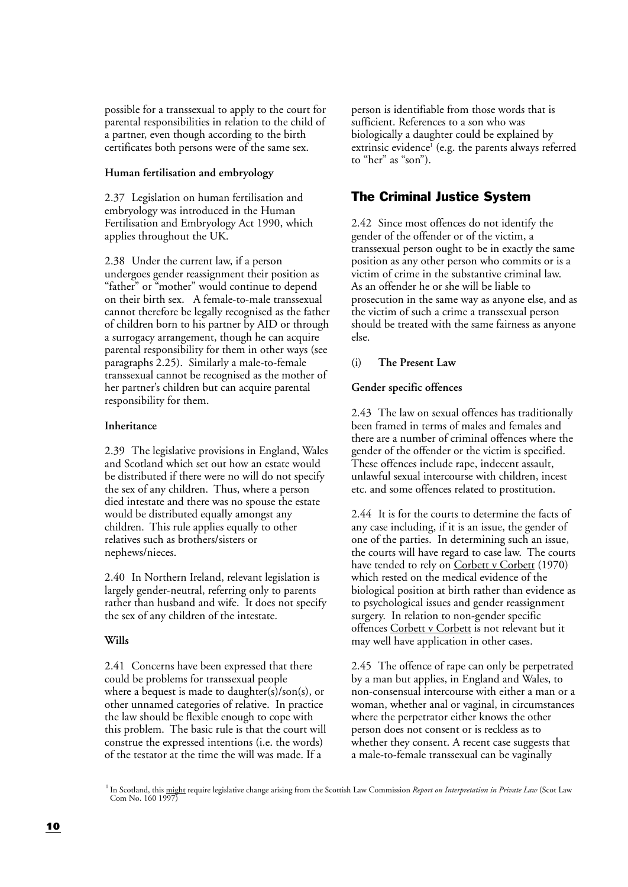possible for a transsexual to apply to the court for parental responsibilities in relation to the child of a partner, even though according to the birth certificates both persons were of the same sex.

**Human fertilisation and embryology**

2.37 Legislation on human fertilisation and embryology was introduced in the Human Fertilisation and Embryology Act 1990, which applies throughout the UK.

2.38 Under the current law, if a person undergoes gender reassignment their position as "father" or "mother" would continue to depend on their birth sex. A female-to-male transsexual cannot therefore be legally recognised as the father of children born to his partner by AID or through a surrogacy arrangement, though he can acquire parental responsibility for them in other ways (see paragraphs 2.25). Similarly a male-to-female transsexual cannot be recognised as the mother of her partner's children but can acquire parental responsibility for them.

**Inheritance**

2.39 The legislative provisions in England, Wales and Scotland which set out how an estate would be distributed if there were no will do not specify the sex of any children. Thus, where a person died intestate and there was no spouse the estate would be distributed equally amongst any children. This rule applies equally to other relatives such as brothers/sisters or nephews/nieces.

2.40 In Northern Ireland, relevant legislation is largely gender-neutral, referring only to parents rather than husband and wife. It does not specify the sex of any children of the intestate.

**Wills**

2.41 Concerns have been expressed that there could be problems for transsexual people where a bequest is made to daughter(s)/son(s), or other unnamed categories of relative. In practice the law should be flexible enough to cope with this problem. The basic rule is that the court will construe the expressed intentions (i.e. the words) of the testator at the time the will was made. If a person is identifiable from those words that is sufficient. References to a son who was biologically a daughter could be explained by extrinsic evidence[1] (e.g. the parents always referred to "her" as "son").

## The Criminal Justice System

2.42 Since most offences do not identify the gender of the offender or of the victim, a transsexual person ought to be in exactly the same position as any other person who commits or is a victim of crime in the substantive criminal law. As an offender he or she will be liable to prosecution in the same way as anyone else, and as the victim of such a crime a transsexual person should be treated with the same fairness as anyone else.

(i) **The Present Law**

**Gender specific offences**

2.43 The law on sexual offences has traditionally been framed in terms of males and females and there are a number of criminal offences where the gender of the offender or the victim is specified. These offences include rape, indecent assault, unlawful sexual intercourse with children, incest etc. and some offences related to prostitution.

2.44 It is for the courts to determine the facts of any case including, if it is an issue, the gender of one of the parties. In determining such an issue, the courts will have regard to case law. The courts have tended to rely on Corbett v Corbett (1970) which rested on the medical evidence of the biological position at birth rather than evidence as to psychological issues and gender reassignment surgery. In relation to non-gender specific offences Corbett v Corbett is not relevant but it may well have application in other cases.

2.45 The offence of rape can only be perpetrated by a man but applies, in England and Wales, to non-consensual intercourse with either a man or a woman, whether anal or vaginal, in circumstances where the perpetrator either knows the other person does not consent or is reckless as to whether they consent. A recent case suggests that a male-to-female transsexual can be vaginally

[1] In Scotland, this might require legislative change arising from the Scottish Law Commission *Report on Interpretation in Private Law* (Scot Law Com No. 160 1997)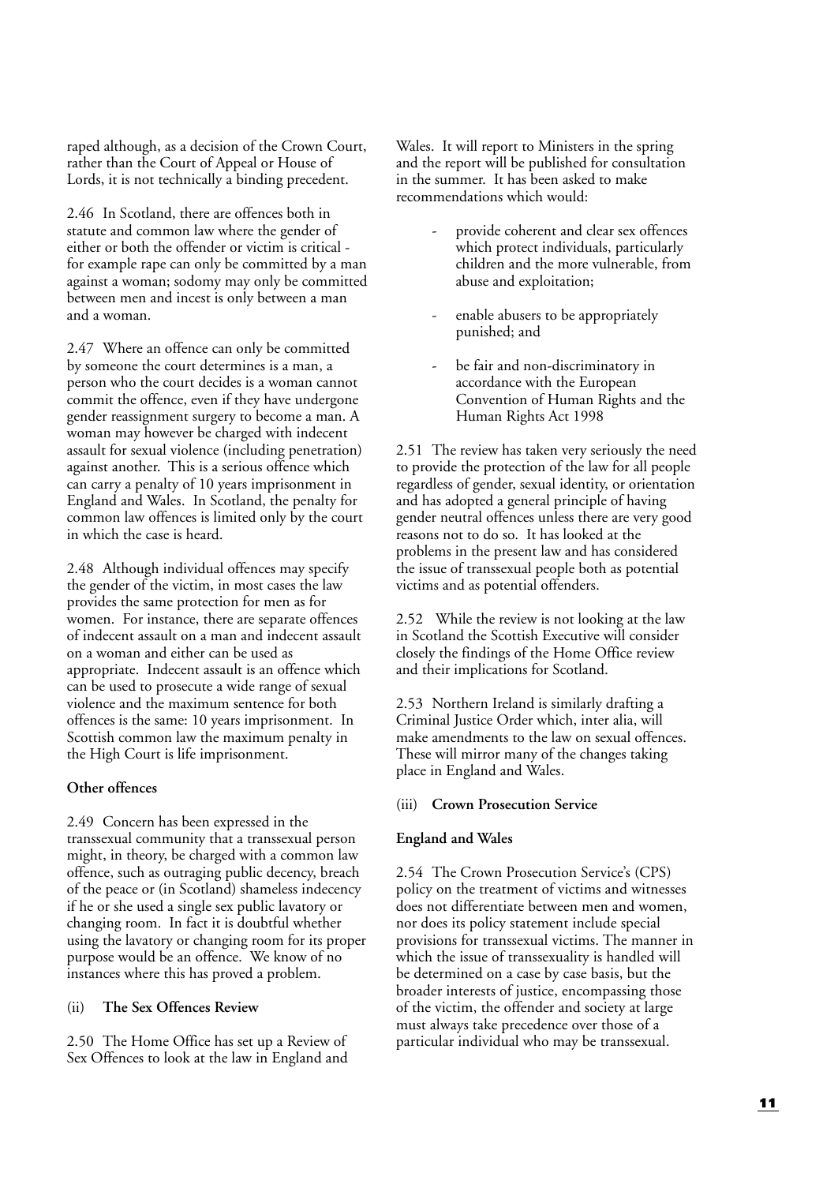raped although, as a decision of the Crown Court, rather than the Court of Appeal or House of Lords, it is not technically a binding precedent.

2.46 In Scotland, there are offences both in statute and common law where the gender of either or both the offender or victim is critical - for example rape can only be committed by a man against a woman; sodomy may only be committed between men and incest is only between a man and a woman.

2.47 Where an offence can only be committed by someone the court determines is a man, a person who the court decides is a woman cannot commit the offence, even if they have undergone gender reassignment surgery to become a man. A woman may however be charged with indecent assault for sexual violence (including penetration) against another. This is a serious offence which can carry a penalty of 10 years imprisonment in England and Wales. In Scotland, the penalty for common law offences is limited only by the court in which the case is heard.

2.48 Although individual offences may specify the gender of the victim, in most cases the law provides the same protection for men as for women. For instance, there are separate offences of indecent assault on a man and indecent assault on a woman and either can be used as appropriate. Indecent assault is an offence which can be used to prosecute a wide range of sexual violence and the maximum sentence for both offences is the same: 10 years imprisonment. In Scottish common law the maximum penalty in the High Court is life imprisonment.

**Other offences**

2.49 Concern has been expressed in the transsexual community that a transsexual person might, in theory, be charged with a common law offence, such as outraging public decency, breach of the peace or (in Scotland) shameless indecency if he or she used a single sex public lavatory or changing room. In fact it is doubtful whether using the lavatory or changing room for its proper purpose would be an offence. We know of no instances where this has proved a problem.

(ii) **The Sex Offences Review**

2.50 The Home Office has set up a Review of Sex Offences to look at the law in England and Wales. It will report to Ministers in the spring and the report will be published for consultation in the summer. It has been asked to make recommendations which would:

- provide coherent and clear sex offences which protect individuals, particularly children and the more vulnerable, from abuse and exploitation;
- enable abusers to be appropriately punished; and
- be fair and non-discriminatory in accordance with the European Convention of Human Rights and the Human Rights Act 1998

2.51 The review has taken very seriously the need to provide the protection of the law for all people regardless of gender, sexual identity, or orientation and has adopted a general principle of having gender neutral offences unless there are very good reasons not to do so. It has looked at the problems in the present law and has considered the issue of transsexual people both as potential victims and as potential offenders.

2.52 While the review is not looking at the law in Scotland the Scottish Executive will consider closely the findings of the Home Office review and their implications for Scotland.

2.53 Northern Ireland is similarly drafting a Criminal Justice Order which, inter alia, will make amendments to the law on sexual offences. These will mirror many of the changes taking place in England and Wales.

(iii) **Crown Prosecution Service**

**England and Wales**

2.54 The Crown Prosecution Service's (CPS) policy on the treatment of victims and witnesses does not differentiate between men and women, nor does its policy statement include special provisions for transsexual victims. The manner in which the issue of transsexuality is handled will be determined on a case by case basis, but the broader interests of justice, encompassing those of the victim, the offender and society at large must always take precedence over those of a particular individual who may be transsexual.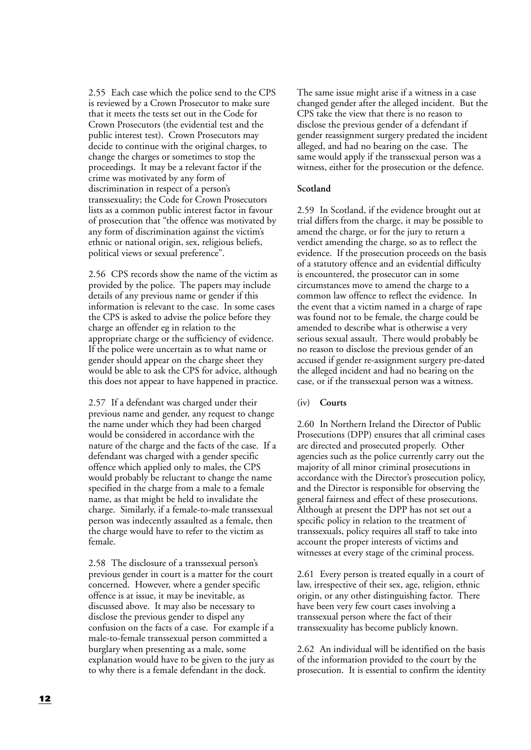2.55 Each case which the police send to the CPS is reviewed by a Crown Prosecutor to make sure that it meets the tests set out in the Code for Crown Prosecutors (the evidential test and the public interest test). Crown Prosecutors may decide to continue with the original charges, to change the charges or sometimes to stop the proceedings. It may be a relevant factor if the crime was motivated by any form of discrimination in respect of a person's transsexuality; the Code for Crown Prosecutors lists as a common public interest factor in favour of prosecution that "the offence was motivated by any form of discrimination against the victim's ethnic or national origin, sex, religious beliefs, political views or sexual preference".

2.56 CPS records show the name of the victim as provided by the police. The papers may include details of any previous name or gender if this information is relevant to the case. In some cases the CPS is asked to advise the police before they charge an offender eg in relation to the appropriate charge or the sufficiency of evidence. If the police were uncertain as to what name or gender should appear on the charge sheet they would be able to ask the CPS for advice, although this does not appear to have happened in practice.

2.57 If a defendant was charged under their previous name and gender, any request to change the name under which they had been charged would be considered in accordance with the nature of the charge and the facts of the case. If a defendant was charged with a gender specific offence which applied only to males, the CPS would probably be reluctant to change the name specified in the charge from a male to a female name, as that might be held to invalidate the charge. Similarly, if a female-to-male transsexual person was indecently assaulted as a female, then the charge would have to refer to the victim as female.

2.58 The disclosure of a transsexual person's previous gender in court is a matter for the court concerned. However, where a gender specific offence is at issue, it may be inevitable, as discussed above. It may also be necessary to disclose the previous gender to dispel any confusion on the facts of a case. For example if a male-to-female transsexual person committed a burglary when presenting as a male, some explanation would have to be given to the jury as to why there is a female defendant in the dock. The same issue might arise if a witness in a case changed gender after the alleged incident. But the CPS take the view that there is no reason to disclose the previous gender of a defendant if gender reassignment surgery predated the incident alleged, and had no bearing on the case. The same would apply if the transsexual person was a witness, either for the prosecution or the defence.

**Scotland**

2.59 In Scotland, if the evidence brought out at trial differs from the charge, it may be possible to amend the charge, or for the jury to return a verdict amending the charge, so as to reflect the evidence. If the prosecution proceeds on the basis of a statutory offence and an evidential difficulty is encountered, the prosecutor can in some circumstances move to amend the charge to a common law offence to reflect the evidence. In the event that a victim named in a charge of rape was found not to be female, the charge could be amended to describe what is otherwise a very serious sexual assault. There would probably be no reason to disclose the previous gender of an accused if gender re-assignment surgery pre-dated the alleged incident and had no bearing on the case, or if the transsexual person was a witness.

(iv) **Courts**

2.60 In Northern Ireland the Director of Public Prosecutions (DPP) ensures that all criminal cases are directed and prosecuted properly. Other agencies such as the police currently carry out the majority of all minor criminal prosecutions in accordance with the Director's prosecution policy, and the Director is responsible for observing the general fairness and effect of these prosecutions. Although at present the DPP has not set out a specific policy in relation to the treatment of transsexuals, policy requires all staff to take into account the proper interests of victims and witnesses at every stage of the criminal process.

2.61 Every person is treated equally in a court of law, irrespective of their sex, age, religion, ethnic origin, or any other distinguishing factor. There have been very few court cases involving a transsexual person where the fact of their transsexuality has become publicly known.

2.62 An individual will be identified on the basis of the information provided to the court by the prosecution. It is essential to confirm the identity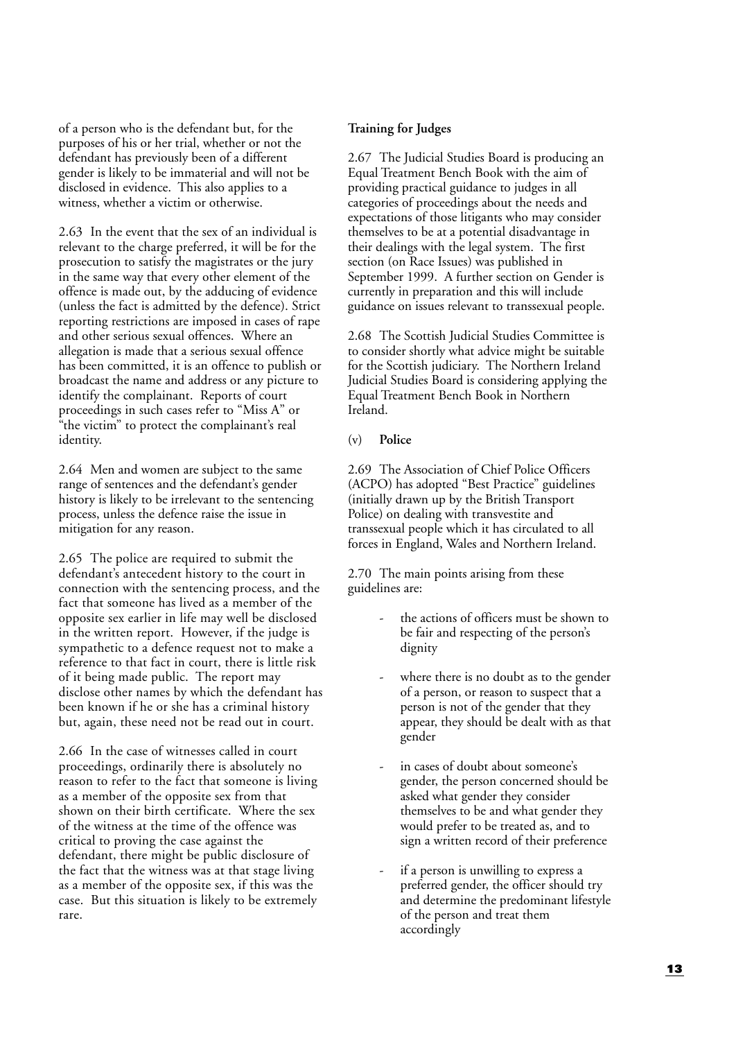of a person who is the defendant but, for the purposes of his or her trial, whether or not the defendant has previously been of a different gender is likely to be immaterial and will not be disclosed in evidence. This also applies to a witness, whether a victim or otherwise.

2.63 In the event that the sex of an individual is relevant to the charge preferred, it will be for the prosecution to satisfy the magistrates or the jury in the same way that every other element of the offence is made out, by the adducing of evidence (unless the fact is admitted by the defence). Strict reporting restrictions are imposed in cases of rape and other serious sexual offences. Where an allegation is made that a serious sexual offence has been committed, it is an offence to publish or broadcast the name and address or any picture to identify the complainant. Reports of court proceedings in such cases refer to "Miss A" or "the victim" to protect the complainant's real identity.

2.64 Men and women are subject to the same range of sentences and the defendant's gender history is likely to be irrelevant to the sentencing process, unless the defence raise the issue in mitigation for any reason.

2.65 The police are required to submit the defendant's antecedent history to the court in connection with the sentencing process, and the fact that someone has lived as a member of the opposite sex earlier in life may well be disclosed in the written report. However, if the judge is sympathetic to a defence request not to make a reference to that fact in court, there is little risk of it being made public. The report may disclose other names by which the defendant has been known if he or she has a criminal history but, again, these need not be read out in court.

2.66 In the case of witnesses called in court proceedings, ordinarily there is absolutely no reason to refer to the fact that someone is living as a member of the opposite sex from that shown on their birth certificate. Where the sex of the witness at the time of the offence was critical to proving the case against the defendant, there might be public disclosure of the fact that the witness was at that stage living as a member of the opposite sex, if this was the case. But this situation is likely to be extremely rare.

**Training for Judges**

2.67 The Judicial Studies Board is producing an Equal Treatment Bench Book with the aim of providing practical guidance to judges in all categories of proceedings about the needs and expectations of those litigants who may consider themselves to be at a potential disadvantage in their dealings with the legal system. The first section (on Race Issues) was published in September 1999. A further section on Gender is currently in preparation and this will include guidance on issues relevant to transsexual people.

2.68 The Scottish Judicial Studies Committee is to consider shortly what advice might be suitable for the Scottish judiciary. The Northern Ireland Judicial Studies Board is considering applying the Equal Treatment Bench Book in Northern Ireland.

(v) **Police**

2.69 The Association of Chief Police Officers (ACPO) has adopted "Best Practice" guidelines (initially drawn up by the British Transport Police) on dealing with transvestite and transsexual people which it has circulated to all forces in England, Wales and Northern Ireland.

2.70 The main points arising from these guidelines are:

- the actions of officers must be shown to be fair and respecting of the person's dignity
- where there is no doubt as to the gender of a person, or reason to suspect that a person is not of the gender that they appear, they should be dealt with as that gender
- in cases of doubt about someone's gender, the person concerned should be asked what gender they consider themselves to be and what gender they would prefer to be treated as, and to sign a written record of their preference
- if a person is unwilling to express a preferred gender, the officer should try and determine the predominant lifestyle of the person and treat them accordingly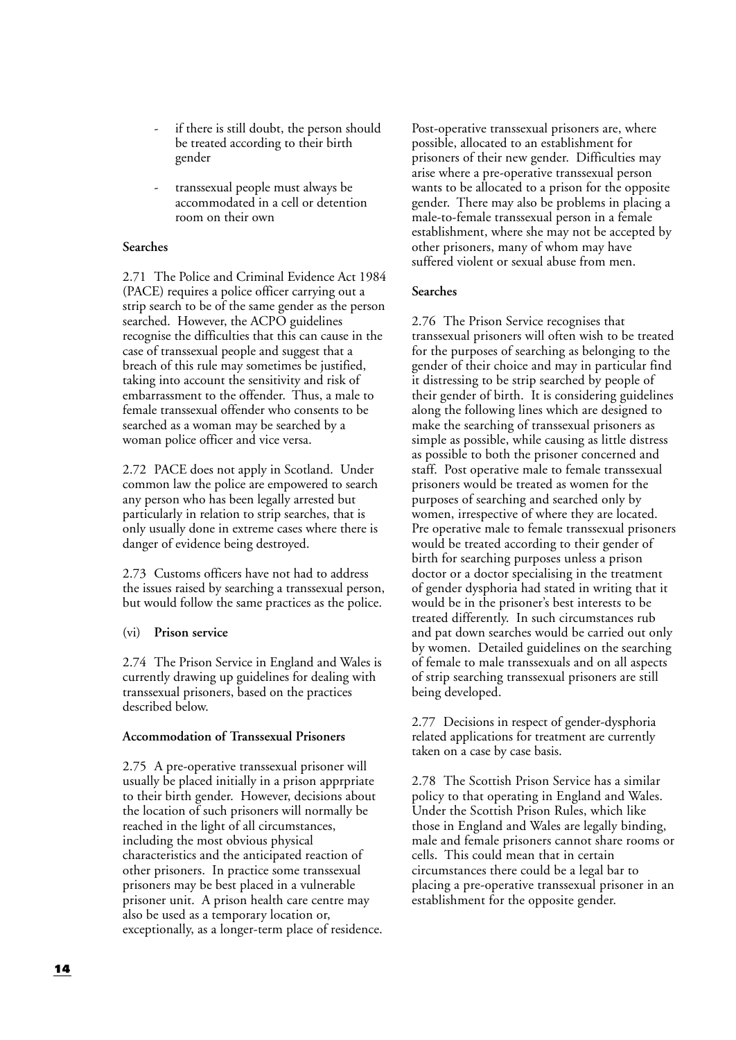- if there is still doubt, the person should be treated according to their birth gender

- transsexual people must always be accommodated in a cell or detention room on their own

**Searches**

2.71 The Police and Criminal Evidence Act 1984 (PACE) requires a police officer carrying out a strip search to be of the same gender as the person searched. However, the ACPO guidelines recognise the difficulties that this can cause in the case of transsexual people and suggest that a breach of this rule may sometimes be justified, taking into account the sensitivity and risk of embarrassment to the offender. Thus, a male to female transsexual offender who consents to be searched as a woman may be searched by a woman police officer and vice versa.

2.72 PACE does not apply in Scotland. Under common law the police are empowered to search any person who has been legally arrested but particularly in relation to strip searches, that is only usually done in extreme cases where there is danger of evidence being destroyed.

2.73 Customs officers have not had to address the issues raised by searching a transsexual person, but would follow the same practices as the police.

(vi) **Prison service**

2.74 The Prison Service in England and Wales is currently drawing up guidelines for dealing with transsexual prisoners, based on the practices described below.

**Accommodation of Transsexual Prisoners**

2.75 A pre-operative transsexual prisoner will usually be placed initially in a prison apprpriate to their birth gender. However, decisions about the location of such prisoners will normally be reached in the light of all circumstances, including the most obvious physical characteristics and the anticipated reaction of other prisoners. In practice some transsexual prisoners may be best placed in a vulnerable prisoner unit. A prison health care centre may also be used as a temporary location or, exceptionally, as a longer-term place of residence. Post-operative transsexual prisoners are, where possible, allocated to an establishment for prisoners of their new gender. Difficulties may arise where a pre-operative transsexual person wants to be allocated to a prison for the opposite gender. There may also be problems in placing a male-to-female transsexual person in a female establishment, where she may not be accepted by other prisoners, many of whom may have suffered violent or sexual abuse from men.

**Searches**

2.76 The Prison Service recognises that transsexual prisoners will often wish to be treated for the purposes of searching as belonging to the gender of their choice and may in particular find it distressing to be strip searched by people of their gender of birth. It is considering guidelines along the following lines which are designed to make the searching of transsexual prisoners as simple as possible, while causing as little distress as possible to both the prisoner concerned and staff. Post operative male to female transsexual prisoners would be treated as women for the purposes of searching and searched only by women, irrespective of where they are located. Pre operative male to female transsexual prisoners would be treated according to their gender of birth for searching purposes unless a prison doctor or a doctor specialising in the treatment of gender dysphoria had stated in writing that it would be in the prisoner's best interests to be treated differently. In such circumstances rub and pat down searches would be carried out only by women. Detailed guidelines on the searching of female to male transsexuals and on all aspects of strip searching transsexual prisoners are still being developed.

2.77 Decisions in respect of gender-dysphoria related applications for treatment are currently taken on a case by case basis.

2.78 The Scottish Prison Service has a similar policy to that operating in England and Wales. Under the Scottish Prison Rules, which like those in England and Wales are legally binding, male and female prisoners cannot share rooms or cells. This could mean that in certain circumstances there could be a legal bar to placing a pre-operative transsexual prisoner in an establishment for the opposite gender.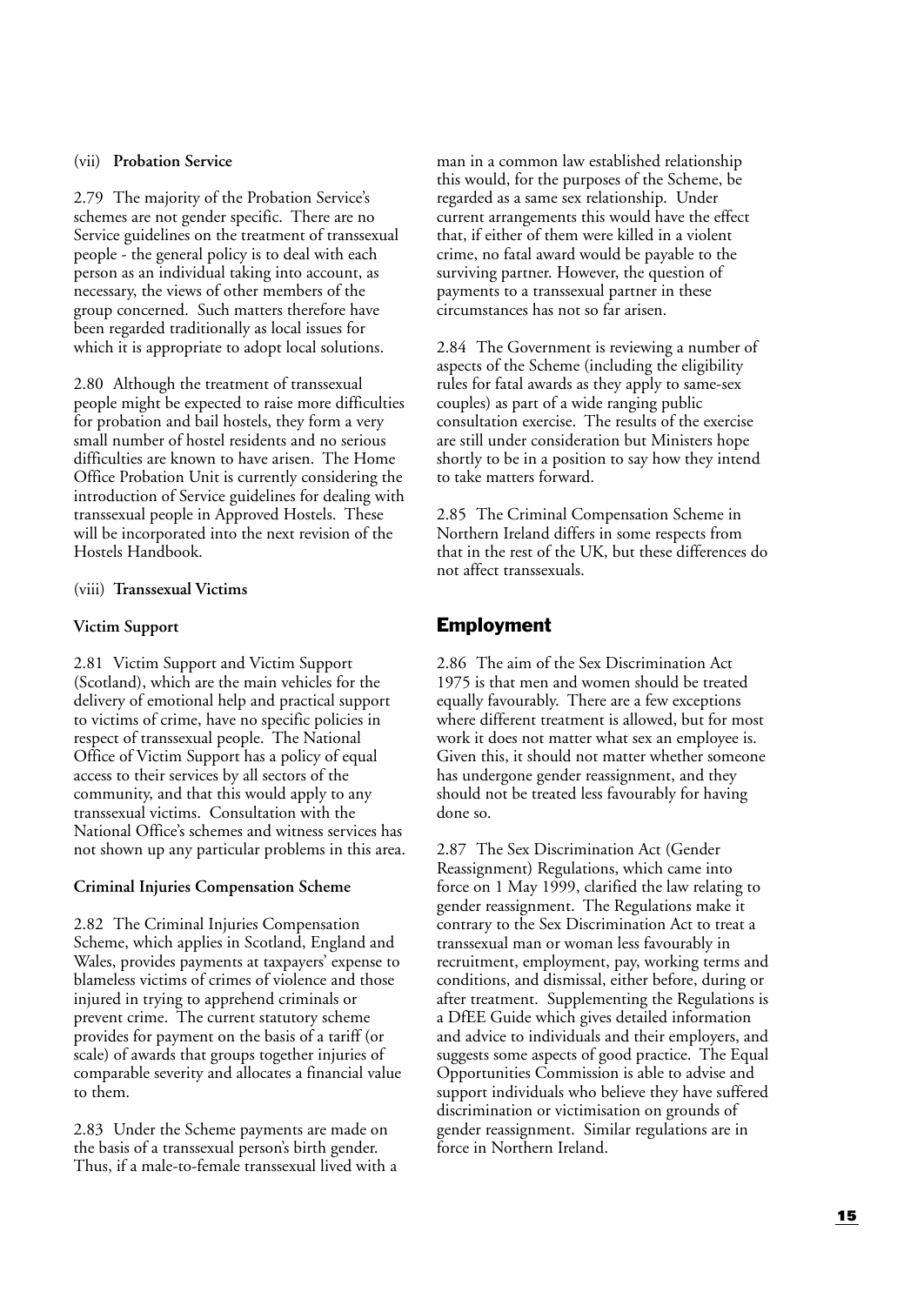(vii) **Probation Service**

2.79 The majority of the Probation Service's schemes are not gender specific. There are no Service guidelines on the treatment of transsexual people - the general policy is to deal with each person as an individual taking into account, as necessary, the views of other members of the group concerned. Such matters therefore have been regarded traditionally as local issues for which it is appropriate to adopt local solutions.

2.80 Although the treatment of transsexual people might be expected to raise more difficulties for probation and bail hostels, they form a very small number of hostel residents and no serious difficulties are known to have arisen. The Home Office Probation Unit is currently considering the introduction of Service guidelines for dealing with transsexual people in Approved Hostels. These will be incorporated into the next revision of the Hostels Handbook.

(viii) **Transsexual Victims**

**Victim Support**

2.81 Victim Support and Victim Support (Scotland), which are the main vehicles for the delivery of emotional help and practical support to victims of crime, have no specific policies in respect of transsexual people. The National Office of Victim Support has a policy of equal access to their services by all sectors of the community, and that this would apply to any transsexual victims. Consultation with the National Office's schemes and witness services has not shown up any particular problems in this area.

**Criminal Injuries Compensation Scheme**

2.82 The Criminal Injuries Compensation Scheme, which applies in Scotland, England and Wales, provides payments at taxpayers' expense to blameless victims of crimes of violence and those injured in trying to apprehend criminals or prevent crime. The current statutory scheme provides for payment on the basis of a tariff (or scale) of awards that groups together injuries of comparable severity and allocates a financial value to them.

2.83 Under the Scheme payments are made on the basis of a transsexual person's birth gender. Thus, if a male-to-female transsexual lived with a man in a common law established relationship this would, for the purposes of the Scheme, be regarded as a same sex relationship. Under current arrangements this would have the effect that, if either of them were killed in a violent crime, no fatal award would be payable to the surviving partner. However, the question of payments to a transsexual partner in these circumstances has not so far arisen.

2.84 The Government is reviewing a number of aspects of the Scheme (including the eligibility rules for fatal awards as they apply to same-sex couples) as part of a wide ranging public consultation exercise. The results of the exercise are still under consideration but Ministers hope shortly to be in a position to say how they intend to take matters forward.

2.85 The Criminal Compensation Scheme in Northern Ireland differs in some respects from that in the rest of the UK, but these differences do not affect transsexuals.

## Employment

2.86 The aim of the Sex Discrimination Act 1975 is that men and women should be treated equally favourably. There are a few exceptions where different treatment is allowed, but for most work it does not matter what sex an employee is. Given this, it should not matter whether someone has undergone gender reassignment, and they should not be treated less favourably for having done so.

2.87 The Sex Discrimination Act (Gender Reassignment) Regulations, which came into force on 1 May 1999, clarified the law relating to gender reassignment. The Regulations make it contrary to the Sex Discrimination Act to treat a transsexual man or woman less favourably in recruitment, employment, pay, working terms and conditions, and dismissal, either before, during or after treatment. Supplementing the Regulations is a DfEE Guide which gives detailed information and advice to individuals and their employers, and suggests some aspects of good practice. The Equal Opportunities Commission is able to advise and support individuals who believe they have suffered discrimination or victimisation on grounds of gender reassignment. Similar regulations are in force in Northern Ireland.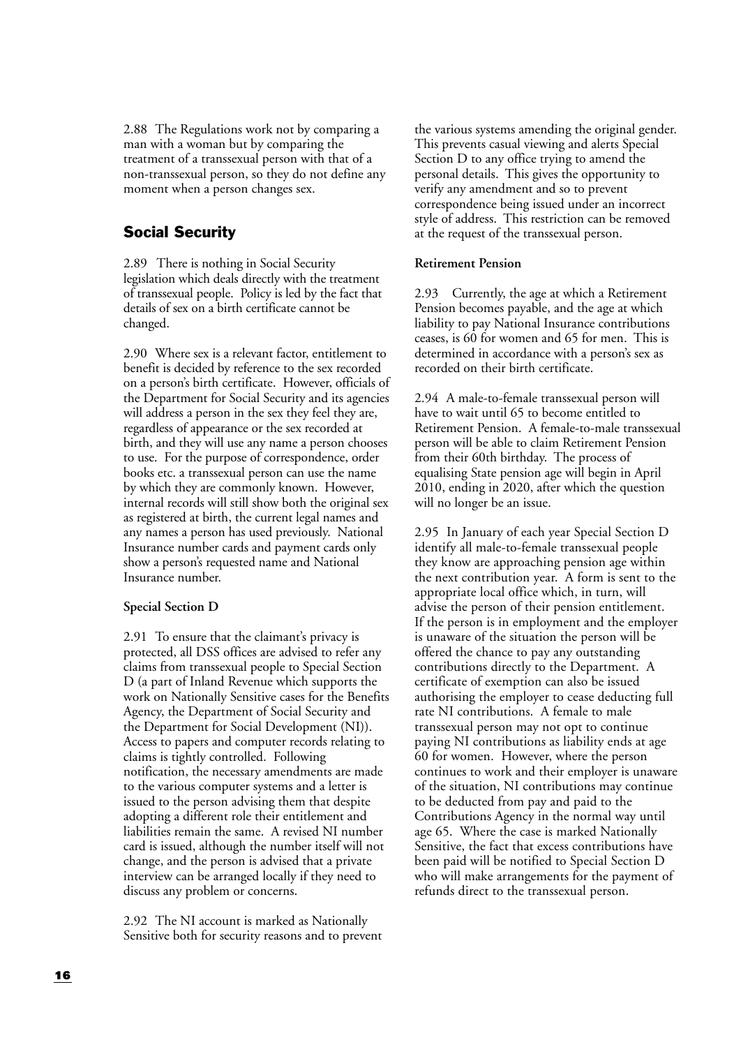2.88 The Regulations work not by comparing a man with a woman but by comparing the treatment of a transsexual person with that of a non-transsexual person, so they do not define any moment when a person changes sex.

## Social Security

2.89 There is nothing in Social Security legislation which deals directly with the treatment of transsexual people. Policy is led by the fact that details of sex on a birth certificate cannot be changed.

2.90 Where sex is a relevant factor, entitlement to benefit is decided by reference to the sex recorded on a person's birth certificate. However, officials of the Department for Social Security and its agencies will address a person in the sex they feel they are, regardless of appearance or the sex recorded at birth, and they will use any name a person chooses to use. For the purpose of correspondence, order books etc. a transsexual person can use the name by which they are commonly known. However, internal records will still show both the original sex as registered at birth, the current legal names and any names a person has used previously. National Insurance number cards and payment cards only show a person's requested name and National Insurance number.

**Special Section D**

2.91 To ensure that the claimant's privacy is protected, all DSS offices are advised to refer any claims from transsexual people to Special Section D (a part of Inland Revenue which supports the work on Nationally Sensitive cases for the Benefits Agency, the Department of Social Security and the Department for Social Development (NI)). Access to papers and computer records relating to claims is tightly controlled. Following notification, the necessary amendments are made to the various computer systems and a letter is issued to the person advising them that despite adopting a different role their entitlement and liabilities remain the same. A revised NI number card is issued, although the number itself will not change, and the person is advised that a private interview can be arranged locally if they need to discuss any problem or concerns.

2.92 The NI account is marked as Nationally Sensitive both for security reasons and to prevent the various systems amending the original gender. This prevents casual viewing and alerts Special Section D to any office trying to amend the personal details. This gives the opportunity to verify any amendment and so to prevent correspondence being issued under an incorrect style of address. This restriction can be removed at the request of the transsexual person.

**Retirement Pension**

2.93 Currently, the age at which a Retirement Pension becomes payable, and the age at which liability to pay National Insurance contributions ceases, is 60 for women and 65 for men. This is determined in accordance with a person's sex as recorded on their birth certificate.

2.94 A male-to-female transsexual person will have to wait until 65 to become entitled to Retirement Pension. A female-to-male transsexual person will be able to claim Retirement Pension from their 60th birthday. The process of equalising State pension age will begin in April 2010, ending in 2020, after which the question will no longer be an issue.

2.95 In January of each year Special Section D identify all male-to-female transsexual people they know are approaching pension age within the next contribution year. A form is sent to the appropriate local office which, in turn, will advise the person of their pension entitlement. If the person is in employment and the employer is unaware of the situation the person will be offered the chance to pay any outstanding contributions directly to the Department. A certificate of exemption can also be issued authorising the employer to cease deducting full rate NI contributions. A female to male transsexual person may not opt to continue paying NI contributions as liability ends at age 60 for women. However, where the person continues to work and their employer is unaware of the situation, NI contributions may continue to be deducted from pay and paid to the Contributions Agency in the normal way until age 65. Where the case is marked Nationally Sensitive, the fact that excess contributions have been paid will be notified to Special Section D who will make arrangements for the payment of refunds direct to the transsexual person.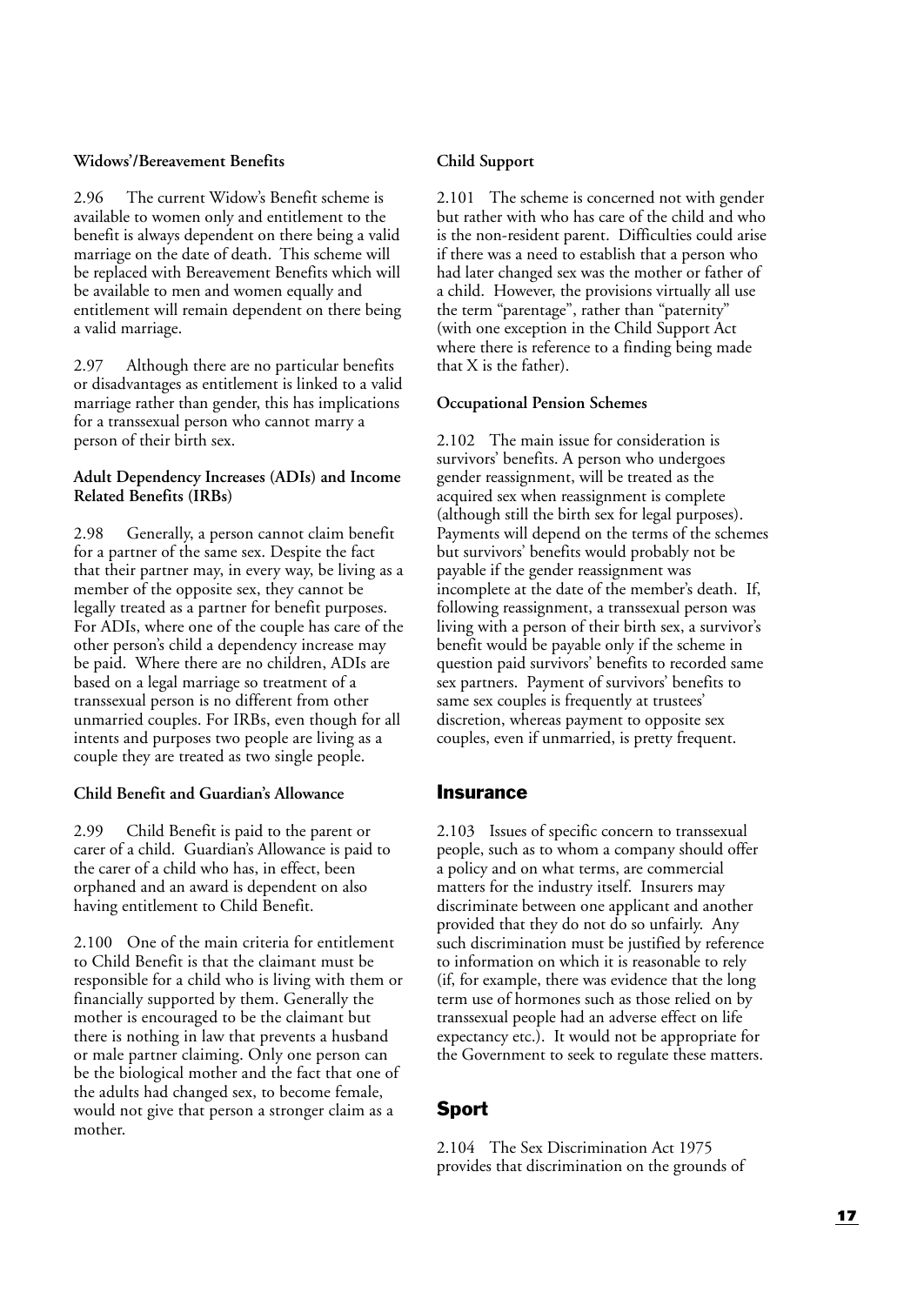**Widows'/Bereavement Benefits**

2.96 The current Widow's Benefit scheme is available to women only and entitlement to the benefit is always dependent on there being a valid marriage on the date of death. This scheme will be replaced with Bereavement Benefits which will be available to men and women equally and entitlement will remain dependent on there being a valid marriage.

2.97 Although there are no particular benefits or disadvantages as entitlement is linked to a valid marriage rather than gender, this has implications for a transsexual person who cannot marry a person of their birth sex.

**Adult Dependency Increases (ADIs) and Income Related Benefits (IRBs)**

2.98 Generally, a person cannot claim benefit for a partner of the same sex. Despite the fact that their partner may, in every way, be living as a member of the opposite sex, they cannot be legally treated as a partner for benefit purposes. For ADIs, where one of the couple has care of the other person's child a dependency increase may be paid. Where there are no children, ADIs are based on a legal marriage so treatment of a transsexual person is no different from other unmarried couples. For IRBs, even though for all intents and purposes two people are living as a couple they are treated as two single people.

**Child Benefit and Guardian's Allowance**

2.99 Child Benefit is paid to the parent or carer of a child. Guardian's Allowance is paid to the carer of a child who has, in effect, been orphaned and an award is dependent on also having entitlement to Child Benefit.

2.100 One of the main criteria for entitlement to Child Benefit is that the claimant must be responsible for a child who is living with them or financially supported by them. Generally the mother is encouraged to be the claimant but there is nothing in law that prevents a husband or male partner claiming. Only one person can be the biological mother and the fact that one of the adults had changed sex, to become female, would not give that person a stronger claim as a mother.

**Child Support**

2.101 The scheme is concerned not with gender but rather with who has care of the child and who is the non-resident parent. Difficulties could arise if there was a need to establish that a person who had later changed sex was the mother or father of a child. However, the provisions virtually all use the term "parentage", rather than "paternity" (with one exception in the Child Support Act where there is reference to a finding being made that X is the father).

**Occupational Pension Schemes**

2.102 The main issue for consideration is survivors' benefits. A person who undergoes gender reassignment, will be treated as the acquired sex when reassignment is complete (although still the birth sex for legal purposes). Payments will depend on the terms of the schemes but survivors' benefits would probably not be payable if the gender reassignment was incomplete at the date of the member's death. If, following reassignment, a transsexual person was living with a person of their birth sex, a survivor's benefit would be payable only if the scheme in question paid survivors' benefits to recorded same sex partners. Payment of survivors' benefits to same sex couples is frequently at trustees' discretion, whereas payment to opposite sex couples, even if unmarried, is pretty frequent.

## Insurance

2.103 Issues of specific concern to transsexual people, such as to whom a company should offer a policy and on what terms, are commercial matters for the industry itself. Insurers may discriminate between one applicant and another provided that they do not do so unfairly. Any such discrimination must be justified by reference to information on which it is reasonable to rely (if, for example, there was evidence that the long term use of hormones such as those relied on by transsexual people had an adverse effect on life expectancy etc.). It would not be appropriate for the Government to seek to regulate these matters.

## Sport

2.104 The Sex Discrimination Act 1975 provides that discrimination on the grounds of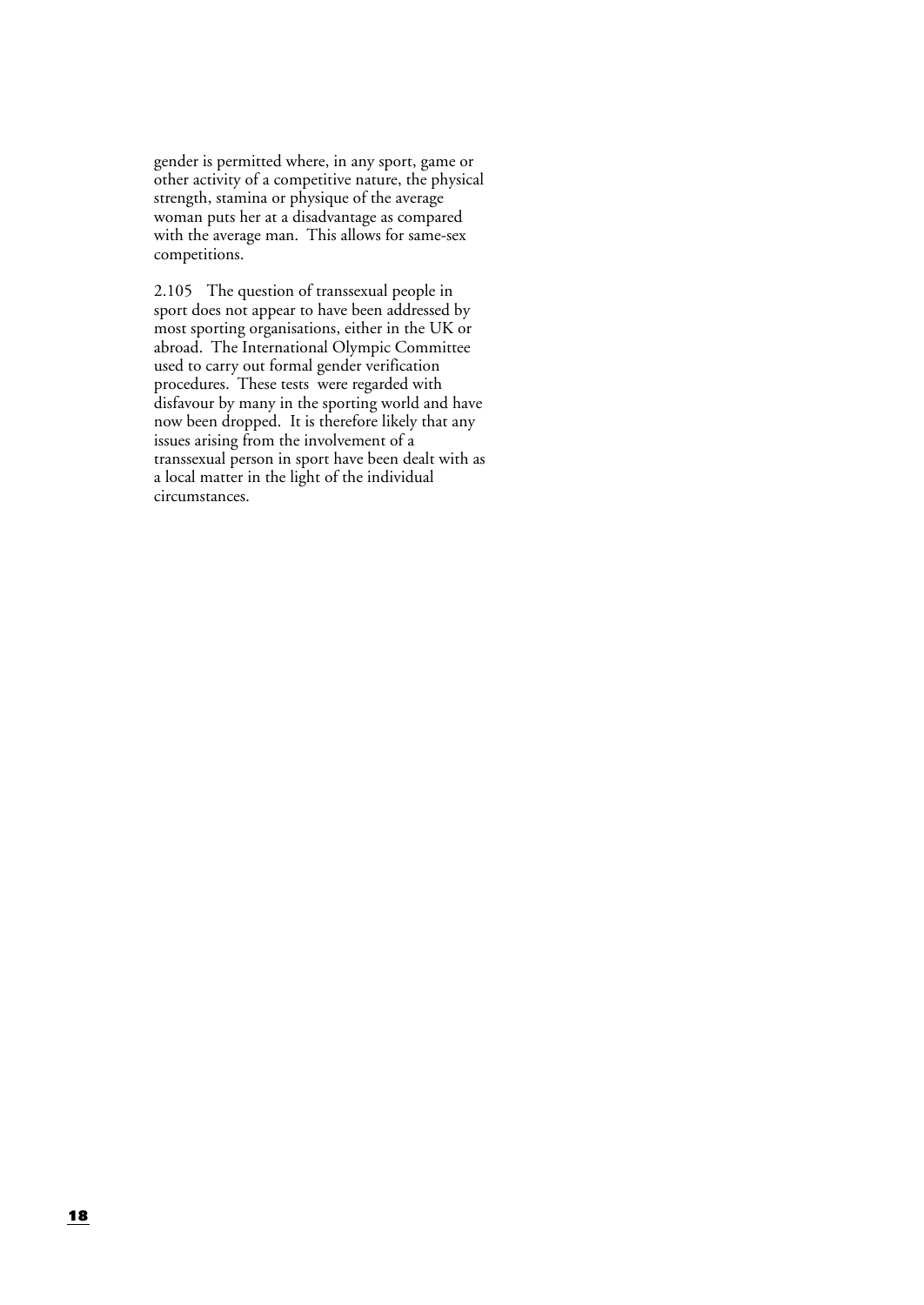gender is permitted where, in any sport, game or other activity of a competitive nature, the physical strength, stamina or physique of the average woman puts her at a disadvantage as compared with the average man. This allows for same-sex competitions.

2.105 The question of transsexual people in sport does not appear to have been addressed by most sporting organisations, either in the UK or abroad. The International Olympic Committee used to carry out formal gender verification procedures. These tests were regarded with disfavour by many in the sporting world and have now been dropped. It is therefore likely that any issues arising from the involvement of a transsexual person in sport have been dealt with as a local matter in the light of the individual circumstances.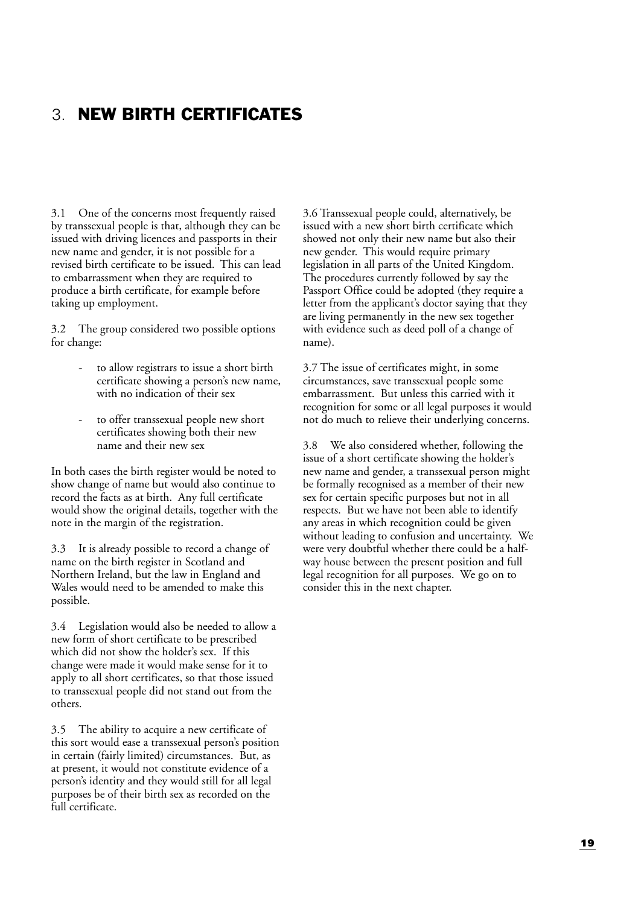# 3. NEW BIRTH CERTIFICATES

3.1 One of the concerns most frequently raised by transsexual people is that, although they can be issued with driving licences and passports in their new name and gender, it is not possible for a revised birth certificate to be issued. This can lead to embarrassment when they are required to produce a birth certificate, for example before taking up employment.

3.2 The group considered two possible options for change:

- to allow registrars to issue a short birth certificate showing a person's new name, with no indication of their sex
- to offer transsexual people new short certificates showing both their new name and their new sex

In both cases the birth register would be noted to show change of name but would also continue to record the facts as at birth. Any full certificate would show the original details, together with the note in the margin of the registration.

3.3 It is already possible to record a change of name on the birth register in Scotland and Northern Ireland, but the law in England and Wales would need to be amended to make this possible.

3.4 Legislation would also be needed to allow a new form of short certificate to be prescribed which did not show the holder's sex. If this change were made it would make sense for it to apply to all short certificates, so that those issued to transsexual people did not stand out from the others.

3.5 The ability to acquire a new certificate of this sort would ease a transsexual person's position in certain (fairly limited) circumstances. But, as at present, it would not constitute evidence of a person's identity and they would still for all legal purposes be of their birth sex as recorded on the full certificate.

3.6 Transsexual people could, alternatively, be issued with a new short birth certificate which showed not only their new name but also their new gender. This would require primary legislation in all parts of the United Kingdom. The procedures currently followed by say the Passport Office could be adopted (they require a letter from the applicant's doctor saying that they are living permanently in the new sex together with evidence such as deed poll of a change of name).

3.7 The issue of certificates might, in some circumstances, save transsexual people some embarrassment. But unless this carried with it recognition for some or all legal purposes it would not do much to relieve their underlying concerns.

3.8 We also considered whether, following the issue of a short certificate showing the holder's new name and gender, a transsexual person might be formally recognised as a member of their new sex for certain specific purposes but not in all respects. But we have not been able to identify any areas in which recognition could be given without leading to confusion and uncertainty. We were very doubtful whether there could be a half-way house between the present position and full legal recognition for all purposes. We go on to consider this in the next chapter.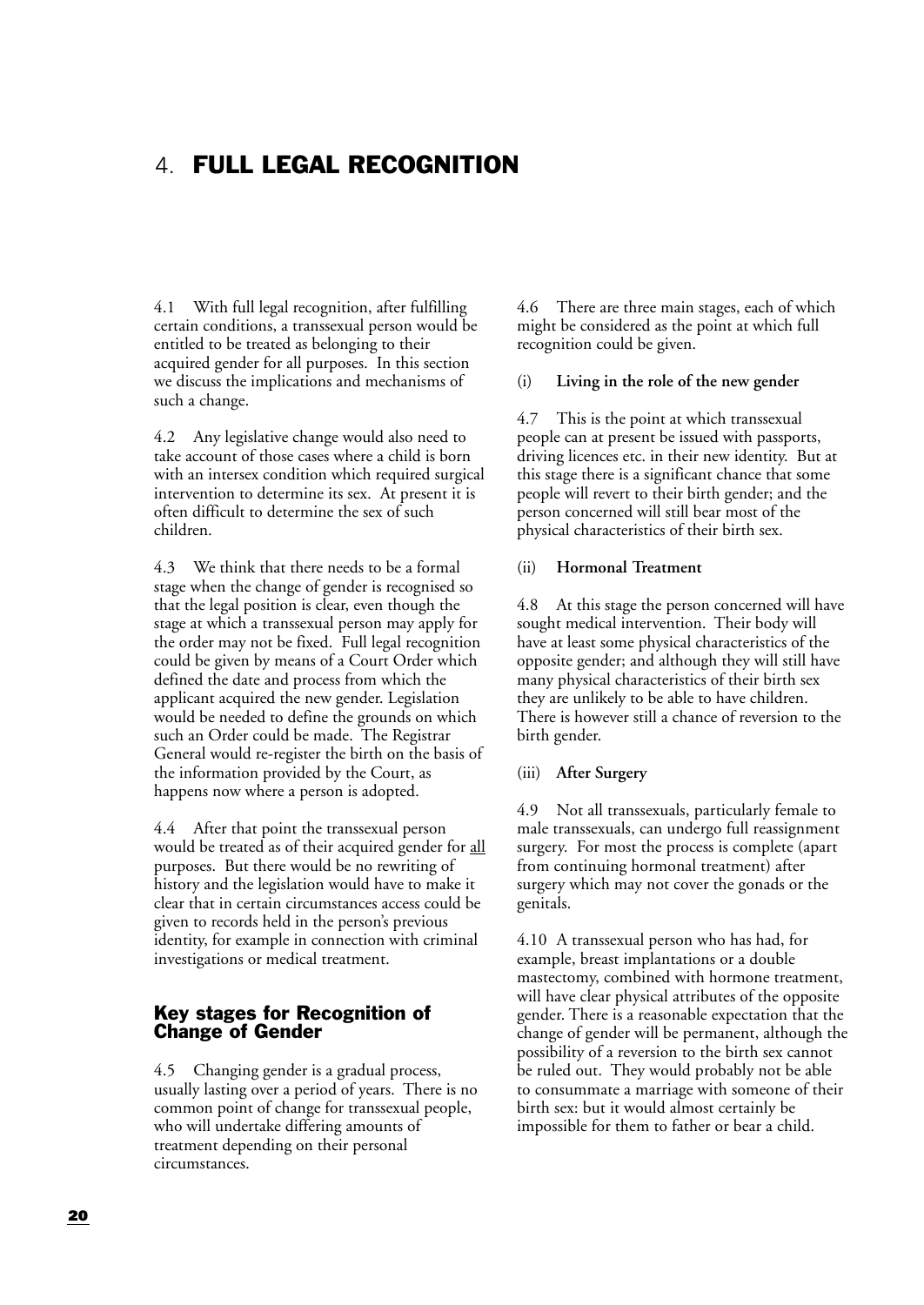# 4. FULL LEGAL RECOGNITION

4.1 With full legal recognition, after fulfilling certain conditions, a transsexual person would be entitled to be treated as belonging to their acquired gender for all purposes. In this section we discuss the implications and mechanisms of such a change.

4.2 Any legislative change would also need to take account of those cases where a child is born with an intersex condition which required surgical intervention to determine its sex. At present it is often difficult to determine the sex of such children.

4.3 We think that there needs to be a formal stage when the change of gender is recognised so that the legal position is clear, even though the stage at which a transsexual person may apply for the order may not be fixed. Full legal recognition could be given by means of a Court Order which defined the date and process from which the applicant acquired the new gender. Legislation would be needed to define the grounds on which such an Order could be made. The Registrar General would re-register the birth on the basis of the information provided by the Court, as happens now where a person is adopted.

4.4 After that point the transsexual person would be treated as of their acquired gender for <u>all</u> purposes. But there would be no rewriting of history and the legislation would have to make it clear that in certain circumstances access could be given to records held in the person's previous identity, for example in connection with criminal investigations or medical treatment.

## Key stages for Recognition of Change of Gender

4.5 Changing gender is a gradual process, usually lasting over a period of years. There is no common point of change for transsexual people, who will undertake differing amounts of treatment depending on their personal circumstances.

4.6 There are three main stages, each of which might be considered as the point at which full recognition could be given.

(i) **Living in the role of the new gender**

4.7 This is the point at which transsexual people can at present be issued with passports, driving licences etc. in their new identity. But at this stage there is a significant chance that some people will revert to their birth gender; and the person concerned will still bear most of the physical characteristics of their birth sex.

(ii) **Hormonal Treatment**

4.8 At this stage the person concerned will have sought medical intervention. Their body will have at least some physical characteristics of the opposite gender; and although they will still have many physical characteristics of their birth sex they are unlikely to be able to have children. There is however still a chance of reversion to the birth gender.

(iii) **After Surgery**

4.9 Not all transsexuals, particularly female to male transsexuals, can undergo full reassignment surgery. For most the process is complete (apart from continuing hormonal treatment) after surgery which may not cover the gonads or the genitals.

4.10 A transsexual person who has had, for example, breast implantations or a double mastectomy, combined with hormone treatment, will have clear physical attributes of the opposite gender. There is a reasonable expectation that the change of gender will be permanent, although the possibility of a reversion to the birth sex cannot be ruled out. They would probably not be able to consummate a marriage with someone of their birth sex: but it would almost certainly be impossible for them to father or bear a child.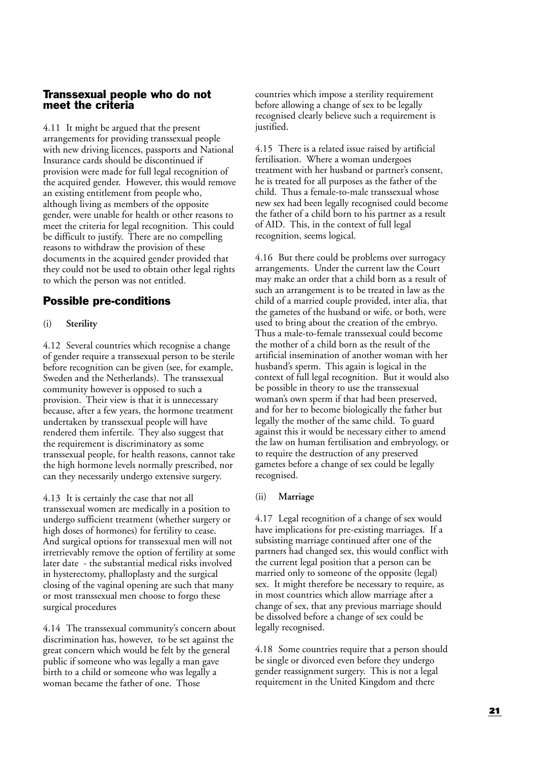## Transsexual people who do not meet the criteria

4.11 It might be argued that the present arrangements for providing transsexual people with new driving licences, passports and National Insurance cards should be discontinued if provision were made for full legal recognition of the acquired gender. However, this would remove an existing entitlement from people who, although living as members of the opposite gender, were unable for health or other reasons to meet the criteria for legal recognition. This could be difficult to justify. There are no compelling reasons to withdraw the provision of these documents in the acquired gender provided that they could not be used to obtain other legal rights to which the person was not entitled.

## Possible pre-conditions

### (i) Sterility

4.12 Several countries which recognise a change of gender require a transsexual person to be sterile before recognition can be given (see, for example, Sweden and the Netherlands). The transsexual community however is opposed to such a provision. Their view is that it is unnecessary because, after a few years, the hormone treatment undertaken by transsexual people will have rendered them infertile. They also suggest that the requirement is discriminatory as some transsexual people, for health reasons, cannot take the high hormone levels normally prescribed, nor can they necessarily undergo extensive surgery.

4.13 It is certainly the case that not all transsexual women are medically in a position to undergo sufficient treatment (whether surgery or high doses of hormones) for fertility to cease. And surgical options for transsexual men will not irretrievably remove the option of fertility at some later date - the substantial medical risks involved in hysterectomy, phalloplasty and the surgical closing of the vaginal opening are such that many or most transsexual men choose to forgo these surgical procedures

4.14 The transsexual community's concern about discrimination has, however, to be set against the great concern which would be felt by the general public if someone who was legally a man gave birth to a child or someone who was legally a woman became the father of one. Those countries which impose a sterility requirement before allowing a change of sex to be legally recognised clearly believe such a requirement is justified.

4.15 There is a related issue raised by artificial fertilisation. Where a woman undergoes treatment with her husband or partner's consent, he is treated for all purposes as the father of the child. Thus a female-to-male transsexual whose new sex had been legally recognised could become the father of a child born to his partner as a result of AID. This, in the context of full legal recognition, seems logical.

4.16 But there could be problems over surrogacy arrangements. Under the current law the Court may make an order that a child born as a result of such an arrangement is to be treated in law as the child of a married couple provided, inter alia, that the gametes of the husband or wife, or both, were used to bring about the creation of the embryo. Thus a male-to-female transsexual could become the mother of a child born as the result of the artificial insemination of another woman with her husband's sperm. This again is logical in the context of full legal recognition. But it would also be possible in theory to use the transsexual woman's own sperm if that had been preserved, and for her to become biologically the father but legally the mother of the same child. To guard against this it would be necessary either to amend the law on human fertilisation and embryology, or to require the destruction of any preserved gametes before a change of sex could be legally recognised.

### (ii) Marriage

4.17 Legal recognition of a change of sex would have implications for pre-existing marriages. If a subsisting marriage continued after one of the partners had changed sex, this would conflict with the current legal position that a person can be married only to someone of the opposite (legal) sex. It might therefore be necessary to require, as in most countries which allow marriage after a change of sex, that any previous marriage should be dissolved before a change of sex could be legally recognised.

4.18 Some countries require that a person should be single or divorced even before they undergo gender reassignment surgery. This is not a legal requirement in the United Kingdom and there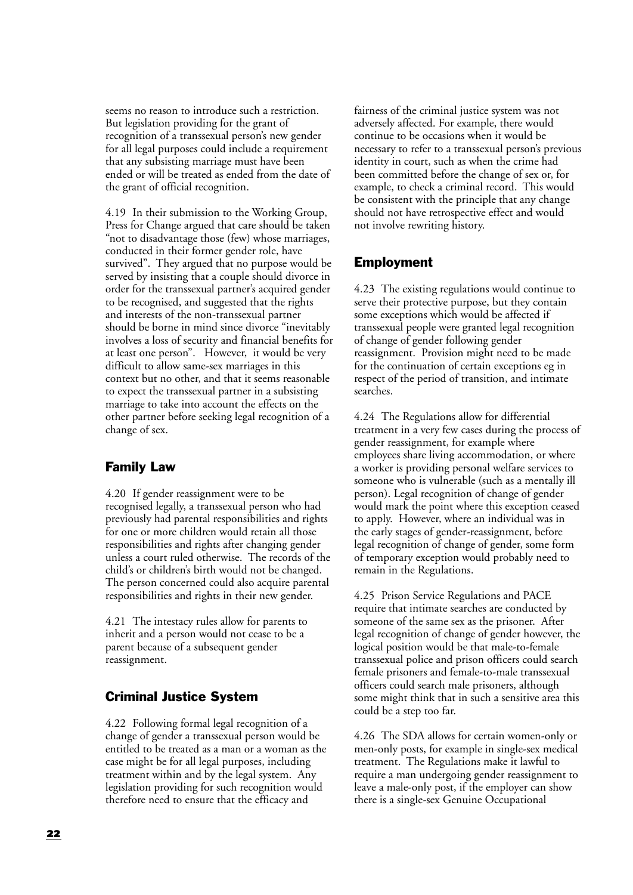seems no reason to introduce such a restriction. But legislation providing for the grant of recognition of a transsexual person's new gender for all legal purposes could include a requirement that any subsisting marriage must have been ended or will be treated as ended from the date of the grant of official recognition.

4.19 In their submission to the Working Group, Press for Change argued that care should be taken "not to disadvantage those (few) whose marriages, conducted in their former gender role, have survived". They argued that no purpose would be served by insisting that a couple should divorce in order for the transsexual partner's acquired gender to be recognised, and suggested that the rights and interests of the non-transsexual partner should be borne in mind since divorce "inevitably involves a loss of security and financial benefits for at least one person". However, it would be very difficult to allow same-sex marriages in this context but no other, and that it seems reasonable to expect the transsexual partner in a subsisting marriage to take into account the effects on the other partner before seeking legal recognition of a change of sex.

## Family Law

4.20 If gender reassignment were to be recognised legally, a transsexual person who had previously had parental responsibilities and rights for one or more children would retain all those responsibilities and rights after changing gender unless a court ruled otherwise. The records of the child's or children's birth would not be changed. The person concerned could also acquire parental responsibilities and rights in their new gender.

4.21 The intestacy rules allow for parents to inherit and a person would not cease to be a parent because of a subsequent gender reassignment.

## Criminal Justice System

4.22 Following formal legal recognition of a change of gender a transsexual person would be entitled to be treated as a man or a woman as the case might be for all legal purposes, including treatment within and by the legal system. Any legislation providing for such recognition would therefore need to ensure that the efficacy and fairness of the criminal justice system was not adversely affected. For example, there would continue to be occasions when it would be necessary to refer to a transsexual person's previous identity in court, such as when the crime had been committed before the change of sex or, for example, to check a criminal record. This would be consistent with the principle that any change should not have retrospective effect and would not involve rewriting history.

## Employment

4.23 The existing regulations would continue to serve their protective purpose, but they contain some exceptions which would be affected if transsexual people were granted legal recognition of change of gender following gender reassignment. Provision might need to be made for the continuation of certain exceptions eg in respect of the period of transition, and intimate searches.

4.24 The Regulations allow for differential treatment in a very few cases during the process of gender reassignment, for example where employees share living accommodation, or where a worker is providing personal welfare services to someone who is vulnerable (such as a mentally ill person). Legal recognition of change of gender would mark the point where this exception ceased to apply. However, where an individual was in the early stages of gender-reassignment, before legal recognition of change of gender, some form of temporary exception would probably need to remain in the Regulations.

4.25 Prison Service Regulations and PACE require that intimate searches are conducted by someone of the same sex as the prisoner. After legal recognition of change of gender however, the logical position would be that male-to-female transsexual police and prison officers could search female prisoners and female-to-male transsexual officers could search male prisoners, although some might think that in such a sensitive area this could be a step too far.

4.26 The SDA allows for certain women-only or men-only posts, for example in single-sex medical treatment. The Regulations make it lawful to require a man undergoing gender reassignment to leave a male-only post, if the employer can show there is a single-sex Genuine Occupational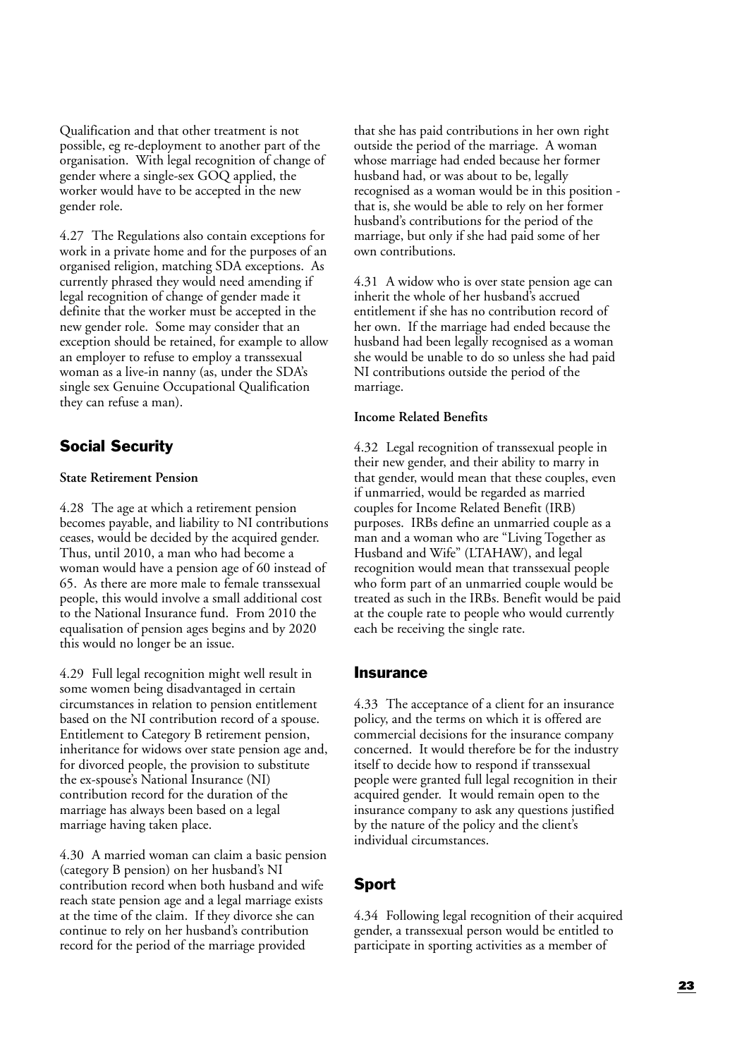Qualification and that other treatment is not possible, eg re-deployment to another part of the organisation. With legal recognition of change of gender where a single-sex GOQ applied, the worker would have to be accepted in the new gender role.

4.27 The Regulations also contain exceptions for work in a private home and for the purposes of an organised religion, matching SDA exceptions. As currently phrased they would need amending if legal recognition of change of gender made it definite that the worker must be accepted in the new gender role. Some may consider that an exception should be retained, for example to allow an employer to refuse to employ a transsexual woman as a live-in nanny (as, under the SDA's single sex Genuine Occupational Qualification they can refuse a man).

## Social Security

**State Retirement Pension**

4.28 The age at which a retirement pension becomes payable, and liability to NI contributions ceases, would be decided by the acquired gender. Thus, until 2010, a man who had become a woman would have a pension age of 60 instead of 65. As there are more male to female transsexual people, this would involve a small additional cost to the National Insurance fund. From 2010 the equalisation of pension ages begins and by 2020 this would no longer be an issue.

4.29 Full legal recognition might well result in some women being disadvantaged in certain circumstances in relation to pension entitlement based on the NI contribution record of a spouse. Entitlement to Category B retirement pension, inheritance for widows over state pension age and, for divorced people, the provision to substitute the ex-spouse's National Insurance (NI) contribution record for the duration of the marriage has always been based on a legal marriage having taken place.

4.30 A married woman can claim a basic pension (category B pension) on her husband's NI contribution record when both husband and wife reach state pension age and a legal marriage exists at the time of the claim. If they divorce she can continue to rely on her husband's contribution record for the period of the marriage provided that she has paid contributions in her own right outside the period of the marriage. A woman whose marriage had ended because her former husband had, or was about to be, legally recognised as a woman would be in this position - that is, she would be able to rely on her former husband's contributions for the period of the marriage, but only if she had paid some of her own contributions.

4.31 A widow who is over state pension age can inherit the whole of her husband's accrued entitlement if she has no contribution record of her own. If the marriage had ended because the husband had been legally recognised as a woman she would be unable to do so unless she had paid NI contributions outside the period of the marriage.

**Income Related Benefits**

4.32 Legal recognition of transsexual people in their new gender, and their ability to marry in that gender, would mean that these couples, even if unmarried, would be regarded as married couples for Income Related Benefit (IRB) purposes. IRBs define an unmarried couple as a man and a woman who are "Living Together as Husband and Wife" (LTAHAW), and legal recognition would mean that transsexual people who form part of an unmarried couple would be treated as such in the IRBs. Benefit would be paid at the couple rate to people who would currently each be receiving the single rate.

## Insurance

4.33 The acceptance of a client for an insurance policy, and the terms on which it is offered are commercial decisions for the insurance company concerned. It would therefore be for the industry itself to decide how to respond if transsexual people were granted full legal recognition in their acquired gender. It would remain open to the insurance company to ask any questions justified by the nature of the policy and the client's individual circumstances.

## Sport

4.34 Following legal recognition of their acquired gender, a transsexual person would be entitled to participate in sporting activities as a member of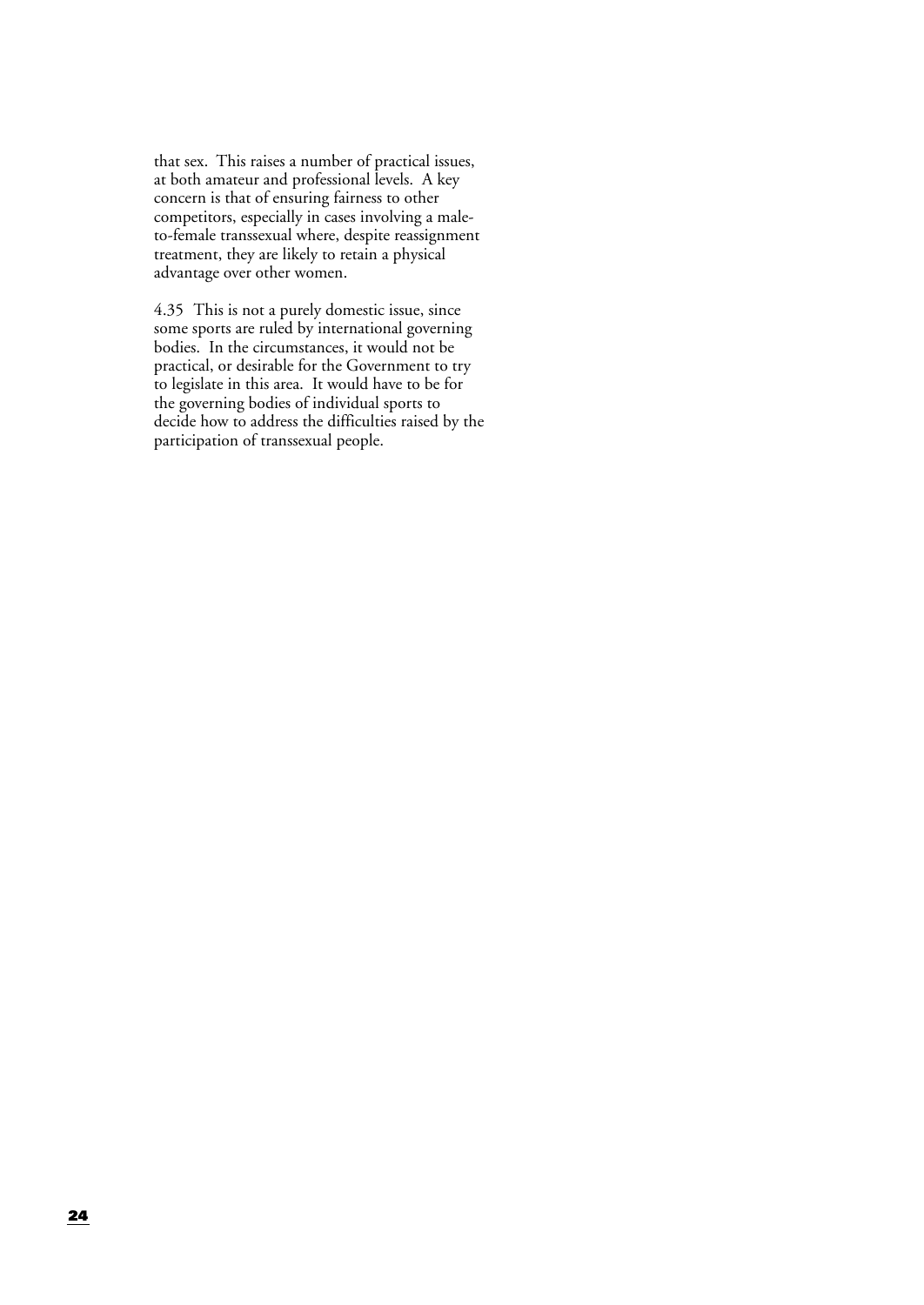that sex. This raises a number of practical issues, at both amateur and professional levels. A key concern is that of ensuring fairness to other competitors, especially in cases involving a male-to-female transsexual where, despite reassignment treatment, they are likely to retain a physical advantage over other women.

4.35 This is not a purely domestic issue, since some sports are ruled by international governing bodies. In the circumstances, it would not be practical, or desirable for the Government to try to legislate in this area. It would have to be for the governing bodies of individual sports to decide how to address the difficulties raised by the participation of transsexual people.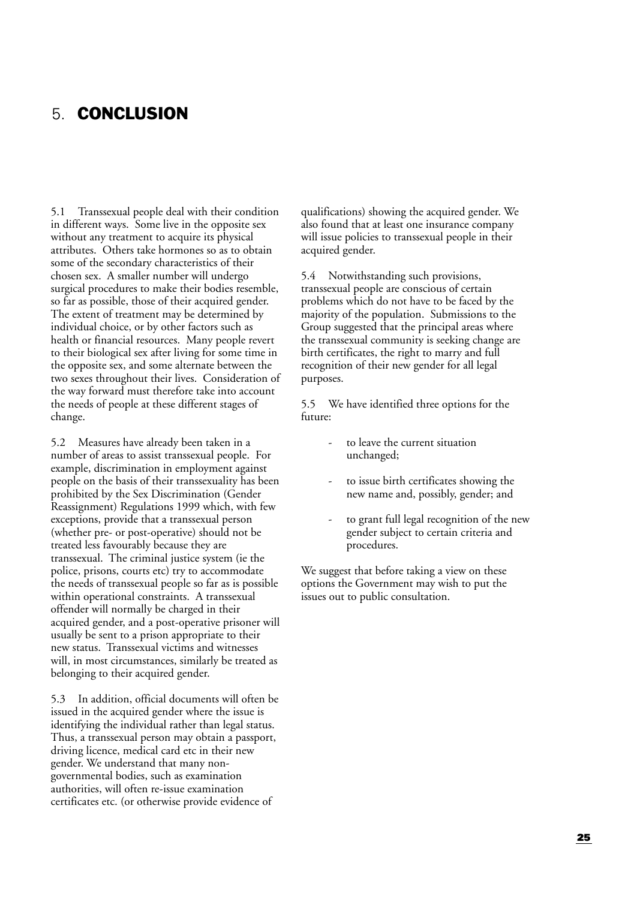# 5. CONCLUSION

5.1 Transsexual people deal with their condition in different ways. Some live in the opposite sex without any treatment to acquire its physical attributes. Others take hormones so as to obtain some of the secondary characteristics of their chosen sex. A smaller number will undergo surgical procedures to make their bodies resemble, so far as possible, those of their acquired gender. The extent of treatment may be determined by individual choice, or by other factors such as health or financial resources. Many people revert to their biological sex after living for some time in the opposite sex, and some alternate between the two sexes throughout their lives. Consideration of the way forward must therefore take into account the needs of people at these different stages of change.

5.2 Measures have already been taken in a number of areas to assist transsexual people. For example, discrimination in employment against people on the basis of their transsexuality has been prohibited by the Sex Discrimination (Gender Reassignment) Regulations 1999 which, with few exceptions, provide that a transsexual person (whether pre- or post-operative) should not be treated less favourably because they are transsexual. The criminal justice system (ie the police, prisons, courts etc) try to accommodate the needs of transsexual people so far as is possible within operational constraints. A transsexual offender will normally be charged in their acquired gender, and a post-operative prisoner will usually be sent to a prison appropriate to their new status. Transsexual victims and witnesses will, in most circumstances, similarly be treated as belonging to their acquired gender.

5.3 In addition, official documents will often be issued in the acquired gender where the issue is identifying the individual rather than legal status. Thus, a transsexual person may obtain a passport, driving licence, medical card etc in their new gender. We understand that many non-governmental bodies, such as examination authorities, will often re-issue examination certificates etc. (or otherwise provide evidence of qualifications) showing the acquired gender. We also found that at least one insurance company will issue policies to transsexual people in their acquired gender.

5.4 Notwithstanding such provisions, transsexual people are conscious of certain problems which do not have to be faced by the majority of the population. Submissions to the Group suggested that the principal areas where the transsexual community is seeking change are birth certificates, the right to marry and full recognition of their new gender for all legal purposes.

5.5 We have identified three options for the future:

- to leave the current situation unchanged;
- to issue birth certificates showing the new name and, possibly, gender; and
- to grant full legal recognition of the new gender subject to certain criteria and procedures.

We suggest that before taking a view on these options the Government may wish to put the issues out to public consultation.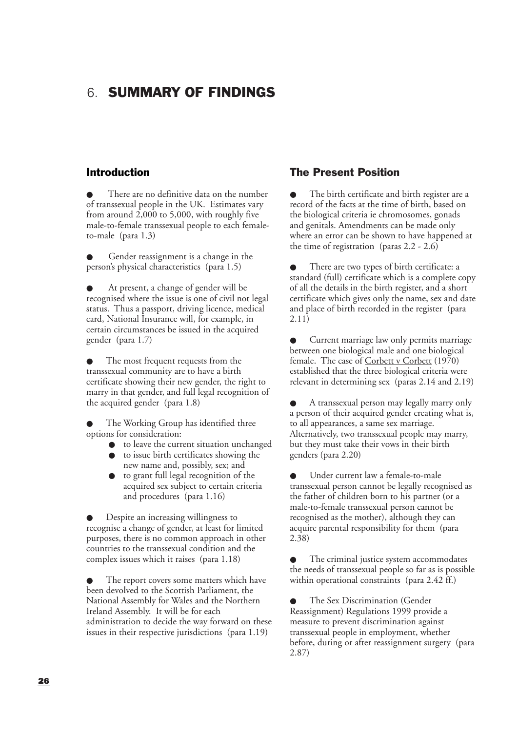# 6. SUMMARY OF FINDINGS

## Introduction

- There are no definitive data on the number of transsexual people in the UK. Estimates vary from around 2,000 to 5,000, with roughly five male-to-female transsexual people to each female-to-male (para 1.3)

- Gender reassignment is a change in the person's physical characteristics (para 1.5)

- At present, a change of gender will be recognised where the issue is one of civil not legal status. Thus a passport, driving licence, medical card, National Insurance will, for example, in certain circumstances be issued in the acquired gender (para 1.7)

- The most frequent requests from the transsexual community are to have a birth certificate showing their new gender, the right to marry in that gender, and full legal recognition of the acquired gender (para 1.8)

- The Working Group has identified three options for consideration:
  - to leave the current situation unchanged
  - to issue birth certificates showing the new name and, possibly, sex; and
  - to grant full legal recognition of the acquired sex subject to certain criteria and procedures (para 1.16)

- Despite an increasing willingness to recognise a change of gender, at least for limited purposes, there is no common approach in other countries to the transsexual condition and the complex issues which it raises (para 1.18)

- The report covers some matters which have been devolved to the Scottish Parliament, the National Assembly for Wales and the Northern Ireland Assembly. It will be for each administration to decide the way forward on these issues in their respective jurisdictions (para 1.19)

## The Present Position

- The birth certificate and birth register are a record of the facts at the time of birth, based on the biological criteria ie chromosomes, gonads and genitals. Amendments can be made only where an error can be shown to have happened at the time of registration (paras 2.2 - 2.6)

- There are two types of birth certificate: a standard (full) certificate which is a complete copy of all the details in the birth register, and a short certificate which gives only the name, sex and date and place of birth recorded in the register (para 2.11)

- Current marriage law only permits marriage between one biological male and one biological female. The case of Corbett v Corbett (1970) established that the three biological criteria were relevant in determining sex (paras 2.14 and 2.19)

- A transsexual person may legally marry only a person of their acquired gender creating what is, to all appearances, a same sex marriage. Alternatively, two transsexual people may marry, but they must take their vows in their birth genders (para 2.20)

- Under current law a female-to-male transsexual person cannot be legally recognised as the father of children born to his partner (or a male-to-female transsexual person cannot be recognised as the mother), although they can acquire parental responsibility for them (para 2.38)

- The criminal justice system accommodates the needs of transsexual people so far as is possible within operational constraints (para 2.42 ff.)

- The Sex Discrimination (Gender Reassignment) Regulations 1999 provide a measure to prevent discrimination against transsexual people in employment, whether before, during or after reassignment surgery (para 2.87)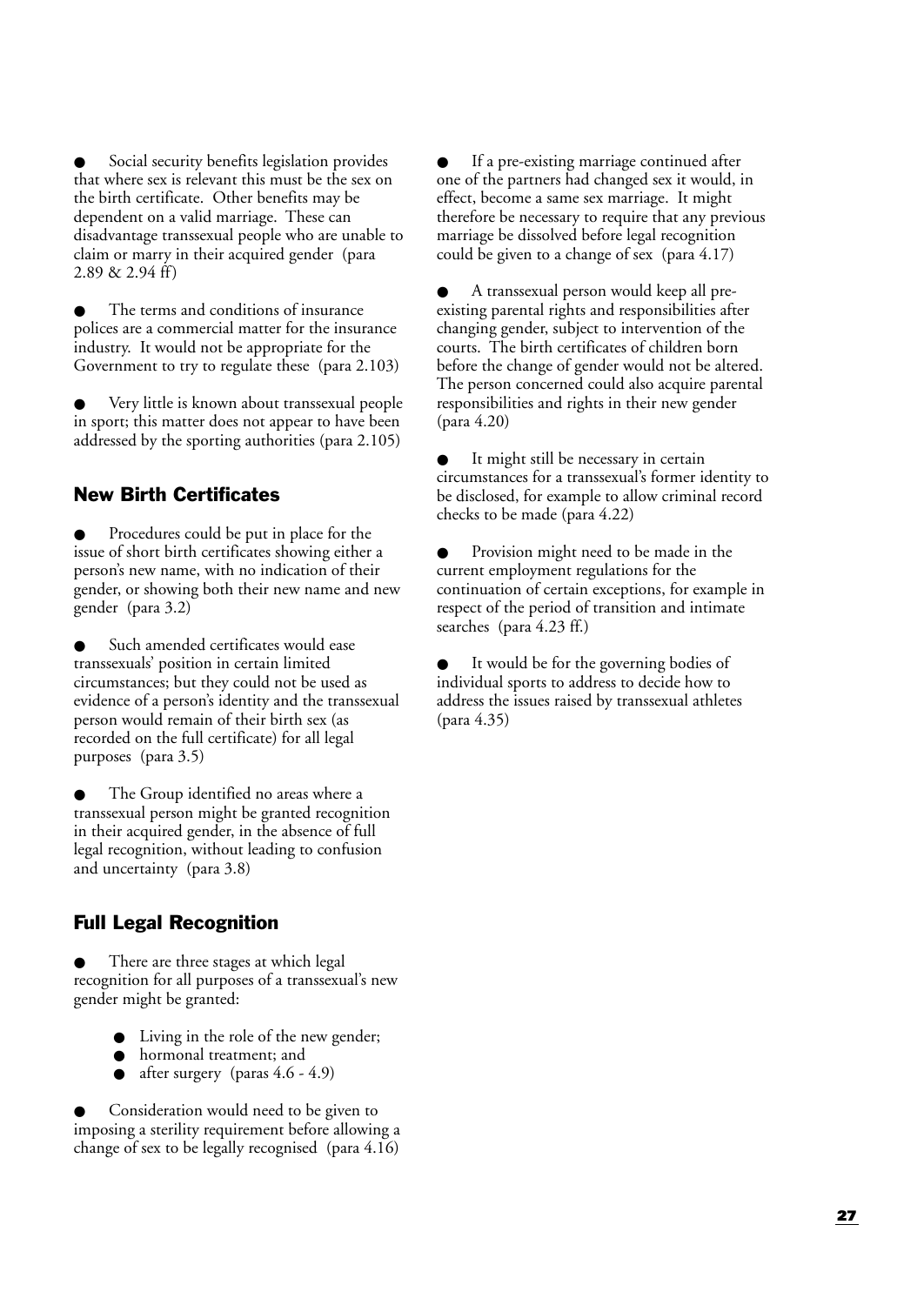- Social security benefits legislation provides that where sex is relevant this must be the sex on the birth certificate. Other benefits may be dependent on a valid marriage. These can disadvantage transsexual people who are unable to claim or marry in their acquired gender (para 2.89 & 2.94 ff)

- The terms and conditions of insurance polices are a commercial matter for the insurance industry. It would not be appropriate for the Government to try to regulate these (para 2.103)

- Very little is known about transsexual people in sport; this matter does not appear to have been addressed by the sporting authorities (para 2.105)

## New Birth Certificates

- Procedures could be put in place for the issue of short birth certificates showing either a person's new name, with no indication of their gender, or showing both their new name and new gender (para 3.2)

- Such amended certificates would ease transsexuals' position in certain limited circumstances; but they could not be used as evidence of a person's identity and the transsexual person would remain of their birth sex (as recorded on the full certificate) for all legal purposes (para 3.5)

- The Group identified no areas where a transsexual person might be granted recognition in their acquired gender, in the absence of full legal recognition, without leading to confusion and uncertainty (para 3.8)

## Full Legal Recognition

- There are three stages at which legal recognition for all purposes of a transsexual's new gender might be granted:
  - Living in the role of the new gender;
  - hormonal treatment; and
  - after surgery (paras 4.6 - 4.9)

- Consideration would need to be given to imposing a sterility requirement before allowing a change of sex to be legally recognised (para 4.16)

- If a pre-existing marriage continued after one of the partners had changed sex it would, in effect, become a same sex marriage. It might therefore be necessary to require that any previous marriage be dissolved before legal recognition could be given to a change of sex (para 4.17)

- A transsexual person would keep all pre-existing parental rights and responsibilities after changing gender, subject to intervention of the courts. The birth certificates of children born before the change of gender would not be altered. The person concerned could also acquire parental responsibilities and rights in their new gender (para 4.20)

- It might still be necessary in certain circumstances for a transsexual's former identity to be disclosed, for example to allow criminal record checks to be made (para 4.22)

- Provision might need to be made in the current employment regulations for the continuation of certain exceptions, for example in respect of the period of transition and intimate searches (para 4.23 ff.)

- It would be for the governing bodies of individual sports to address to decide how to address the issues raised by transsexual athletes (para 4.35)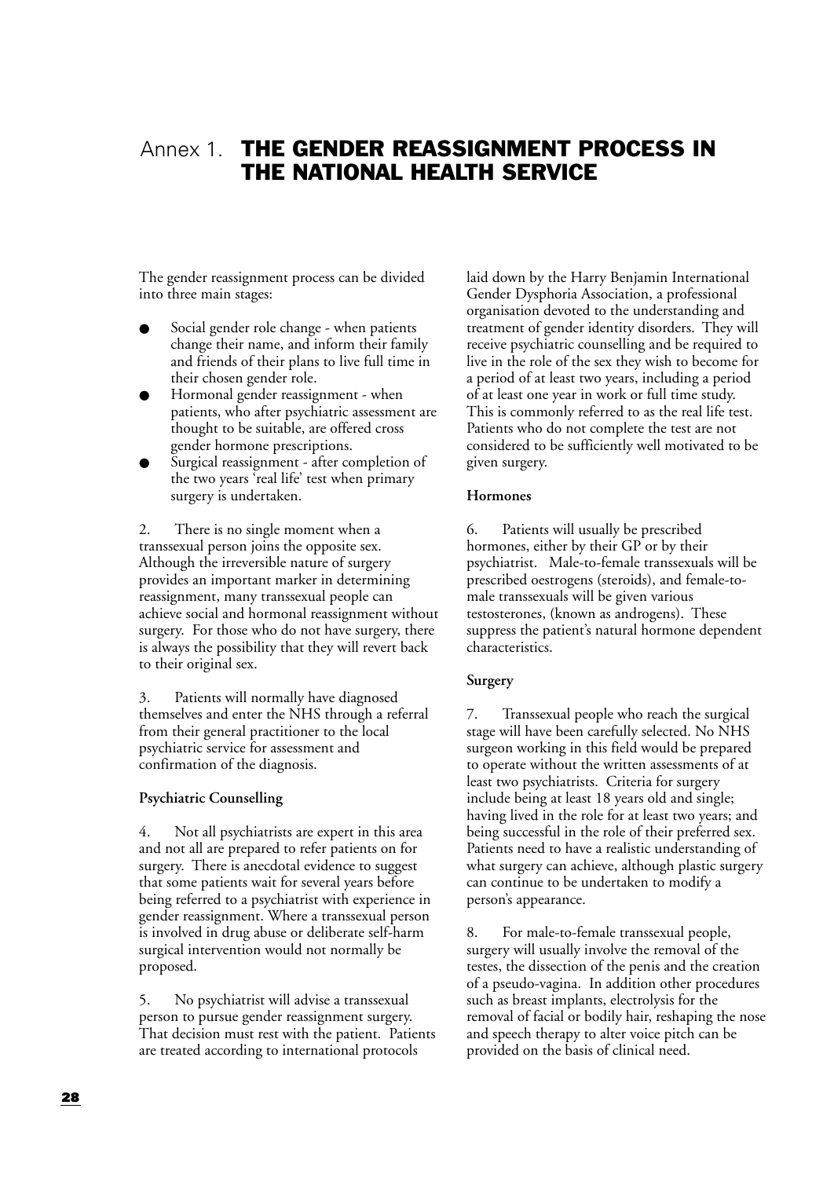# Annex 1. THE GENDER REASSIGNMENT PROCESS IN THE NATIONAL HEALTH SERVICE

The gender reassignment process can be divided into three main stages:

- Social gender role change - when patients change their name, and inform their family and friends of their plans to live full time in their chosen gender role.
- Hormonal gender reassignment - when patients, who after psychiatric assessment are thought to be suitable, are offered cross gender hormone prescriptions.
- Surgical reassignment - after completion of the two years 'real life' test when primary surgery is undertaken.

2. There is no single moment when a transsexual person joins the opposite sex. Although the irreversible nature of surgery provides an important marker in determining reassignment, many transsexual people can achieve social and hormonal reassignment without surgery. For those who do not have surgery, there is always the possibility that they will revert back to their original sex.

3. Patients will normally have diagnosed themselves and enter the NHS through a referral from their general practitioner to the local psychiatric service for assessment and confirmation of the diagnosis.

**Psychiatric Counselling**

4. Not all psychiatrists are expert in this area and not all are prepared to refer patients on for surgery. There is anecdotal evidence to suggest that some patients wait for several years before being referred to a psychiatrist with experience in gender reassignment. Where a transsexual person is involved in drug abuse or deliberate self-harm surgical intervention would not normally be proposed.

5. No psychiatrist will advise a transsexual person to pursue gender reassignment surgery. That decision must rest with the patient. Patients are treated according to international protocols laid down by the Harry Benjamin International Gender Dysphoria Association, a professional organisation devoted to the understanding and treatment of gender identity disorders. They will receive psychiatric counselling and be required to live in the role of the sex they wish to become for a period of at least two years, including a period of at least one year in work or full time study. This is commonly referred to as the real life test. Patients who do not complete the test are not considered to be sufficiently well motivated to be given surgery.

**Hormones**

6. Patients will usually be prescribed hormones, either by their GP or by their psychiatrist. Male-to-female transsexuals will be prescribed oestrogens (steroids), and female-to-male transsexuals will be given various testosterones, (known as androgens). These suppress the patient's natural hormone dependent characteristics.

**Surgery**

7. Transsexual people who reach the surgical stage will have been carefully selected. No NHS surgeon working in this field would be prepared to operate without the written assessments of at least two psychiatrists. Criteria for surgery include being at least 18 years old and single; having lived in the role for at least two years; and being successful in the role of their preferred sex. Patients need to have a realistic understanding of what surgery can achieve, although plastic surgery can continue to be undertaken to modify a person's appearance.

8. For male-to-female transsexual people, surgery will usually involve the removal of the testes, the dissection of the penis and the creation of a pseudo-vagina. In addition other procedures such as breast implants, electrolysis for the removal of facial or bodily hair, reshaping the nose and speech therapy to alter voice pitch can be provided on the basis of clinical need.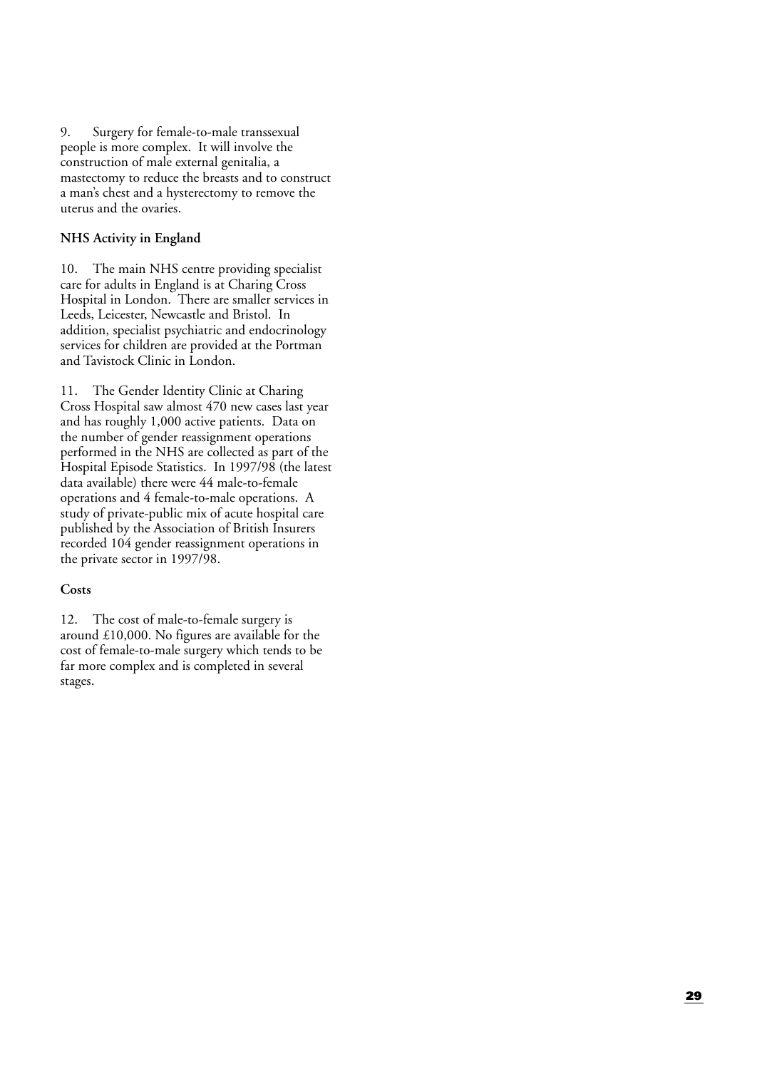9. Surgery for female-to-male transsexual people is more complex. It will involve the construction of male external genitalia, a mastectomy to reduce the breasts and to construct a man's chest and a hysterectomy to remove the uterus and the ovaries.

**NHS Activity in England**

10. The main NHS centre providing specialist care for adults in England is at Charing Cross Hospital in London. There are smaller services in Leeds, Leicester, Newcastle and Bristol. In addition, specialist psychiatric and endocrinology services for children are provided at the Portman and Tavistock Clinic in London.

11. The Gender Identity Clinic at Charing Cross Hospital saw almost 470 new cases last year and has roughly 1,000 active patients. Data on the number of gender reassignment operations performed in the NHS are collected as part of the Hospital Episode Statistics. In 1997/98 (the latest data available) there were 44 male-to-female operations and 4 female-to-male operations. A study of private-public mix of acute hospital care published by the Association of British Insurers recorded 104 gender reassignment operations in the private sector in 1997/98.

**Costs**

12. The cost of male-to-female surgery is around £10,000. No figures are available for the cost of female-to-male surgery which tends to be far more complex and is completed in several stages.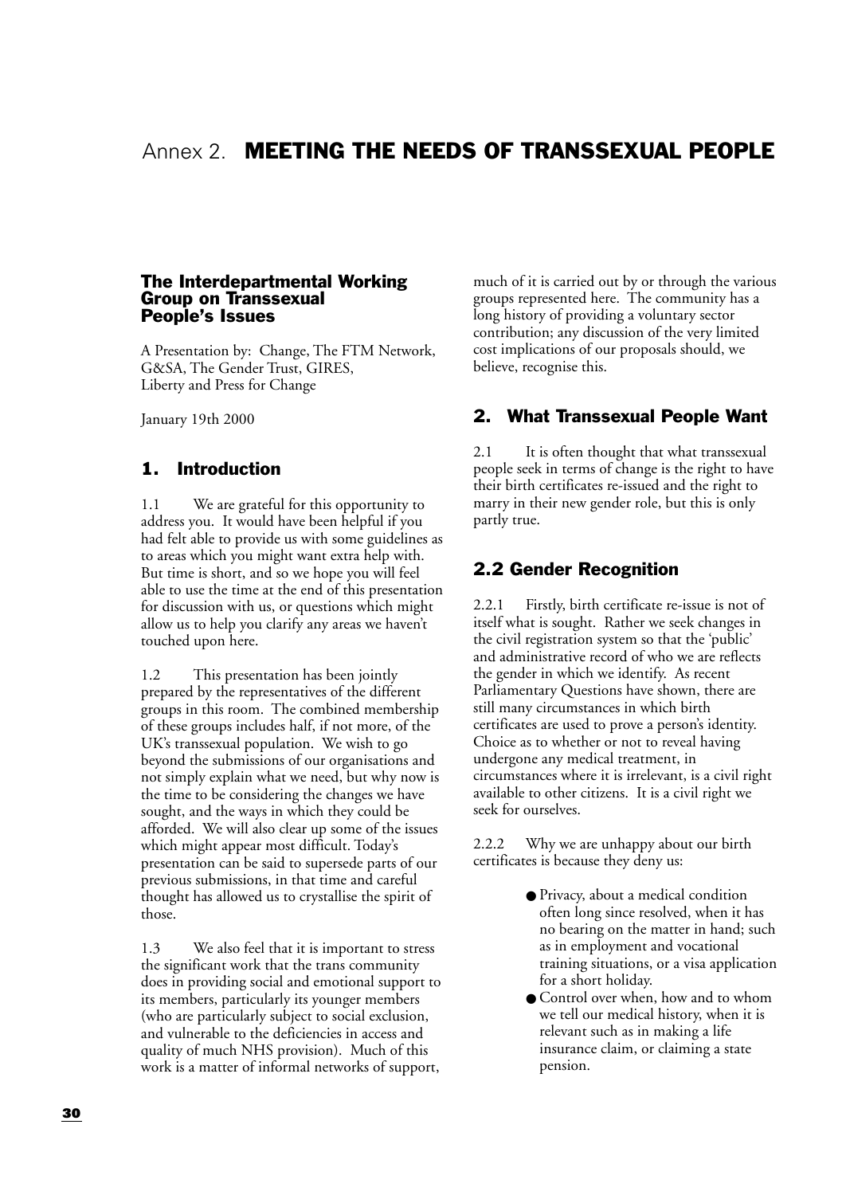# Annex 2. MEETING THE NEEDS OF TRANSSEXUAL PEOPLE

### The Interdepartmental Working Group on Transsexual People's Issues

A Presentation by: Change, The FTM Network, G&SA, The Gender Trust, GIRES, Liberty and Press for Change

January 19th 2000

## 1. Introduction

1.1 We are grateful for this opportunity to address you. It would have been helpful if you had felt able to provide us with some guidelines as to areas which you might want extra help with. But time is short, and so we hope you will feel able to use the time at the end of this presentation for discussion with us, or questions which might allow us to help you clarify any areas we haven't touched upon here.

1.2 This presentation has been jointly prepared by the representatives of the different groups in this room. The combined membership of these groups includes half, if not more, of the UK's transsexual population. We wish to go beyond the submissions of our organisations and not simply explain what we need, but why now is the time to be considering the changes we have sought, and the ways in which they could be afforded. We will also clear up some of the issues which might appear most difficult. Today's presentation can be said to supersede parts of our previous submissions, in that time and careful thought has allowed us to crystallise the spirit of those.

1.3 We also feel that it is important to stress the significant work that the trans community does in providing social and emotional support to its members, particularly its younger members (who are particularly subject to social exclusion, and vulnerable to the deficiencies in access and quality of much NHS provision). Much of this work is a matter of informal networks of support, much of it is carried out by or through the various groups represented here. The community has a long history of providing a voluntary sector contribution; any discussion of the very limited cost implications of our proposals should, we believe, recognise this.

## 2. What Transsexual People Want

2.1 It is often thought that what transsexual people seek in terms of change is the right to have their birth certificates re-issued and the right to marry in their new gender role, but this is only partly true.

## 2.2 Gender Recognition

2.2.1 Firstly, birth certificate re-issue is not of itself what is sought. Rather we seek changes in the civil registration system so that the 'public' and administrative record of who we are reflects the gender in which we identify. As recent Parliamentary Questions have shown, there are still many circumstances in which birth certificates are used to prove a person's identity. Choice as to whether or not to reveal having undergone any medical treatment, in circumstances where it is irrelevant, is a civil right available to other citizens. It is a civil right we seek for ourselves.

2.2.2 Why we are unhappy about our birth certificates is because they deny us:

- Privacy, about a medical condition often long since resolved, when it has no bearing on the matter in hand; such as in employment and vocational training situations, or a visa application for a short holiday.
- Control over when, how and to whom we tell our medical history, when it is relevant such as in making a life insurance claim, or claiming a state pension.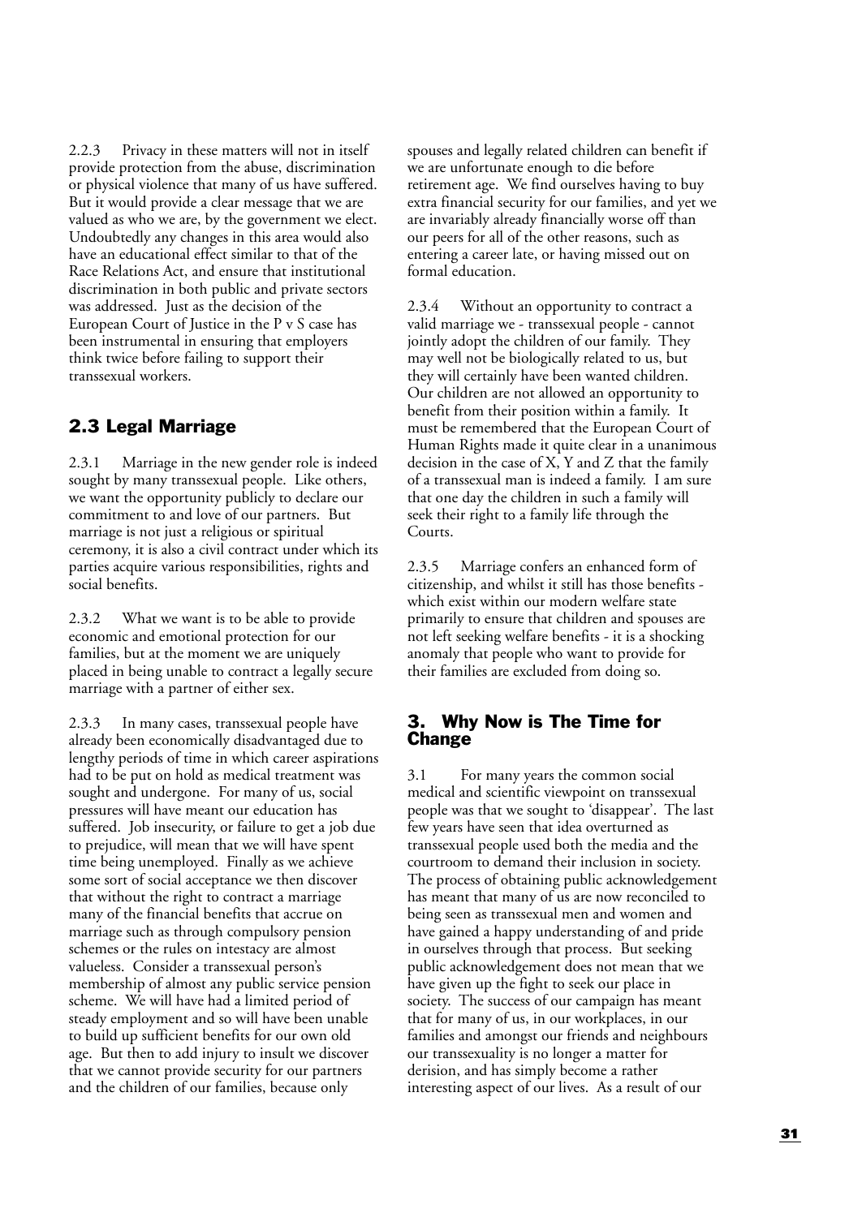2.2.3 Privacy in these matters will not in itself provide protection from the abuse, discrimination or physical violence that many of us have suffered. But it would provide a clear message that we are valued as who we are, by the government we elect. Undoubtedly any changes in this area would also have an educational effect similar to that of the Race Relations Act, and ensure that institutional discrimination in both public and private sectors was addressed. Just as the decision of the European Court of Justice in the P v S case has been instrumental in ensuring that employers think twice before failing to support their transsexual workers.

## 2.3 Legal Marriage

2.3.1 Marriage in the new gender role is indeed sought by many transsexual people. Like others, we want the opportunity publicly to declare our commitment to and love of our partners. But marriage is not just a religious or spiritual ceremony, it is also a civil contract under which its parties acquire various responsibilities, rights and social benefits.

2.3.2 What we want is to be able to provide economic and emotional protection for our families, but at the moment we are uniquely placed in being unable to contract a legally secure marriage with a partner of either sex.

2.3.3 In many cases, transsexual people have already been economically disadvantaged due to lengthy periods of time in which career aspirations had to be put on hold as medical treatment was sought and undergone. For many of us, social pressures will have meant our education has suffered. Job insecurity, or failure to get a job due to prejudice, will mean that we will have spent time being unemployed. Finally as we achieve some sort of social acceptance we then discover that without the right to contract a marriage many of the financial benefits that accrue on marriage such as through compulsory pension schemes or the rules on intestacy are almost valueless. Consider a transsexual person's membership of almost any public service pension scheme. We will have had a limited period of steady employment and so will have been unable to build up sufficient benefits for our own old age. But then to add injury to insult we discover that we cannot provide security for our partners and the children of our families, because only spouses and legally related children can benefit if we are unfortunate enough to die before retirement age. We find ourselves having to buy extra financial security for our families, and yet we are invariably already financially worse off than our peers for all of the other reasons, such as entering a career late, or having missed out on formal education.

2.3.4 Without an opportunity to contract a valid marriage we - transsexual people - cannot jointly adopt the children of our family. They may well not be biologically related to us, but they will certainly have been wanted children. Our children are not allowed an opportunity to benefit from their position within a family. It must be remembered that the European Court of Human Rights made it quite clear in a unanimous decision in the case of X, Y and Z that the family of a transsexual man is indeed a family. I am sure that one day the children in such a family will seek their right to a family life through the Courts.

2.3.5 Marriage confers an enhanced form of citizenship, and whilst it still has those benefits - which exist within our modern welfare state primarily to ensure that children and spouses are not left seeking welfare benefits - it is a shocking anomaly that people who want to provide for their families are excluded from doing so.

# 3. Why Now is The Time for Change

3.1 For many years the common social medical and scientific viewpoint on transsexual people was that we sought to 'disappear'. The last few years have seen that idea overturned as transsexual people used both the media and the courtroom to demand their inclusion in society. The process of obtaining public acknowledgement has meant that many of us are now reconciled to being seen as transsexual men and women and have gained a happy understanding of and pride in ourselves through that process. But seeking public acknowledgement does not mean that we have given up the fight to seek our place in society. The success of our campaign has meant that for many of us, in our workplaces, in our families and amongst our friends and neighbours our transsexuality is no longer a matter for derision, and has simply become a rather interesting aspect of our lives. As a result of our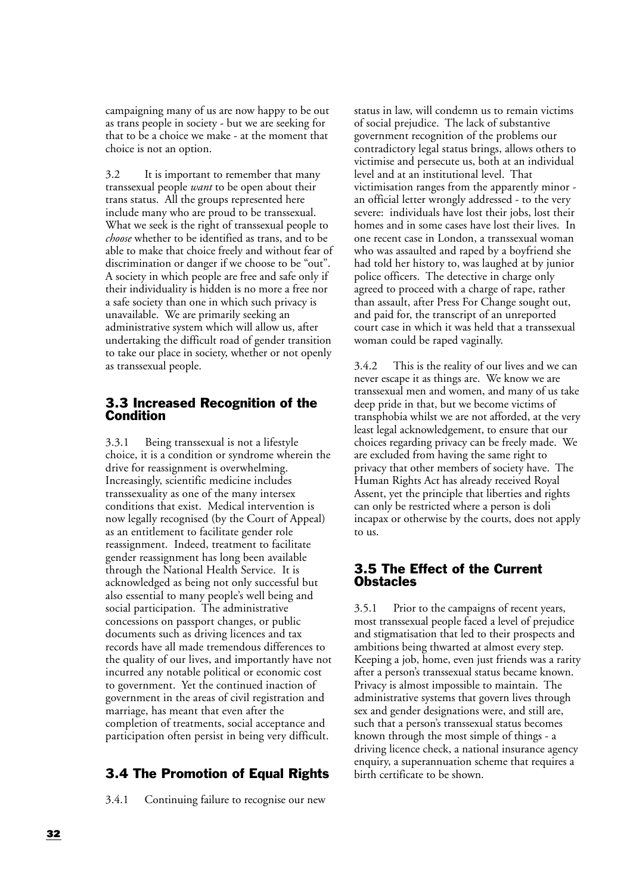campaigning many of us are now happy to be out as trans people in society - but we are seeking for that to be a choice we make - at the moment that choice is not an option.

3.2 It is important to remember that many transsexual people *want* to be open about their trans status. All the groups represented here include many who are proud to be transsexual. What we seek is the right of transsexual people to *choose* whether to be identified as trans, and to be able to make that choice freely and without fear of discrimination or danger if we choose to be "out". A society in which people are free and safe only if their individuality is hidden is no more a free nor a safe society than one in which such privacy is unavailable. We are primarily seeking an administrative system which will allow us, after undertaking the difficult road of gender transition to take our place in society, whether or not openly as transsexual people.

## 3.3 Increased Recognition of the Condition

3.3.1 Being transsexual is not a lifestyle choice, it is a condition or syndrome wherein the drive for reassignment is overwhelming. Increasingly, scientific medicine includes transsexuality as one of the many intersex conditions that exist. Medical intervention is now legally recognised (by the Court of Appeal) as an entitlement to facilitate gender role reassignment. Indeed, treatment to facilitate gender reassignment has long been available through the National Health Service. It is acknowledged as being not only successful but also essential to many people's well being and social participation. The administrative concessions on passport changes, or public documents such as driving licences and tax records have all made tremendous differences to the quality of our lives, and importantly have not incurred any notable political or economic cost to government. Yet the continued inaction of government in the areas of civil registration and marriage, has meant that even after the completion of treatments, social acceptance and participation often persist in being very difficult.

## 3.4 The Promotion of Equal Rights

3.4.1 Continuing failure to recognise our new status in law, will condemn us to remain victims of social prejudice. The lack of substantive government recognition of the problems our contradictory legal status brings, allows others to victimise and persecute us, both at an individual level and at an institutional level. That victimisation ranges from the apparently minor - an official letter wrongly addressed - to the very severe: individuals have lost their jobs, lost their homes and in some cases have lost their lives. In one recent case in London, a transsexual woman who was assaulted and raped by a boyfriend she had told her history to, was laughed at by junior police officers. The detective in charge only agreed to proceed with a charge of rape, rather than assault, after Press For Change sought out, and paid for, the transcript of an unreported court case in which it was held that a transsexual woman could be raped vaginally.

3.4.2 This is the reality of our lives and we can never escape it as things are. We know we are transsexual men and women, and many of us take deep pride in that, but we become victims of transphobia whilst we are not afforded, at the very least legal acknowledgement, to ensure that our choices regarding privacy can be freely made. We are excluded from having the same right to privacy that other members of society have. The Human Rights Act has already received Royal Assent, yet the principle that liberties and rights can only be restricted where a person is doli incapax or otherwise by the courts, does not apply to us.

## 3.5 The Effect of the Current Obstacles

3.5.1 Prior to the campaigns of recent years, most transsexual people faced a level of prejudice and stigmatisation that led to their prospects and ambitions being thwarted at almost every step. Keeping a job, home, even just friends was a rarity after a person's transsexual status became known. Privacy is almost impossible to maintain. The administrative systems that govern lives through sex and gender designations were, and still are, such that a person's transsexual status becomes known through the most simple of things - a driving licence check, a national insurance agency enquiry, a superannuation scheme that requires a birth certificate to be shown.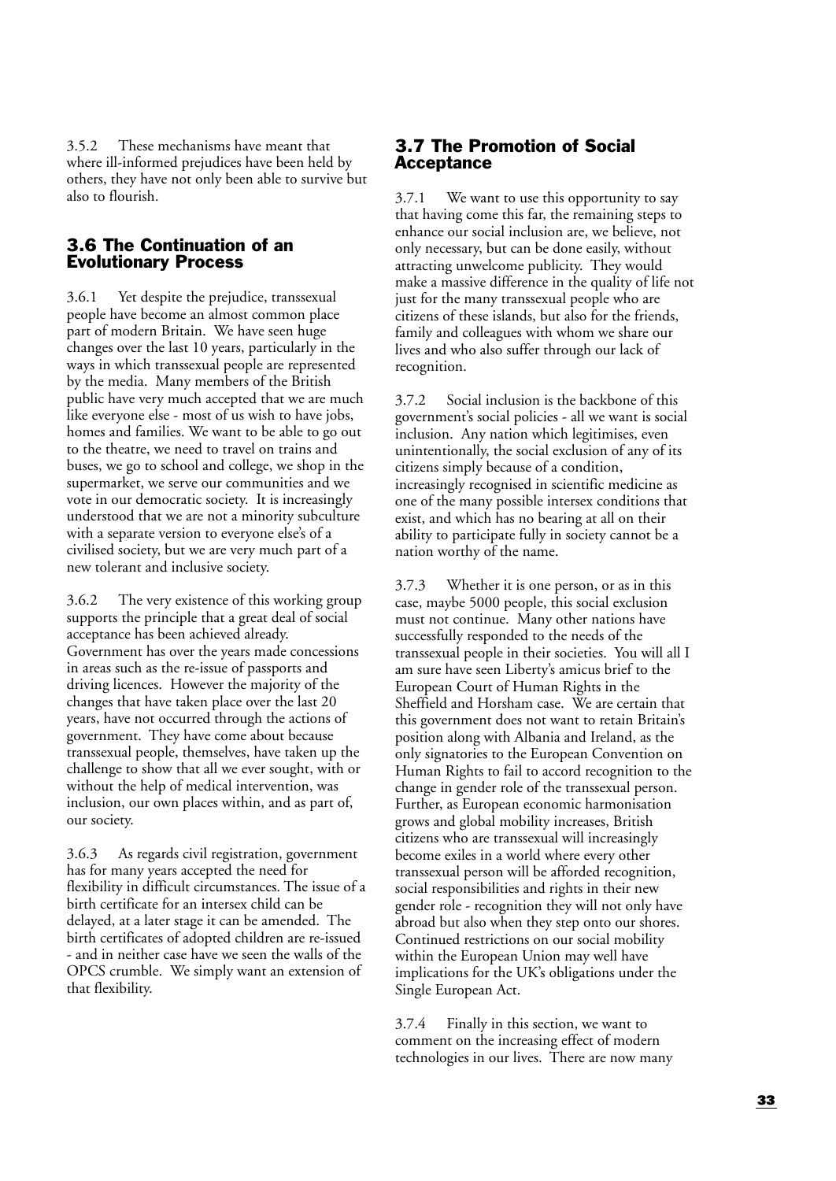3.5.2 These mechanisms have meant that where ill-informed prejudices have been held by others, they have not only been able to survive but also to flourish.

## 3.6 The Continuation of an Evolutionary Process

3.6.1 Yet despite the prejudice, transsexual people have become an almost common place part of modern Britain. We have seen huge changes over the last 10 years, particularly in the ways in which transsexual people are represented by the media. Many members of the British public have very much accepted that we are much like everyone else - most of us wish to have jobs, homes and families. We want to be able to go out to the theatre, we need to travel on trains and buses, we go to school and college, we shop in the supermarket, we serve our communities and we vote in our democratic society. It is increasingly understood that we are not a minority subculture with a separate version to everyone else's of a civilised society, but we are very much part of a new tolerant and inclusive society.

3.6.2 The very existence of this working group supports the principle that a great deal of social acceptance has been achieved already. Government has over the years made concessions in areas such as the re-issue of passports and driving licences. However the majority of the changes that have taken place over the last 20 years, have not occurred through the actions of government. They have come about because transsexual people, themselves, have taken up the challenge to show that all we ever sought, with or without the help of medical intervention, was inclusion, our own places within, and as part of, our society.

3.6.3 As regards civil registration, government has for many years accepted the need for flexibility in difficult circumstances. The issue of a birth certificate for an intersex child can be delayed, at a later stage it can be amended. The birth certificates of adopted children are re-issued - and in neither case have we seen the walls of the OPCS crumble. We simply want an extension of that flexibility.

## 3.7 The Promotion of Social Acceptance

3.7.1 We want to use this opportunity to say that having come this far, the remaining steps to enhance our social inclusion are, we believe, not only necessary, but can be done easily, without attracting unwelcome publicity. They would make a massive difference in the quality of life not just for the many transsexual people who are citizens of these islands, but also for the friends, family and colleagues with whom we share our lives and who also suffer through our lack of recognition.

3.7.2 Social inclusion is the backbone of this government's social policies - all we want is social inclusion. Any nation which legitimises, even unintentionally, the social exclusion of any of its citizens simply because of a condition, increasingly recognised in scientific medicine as one of the many possible intersex conditions that exist, and which has no bearing at all on their ability to participate fully in society cannot be a nation worthy of the name.

3.7.3 Whether it is one person, or as in this case, maybe 5000 people, this social exclusion must not continue. Many other nations have successfully responded to the needs of the transsexual people in their societies. You will all I am sure have seen Liberty's amicus brief to the European Court of Human Rights in the Sheffield and Horsham case. We are certain that this government does not want to retain Britain's position along with Albania and Ireland, as the only signatories to the European Convention on Human Rights to fail to accord recognition to the change in gender role of the transsexual person. Further, as European economic harmonisation grows and global mobility increases, British citizens who are transsexual will increasingly become exiles in a world where every other transsexual person will be afforded recognition, social responsibilities and rights in their new gender role - recognition they will not only have abroad but also when they step onto our shores. Continued restrictions on our social mobility within the European Union may well have implications for the UK's obligations under the Single European Act.

3.7.4 Finally in this section, we want to comment on the increasing effect of modern technologies in our lives. There are now many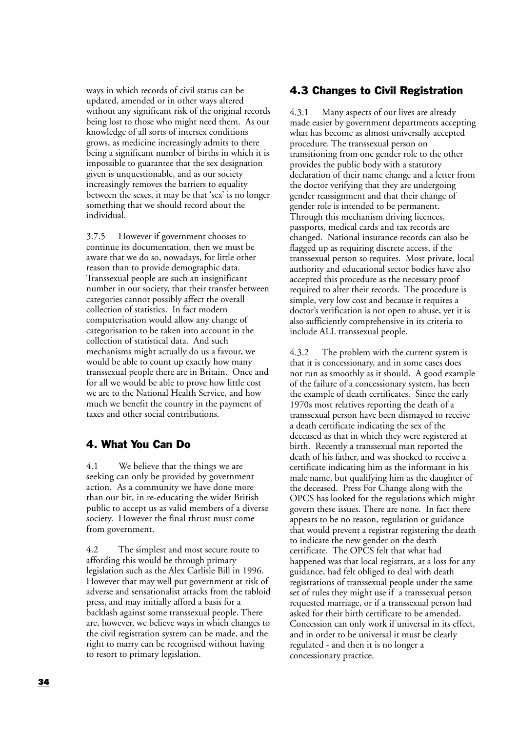ways in which records of civil status can be updated, amended or in other ways altered without any significant risk of the original records being lost to those who might need them. As our knowledge of all sorts of intersex conditions grows, as medicine increasingly admits to there being a significant number of births in which it is impossible to guarantee that the sex designation given is unquestionable, and as our society increasingly removes the barriers to equality between the sexes, it may be that 'sex' is no longer something that we should record about the individual.

3.7.5 However if government chooses to continue its documentation, then we must be aware that we do so, nowadays, for little other reason than to provide demographic data. Transsexual people are such an insignificant number in our society, that their transfer between categories cannot possibly affect the overall collection of statistics. In fact modern computerisation would allow any change of categorisation to be taken into account in the collection of statistical data. And such mechanisms might actually do us a favour, we would be able to count up exactly how many transsexual people there are in Britain. Once and for all we would be able to prove how little cost we are to the National Health Service, and how much we benefit the country in the payment of taxes and other social contributions.

## 4. What You Can Do

4.1 We believe that the things we are seeking can only be provided by government action. As a community we have done more than our bit, in re-educating the wider British public to accept us as valid members of a diverse society. However the final thrust must come from government.

4.2 The simplest and most secure route to affording this would be through primary legislation such as the Alex Carlisle Bill in 1996. However that may well put government at risk of adverse and sensationalist attacks from the tabloid press, and may initially afford a basis for a backlash against some transsexual people. There are, however, we believe ways in which changes to the civil registration system can be made, and the right to marry can be recognised without having to resort to primary legislation.

## 4.3 Changes to Civil Registration

4.3.1 Many aspects of our lives are already made easier by government departments accepting what has become as almost universally accepted procedure. The transsexual person on transitioning from one gender role to the other provides the public body with a statutory declaration of their name change and a letter from the doctor verifying that they are undergoing gender reassignment and that their change of gender role is intended to be permanent. Through this mechanism driving licences, passports, medical cards and tax records are changed. National insurance records can also be flagged up as requiring discrete access, if the transsexual person so requires. Most private, local authority and educational sector bodies have also accepted this procedure as the necessary proof required to alter their records. The procedure is simple, very low cost and because it requires a doctor's verification is not open to abuse, yet it is also sufficiently comprehensive in its criteria to include ALL transsexual people.

4.3.2 The problem with the current system is that it is concessionary, and in some cases does not run as smoothly as it should. A good example of the failure of a concessionary system, has been the example of death certificates. Since the early 1970s most relatives reporting the death of a transsexual person have been dismayed to receive a death certificate indicating the sex of the deceased as that in which they were registered at birth. Recently a transsexual man reported the death of his father, and was shocked to receive a certificate indicating him as the informant in his male name, but qualifying him as the daughter of the deceased. Press For Change along with the OPCS has looked for the regulations which might govern these issues. There are none. In fact there appears to be no reason, regulation or guidance that would prevent a registrar registering the death to indicate the new gender on the death certificate. The OPCS felt that what had happened was that local registrars, at a loss for any guidance, had felt obliged to deal with death registrations of transsexual people under the same set of rules they might use if a transsexual person requested marriage, or if a transsexual person had asked for their birth certificate to be amended. Concession can only work if universal in its effect, and in order to be universal it must be clearly regulated - and then it is no longer a concessionary practice.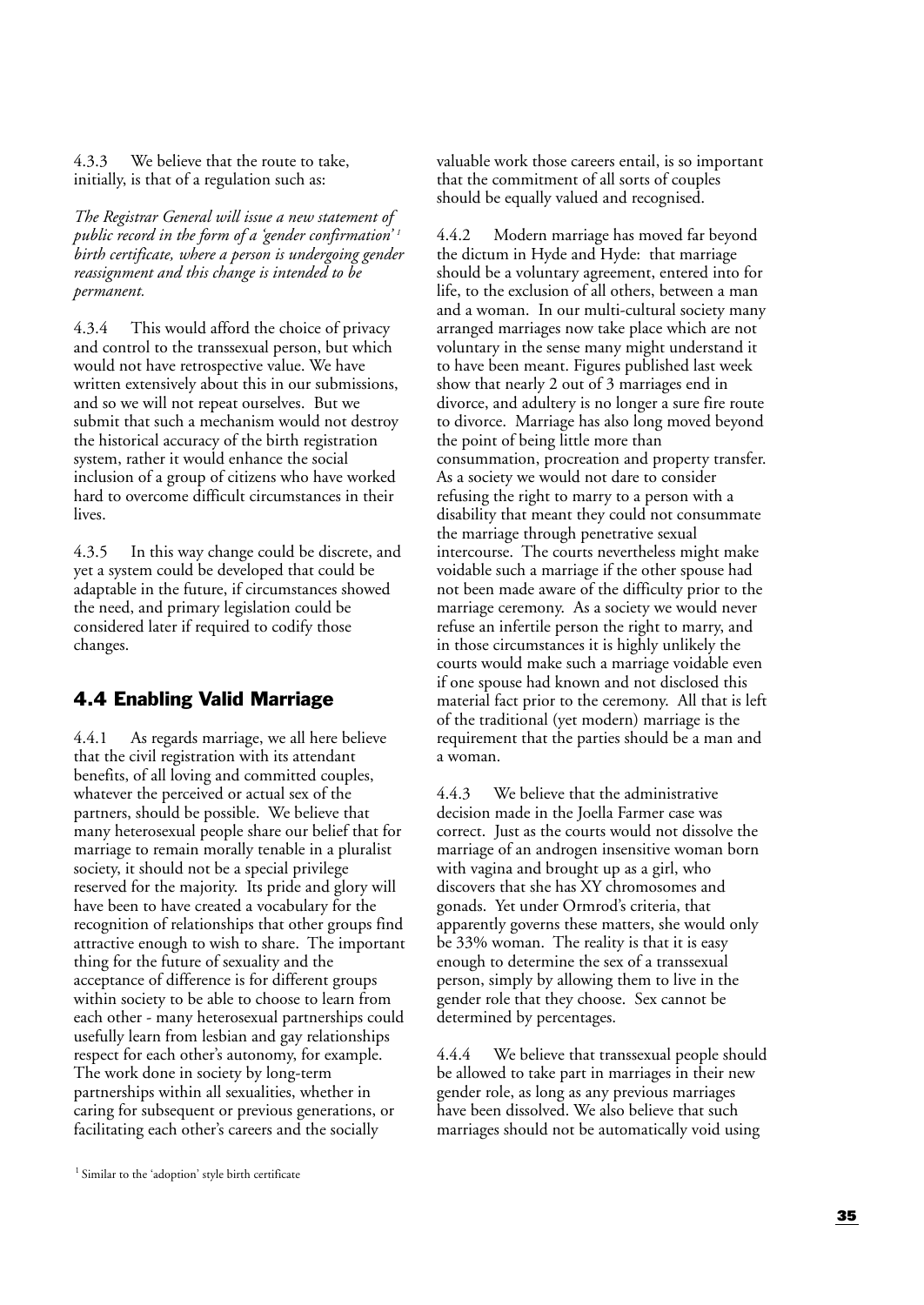4.3.3 We believe that the route to take, initially, is that of a regulation such as:

*The Registrar General will issue a new statement of public record in the form of a 'gender confirmation'* [1] *birth certificate, where a person is undergoing gender reassignment and this change is intended to be permanent.*

4.3.4 This would afford the choice of privacy and control to the transsexual person, but which would not have retrospective value. We have written extensively about this in our submissions, and so we will not repeat ourselves. But we submit that such a mechanism would not destroy the historical accuracy of the birth registration system, rather it would enhance the social inclusion of a group of citizens who have worked hard to overcome difficult circumstances in their lives.

4.3.5 In this way change could be discrete, and yet a system could be developed that could be adaptable in the future, if circumstances showed the need, and primary legislation could be considered later if required to codify those changes.

## 4.4 Enabling Valid Marriage

4.4.1 As regards marriage, we all here believe that the civil registration with its attendant benefits, of all loving and committed couples, whatever the perceived or actual sex of the partners, should be possible. We believe that many heterosexual people share our belief that for marriage to remain morally tenable in a pluralist society, it should not be a special privilege reserved for the majority. Its pride and glory will have been to have created a vocabulary for the recognition of relationships that other groups find attractive enough to wish to share. The important thing for the future of sexuality and the acceptance of difference is for different groups within society to be able to choose to learn from each other - many heterosexual partnerships could usefully learn from lesbian and gay relationships respect for each other's autonomy, for example. The work done in society by long-term partnerships within all sexualities, whether in caring for subsequent or previous generations, or facilitating each other's careers and the socially valuable work those careers entail, is so important that the commitment of all sorts of couples should be equally valued and recognised.

4.4.2 Modern marriage has moved far beyond the dictum in Hyde and Hyde: that marriage should be a voluntary agreement, entered into for life, to the exclusion of all others, between a man and a woman. In our multi-cultural society many arranged marriages now take place which are not voluntary in the sense many might understand it to have been meant. Figures published last week show that nearly 2 out of 3 marriages end in divorce, and adultery is no longer a sure fire route to divorce. Marriage has also long moved beyond the point of being little more than consummation, procreation and property transfer. As a society we would not dare to consider refusing the right to marry to a person with a disability that meant they could not consummate the marriage through penetrative sexual intercourse. The courts nevertheless might make voidable such a marriage if the other spouse had not been made aware of the difficulty prior to the marriage ceremony. As a society we would never refuse an infertile person the right to marry, and in those circumstances it is highly unlikely the courts would make such a marriage voidable even if one spouse had known and not disclosed this material fact prior to the ceremony. All that is left of the traditional (yet modern) marriage is the requirement that the parties should be a man and a woman.

4.4.3 We believe that the administrative decision made in the Joella Farmer case was correct. Just as the courts would not dissolve the marriage of an androgen insensitive woman born with vagina and brought up as a girl, who discovers that she has XY chromosomes and gonads. Yet under Ormrod's criteria, that apparently governs these matters, she would only be 33% woman. The reality is that it is easy enough to determine the sex of a transsexual person, simply by allowing them to live in the gender role that they choose. Sex cannot be determined by percentages.

4.4.4 We believe that transsexual people should be allowed to take part in marriages in their new gender role, as long as any previous marriages have been dissolved. We also believe that such marriages should not be automatically void using

[1] Similar to the 'adoption' style birth certificate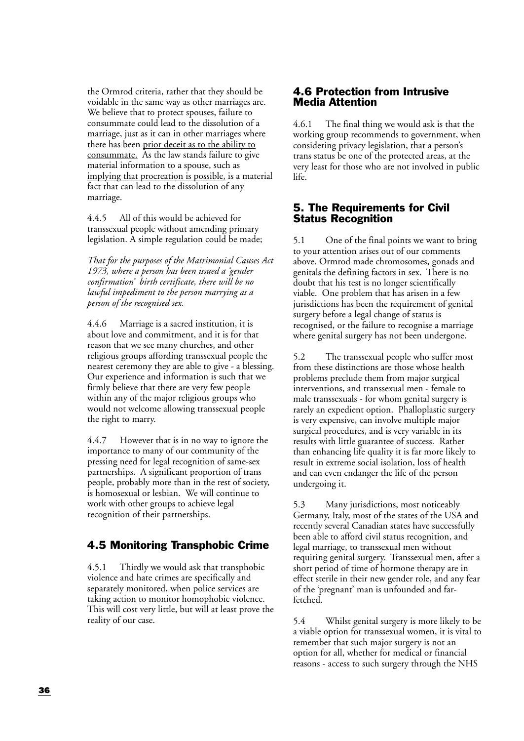the Ormrod criteria, rather that they should be voidable in the same way as other marriages are. We believe that to protect spouses, failure to consummate could lead to the dissolution of a marriage, just as it can in other marriages where there has been <u>prior deceit as to the ability to consummate.</u> As the law stands failure to give material information to a spouse, such as <u>implying that procreation is possible,</u> is a material fact that can lead to the dissolution of any marriage.

4.4.5 All of this would be achieved for transsexual people without amending primary legislation. A simple regulation could be made;

*That for the purposes of the Matrimonial Causes Act 1973, where a person has been issued a 'gender confirmation' birth certificate, there will be no lawful impediment to the person marrying as a person of the recognised sex.*

4.4.6 Marriage is a sacred institution, it is about love and commitment, and it is for that reason that we see many churches, and other religious groups affording transsexual people the nearest ceremony they are able to give - a blessing. Our experience and information is such that we firmly believe that there are very few people within any of the major religious groups who would not welcome allowing transsexual people the right to marry.

4.4.7 However that is in no way to ignore the importance to many of our community of the pressing need for legal recognition of same-sex partnerships. A significant proportion of trans people, probably more than in the rest of society, is homosexual or lesbian. We will continue to work with other groups to achieve legal recognition of their partnerships.

## 4.5 Monitoring Transphobic Crime

4.5.1 Thirdly we would ask that transphobic violence and hate crimes are specifically and separately monitored, when police services are taking action to monitor homophobic violence. This will cost very little, but will at least prove the reality of our case.

## 4.6 Protection from Intrusive Media Attention

4.6.1 The final thing we would ask is that the working group recommends to government, when considering privacy legislation, that a person's trans status be one of the protected areas, at the very least for those who are not involved in public life.

## 5. The Requirements for Civil Status Recognition

5.1 One of the final points we want to bring to your attention arises out of our comments above. Ormrod made chromosomes, gonads and genitals the defining factors in sex. There is no doubt that his test is no longer scientifically viable. One problem that has arisen in a few jurisdictions has been the requirement of genital surgery before a legal change of status is recognised, or the failure to recognise a marriage where genital surgery has not been undergone.

5.2 The transsexual people who suffer most from these distinctions are those whose health problems preclude them from major surgical interventions, and transsexual men - female to male transsexuals - for whom genital surgery is rarely an expedient option. Phalloplastic surgery is very expensive, can involve multiple major surgical procedures, and is very variable in its results with little guarantee of success. Rather than enhancing life quality it is far more likely to result in extreme social isolation, loss of health and can even endanger the life of the person undergoing it.

5.3 Many jurisdictions, most noticeably Germany, Italy, most of the states of the USA and recently several Canadian states have successfully been able to afford civil status recognition, and legal marriage, to transsexual men without requiring genital surgery. Transsexual men, after a short period of time of hormone therapy are in effect sterile in their new gender role, and any fear of the 'pregnant' man is unfounded and far-fetched.

5.4 Whilst genital surgery is more likely to be a viable option for transsexual women, it is vital to remember that such major surgery is not an option for all, whether for medical or financial reasons - access to such surgery through the NHS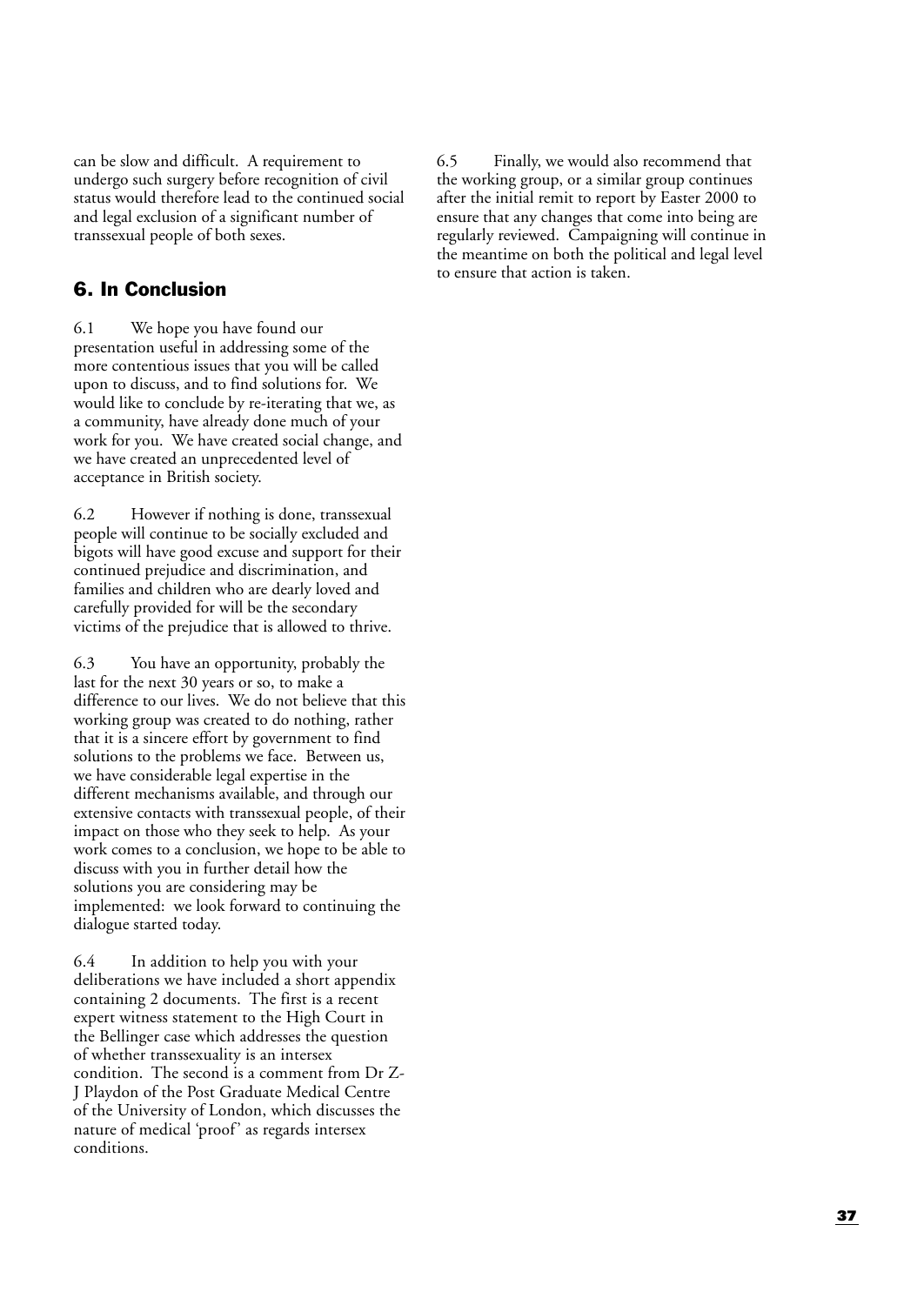can be slow and difficult. A requirement to undergo such surgery before recognition of civil status would therefore lead to the continued social and legal exclusion of a significant number of transsexual people of both sexes.

## 6. In Conclusion

6.1 We hope you have found our presentation useful in addressing some of the more contentious issues that you will be called upon to discuss, and to find solutions for. We would like to conclude by re-iterating that we, as a community, have already done much of your work for you. We have created social change, and we have created an unprecedented level of acceptance in British society.

6.2 However if nothing is done, transsexual people will continue to be socially excluded and bigots will have good excuse and support for their continued prejudice and discrimination, and families and children who are dearly loved and carefully provided for will be the secondary victims of the prejudice that is allowed to thrive.

6.3 You have an opportunity, probably the last for the next 30 years or so, to make a difference to our lives. We do not believe that this working group was created to do nothing, rather that it is a sincere effort by government to find solutions to the problems we face. Between us, we have considerable legal expertise in the different mechanisms available, and through our extensive contacts with transsexual people, of their impact on those who they seek to help. As your work comes to a conclusion, we hope to be able to discuss with you in further detail how the solutions you are considering may be implemented: we look forward to continuing the dialogue started today.

6.4 In addition to help you with your deliberations we have included a short appendix containing 2 documents. The first is a recent expert witness statement to the High Court in the Bellinger case which addresses the question of whether transsexuality is an intersex condition. The second is a comment from Dr Z-J Playdon of the Post Graduate Medical Centre of the University of London, which discusses the nature of medical 'proof' as regards intersex conditions.

6.5 Finally, we would also recommend that the working group, or a similar group continues after the initial remit to report by Easter 2000 to ensure that any changes that come into being are regularly reviewed. Campaigning will continue in the meantime on both the political and legal level to ensure that action is taken.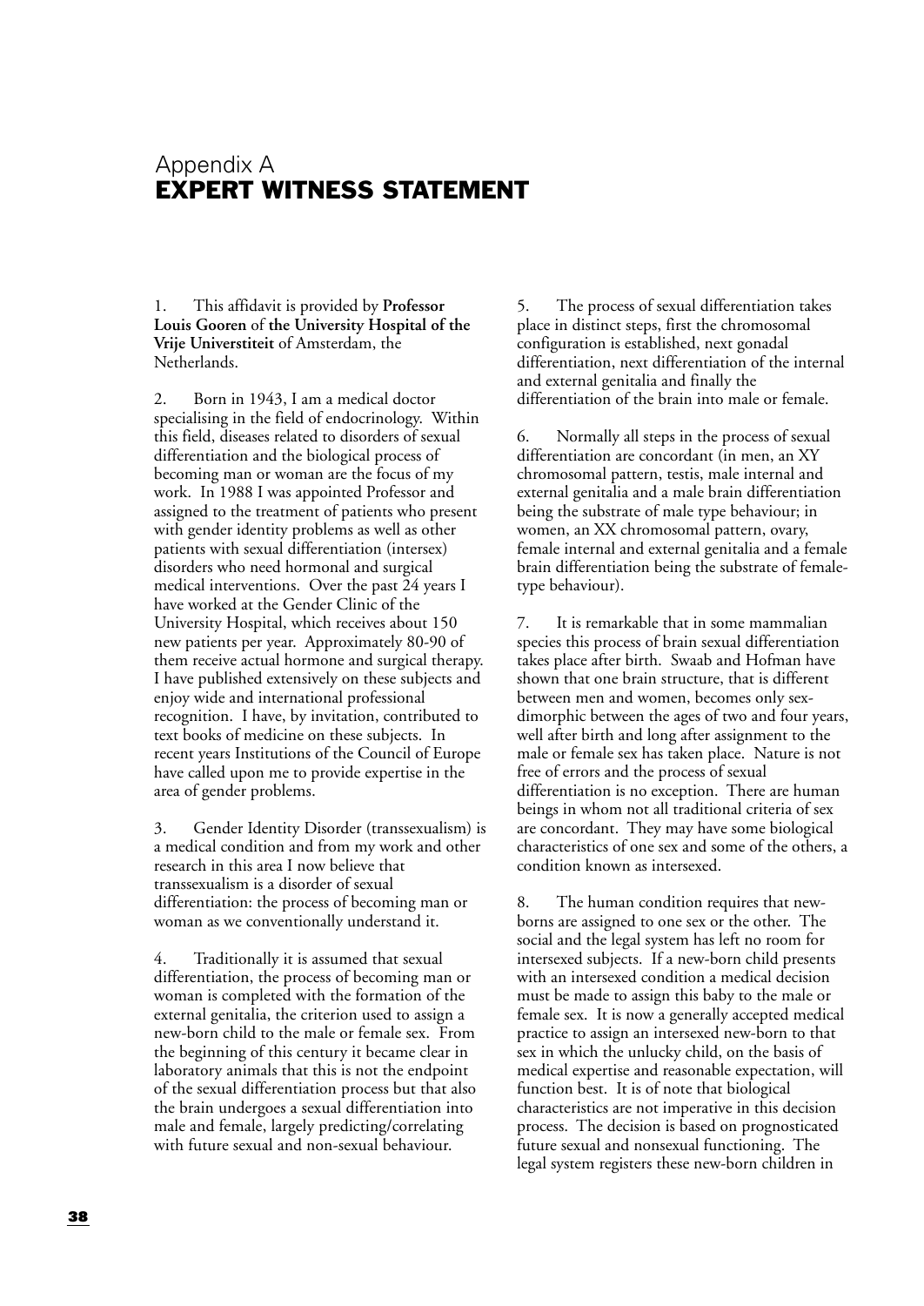# Appendix A
## EXPERT WITNESS STATEMENT

1. This affidavit is provided by **Professor Louis Gooren** of **the University Hospital of the Vrije Universtiteit** of Amsterdam, the Netherlands.

2. Born in 1943, I am a medical doctor specialising in the field of endocrinology. Within this field, diseases related to disorders of sexual differentiation and the biological process of becoming man or woman are the focus of my work. In 1988 I was appointed Professor and assigned to the treatment of patients who present with gender identity problems as well as other patients with sexual differentiation (intersex) disorders who need hormonal and surgical medical interventions. Over the past 24 years I have worked at the Gender Clinic of the University Hospital, which receives about 150 new patients per year. Approximately 80-90 of them receive actual hormone and surgical therapy. I have published extensively on these subjects and enjoy wide and international professional recognition. I have, by invitation, contributed to text books of medicine on these subjects. In recent years Institutions of the Council of Europe have called upon me to provide expertise in the area of gender problems.

3. Gender Identity Disorder (transsexualism) is a medical condition and from my work and other research in this area I now believe that transsexualism is a disorder of sexual differentiation: the process of becoming man or woman as we conventionally understand it.

4. Traditionally it is assumed that sexual differentiation, the process of becoming man or woman is completed with the formation of the external genitalia, the criterion used to assign a new-born child to the male or female sex. From the beginning of this century it became clear in laboratory animals that this is not the endpoint of the sexual differentiation process but that also the brain undergoes a sexual differentiation into male and female, largely predicting/correlating with future sexual and non-sexual behaviour.

5. The process of sexual differentiation takes place in distinct steps, first the chromosomal configuration is established, next gonadal differentiation, next differentiation of the internal and external genitalia and finally the differentiation of the brain into male or female.

6. Normally all steps in the process of sexual differentiation are concordant (in men, an XY chromosomal pattern, testis, male internal and external genitalia and a male brain differentiation being the substrate of male type behaviour; in women, an XX chromosomal pattern, ovary, female internal and external genitalia and a female brain differentiation being the substrate of female-type behaviour).

7. It is remarkable that in some mammalian species this process of brain sexual differentiation takes place after birth. Swaab and Hofman have shown that one brain structure, that is different between men and women, becomes only sex-dimorphic between the ages of two and four years, well after birth and long after assignment to the male or female sex has taken place. Nature is not free of errors and the process of sexual differentiation is no exception. There are human beings in whom not all traditional criteria of sex are concordant. They may have some biological characteristics of one sex and some of the others, a condition known as intersexed.

8. The human condition requires that new-borns are assigned to one sex or the other. The social and the legal system has left no room for intersexed subjects. If a new-born child presents with an intersexed condition a medical decision must be made to assign this baby to the male or female sex. It is now a generally accepted medical practice to assign an intersexed new-born to that sex in which the unlucky child, on the basis of medical expertise and reasonable expectation, will function best. It is of note that biological characteristics are not imperative in this decision process. The decision is based on prognosticated future sexual and nonsexual functioning. The legal system registers these new-born children in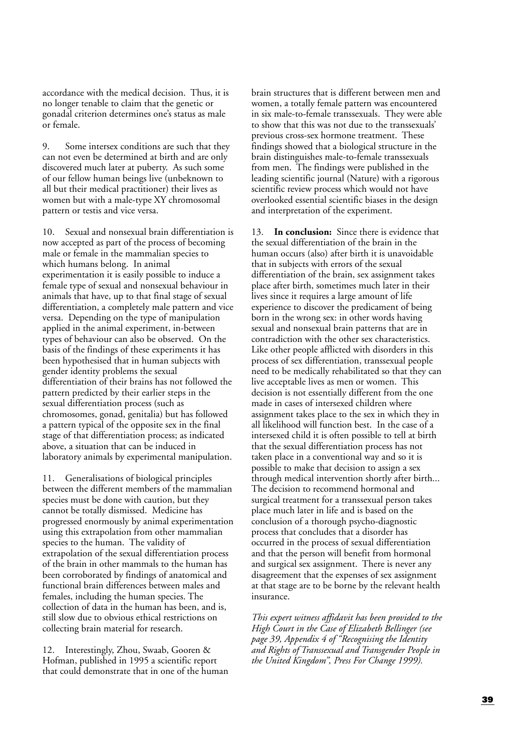accordance with the medical decision. Thus, it is no longer tenable to claim that the genetic or gonadal criterion determines one's status as male or female.

9. Some intersex conditions are such that they can not even be determined at birth and are only discovered much later at puberty. As such some of our fellow human beings live (unbeknown to all but their medical practitioner) their lives as women but with a male-type XY chromosomal pattern or testis and vice versa.

10. Sexual and nonsexual brain differentiation is now accepted as part of the process of becoming male or female in the mammalian species to which humans belong. In animal experimentation it is easily possible to induce a female type of sexual and nonsexual behaviour in animals that have, up to that final stage of sexual differentiation, a completely male pattern and vice versa. Depending on the type of manipulation applied in the animal experiment, in-between types of behaviour can also be observed. On the basis of the findings of these experiments it has been hypothesised that in human subjects with gender identity problems the sexual differentiation of their brains has not followed the pattern predicted by their earlier steps in the sexual differentiation process (such as chromosomes, gonad, genitalia) but has followed a pattern typical of the opposite sex in the final stage of that differentiation process; as indicated above, a situation that can be induced in laboratory animals by experimental manipulation.

11. Generalisations of biological principles between the different members of the mammalian species must be done with caution, but they cannot be totally dismissed. Medicine has progressed enormously by animal experimentation using this extrapolation from other mammalian species to the human. The validity of extrapolation of the sexual differentiation process of the brain in other mammals to the human has been corroborated by findings of anatomical and functional brain differences between males and females, including the human species. The collection of data in the human has been, and is, still slow due to obvious ethical restrictions on collecting brain material for research.

12. Interestingly, Zhou, Swaab, Gooren & Hofman, published in 1995 a scientific report that could demonstrate that in one of the human brain structures that is different between men and women, a totally female pattern was encountered in six male-to-female transsexuals. They were able to show that this was not due to the transsexuals' previous cross-sex hormone treatment. These findings showed that a biological structure in the brain distinguishes male-to-female transsexuals from men. The findings were published in the leading scientific journal (Nature) with a rigorous scientific review process which would not have overlooked essential scientific biases in the design and interpretation of the experiment.

13. **In conclusion:** Since there is evidence that the sexual differentiation of the brain in the human occurs (also) after birth it is unavoidable that in subjects with errors of the sexual differentiation of the brain, sex assignment takes place after birth, sometimes much later in their lives since it requires a large amount of life experience to discover the predicament of being born in the wrong sex: in other words having sexual and nonsexual brain patterns that are in contradiction with the other sex characteristics. Like other people afflicted with disorders in this process of sex differentiation, transsexual people need to be medically rehabilitated so that they can live acceptable lives as men or women. This decision is not essentially different from the one made in cases of intersexed children where assignment takes place to the sex in which they in all likelihood will function best. In the case of a intersexed child it is often possible to tell at birth that the sexual differentiation process has not taken place in a conventional way and so it is possible to make that decision to assign a sex through medical intervention shortly after birth... The decision to recommend hormonal and surgical treatment for a transsexual person takes place much later in life and is based on the conclusion of a thorough psycho-diagnostic process that concludes that a disorder has occurred in the process of sexual differentiation and that the person will benefit from hormonal and surgical sex assignment. There is never any disagreement that the expenses of sex assignment at that stage are to be borne by the relevant health insurance.

*This expert witness affidavit has been provided to the High Court in the Case of Elizabeth Bellinger (see page 39, Appendix 4 of "Recognising the Identity and Rights of Transsexual and Transgender People in the United Kingdom", Press For Change 1999).*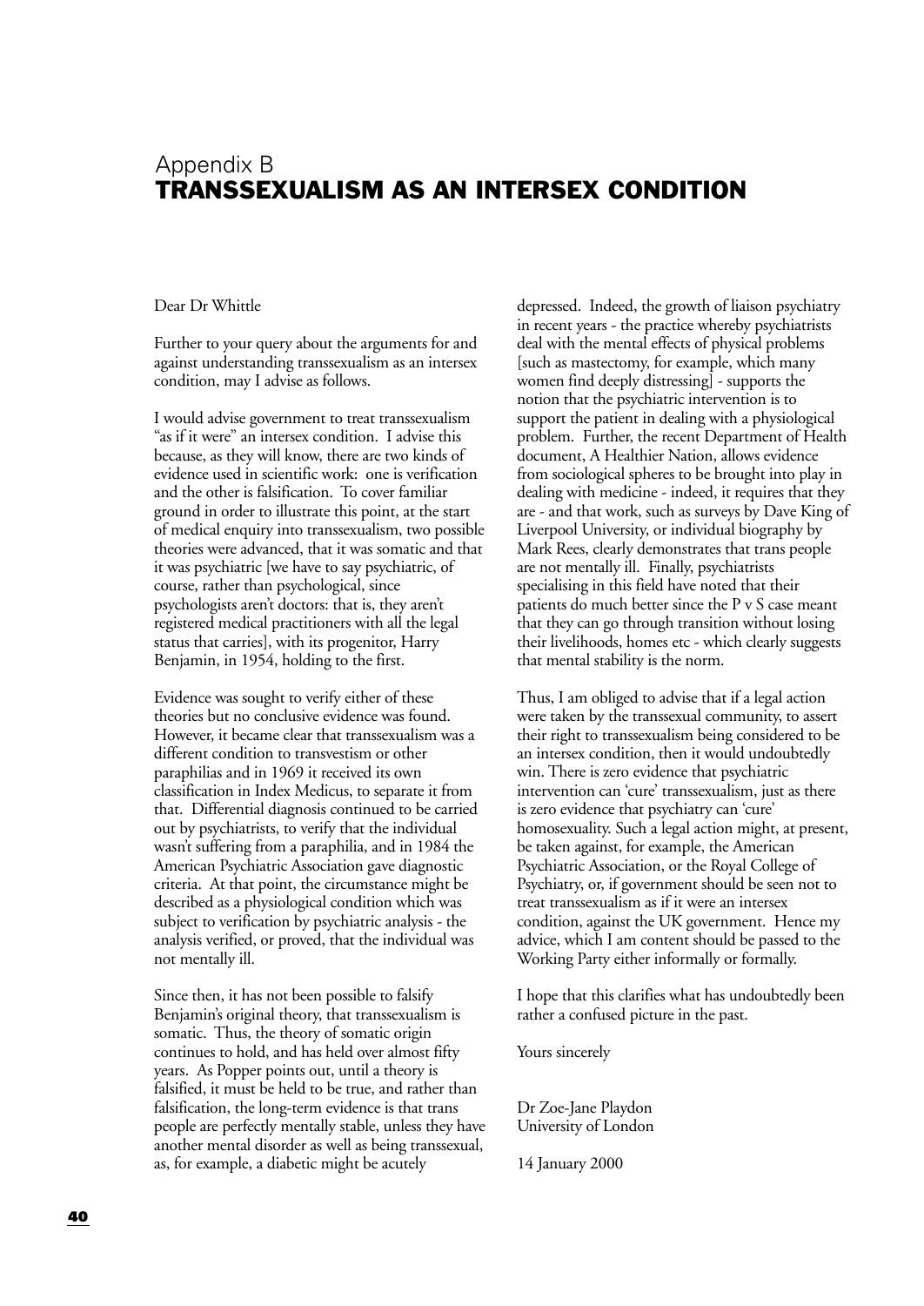# Appendix B
# TRANSSEXUALISM AS AN INTERSEX CONDITION

Dear Dr Whittle

Further to your query about the arguments for and against understanding transsexualism as an intersex condition, may I advise as follows.

I would advise government to treat transsexualism "as if it were" an intersex condition. I advise this because, as they will know, there are two kinds of evidence used in scientific work: one is verification and the other is falsification. To cover familiar ground in order to illustrate this point, at the start of medical enquiry into transsexualism, two possible theories were advanced, that it was somatic and that it was psychiatric [we have to say psychiatric, of course, rather than psychological, since psychologists aren't doctors: that is, they aren't registered medical practitioners with all the legal status that carries], with its progenitor, Harry Benjamin, in 1954, holding to the first.

Evidence was sought to verify either of these theories but no conclusive evidence was found. However, it became clear that transsexualism was a different condition to transvestism or other paraphilias and in 1969 it received its own classification in Index Medicus, to separate it from that. Differential diagnosis continued to be carried out by psychiatrists, to verify that the individual wasn't suffering from a paraphilia, and in 1984 the American Psychiatric Association gave diagnostic criteria. At that point, the circumstance might be described as a physiological condition which was subject to verification by psychiatric analysis - the analysis verified, or proved, that the individual was not mentally ill.

Since then, it has not been possible to falsify Benjamin's original theory, that transsexualism is somatic. Thus, the theory of somatic origin continues to hold, and has held over almost fifty years. As Popper points out, until a theory is falsified, it must be held to be true, and rather than falsification, the long-term evidence is that trans people are perfectly mentally stable, unless they have another mental disorder as well as being transsexual, as, for example, a diabetic might be acutely depressed. Indeed, the growth of liaison psychiatry in recent years - the practice whereby psychiatrists deal with the mental effects of physical problems [such as mastectomy, for example, which many women find deeply distressing] - supports the notion that the psychiatric intervention is to support the patient in dealing with a physiological problem. Further, the recent Department of Health document, A Healthier Nation, allows evidence from sociological spheres to be brought into play in dealing with medicine - indeed, it requires that they are - and that work, such as surveys by Dave King of Liverpool University, or individual biography by Mark Rees, clearly demonstrates that trans people are not mentally ill. Finally, psychiatrists specialising in this field have noted that their patients do much better since the P v S case meant that they can go through transition without losing their livelihoods, homes etc - which clearly suggests that mental stability is the norm.

Thus, I am obliged to advise that if a legal action were taken by the transsexual community, to assert their right to transsexualism being considered to be an intersex condition, then it would undoubtedly win. There is zero evidence that psychiatric intervention can 'cure' transsexualism, just as there is zero evidence that psychiatry can 'cure' homosexuality. Such a legal action might, at present, be taken against, for example, the American Psychiatric Association, or the Royal College of Psychiatry, or, if government should be seen not to treat transsexualism as if it were an intersex condition, against the UK government. Hence my advice, which I am content should be passed to the Working Party either informally or formally.

I hope that this clarifies what has undoubtedly been rather a confused picture in the past.

Yours sincerely

Dr Zoe-Jane Playdon
University of London

14 January 2000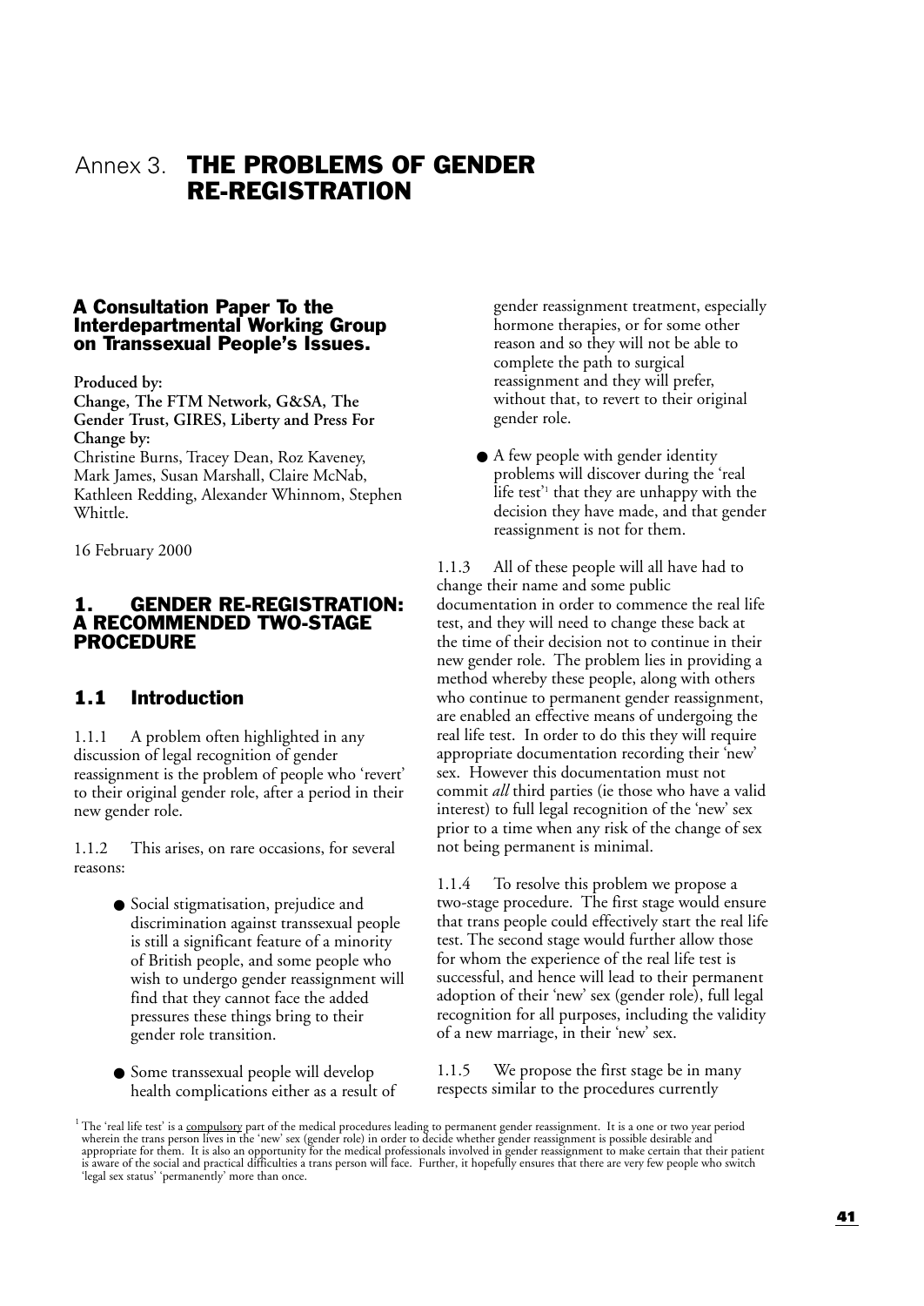# Annex 3. THE PROBLEMS OF GENDER RE-REGISTRATION

### A Consultation Paper To the Interdepartmental Working Group on Transsexual People's Issues.

**Produced by:**
**Change, The FTM Network, G&SA, The Gender Trust, GIRES, Liberty and Press For Change by:**
Christine Burns, Tracey Dean, Roz Kaveney, Mark James, Susan Marshall, Claire McNab, Kathleen Redding, Alexander Whinnom, Stephen Whittle.

16 February 2000

## 1. GENDER RE-REGISTRATION: A RECOMMENDED TWO-STAGE PROCEDURE

### 1.1 Introduction

1.1.1 A problem often highlighted in any discussion of legal recognition of gender reassignment is the problem of people who 'revert' to their original gender role, after a period in their new gender role.

1.1.2 This arises, on rare occasions, for several reasons:

- Social stigmatisation, prejudice and discrimination against transsexual people is still a significant feature of a minority of British people, and some people who wish to undergo gender reassignment will find that they cannot face the added pressures these things bring to their gender role transition.
- Some transsexual people will develop health complications either as a result of gender reassignment treatment, especially hormone therapies, or for some other reason and so they will not be able to complete the path to surgical reassignment and they will prefer, without that, to revert to their original gender role.
- A few people with gender identity problems will discover during the 'real life test'[1] that they are unhappy with the decision they have made, and that gender reassignment is not for them.

1.1.3 All of these people will all have had to change their name and some public documentation in order to commence the real life test, and they will need to change these back at the time of their decision not to continue in their new gender role. The problem lies in providing a method whereby these people, along with others who continue to permanent gender reassignment, are enabled an effective means of undergoing the real life test. In order to do this they will require appropriate documentation recording their 'new' sex. However this documentation must not commit *all* third parties (ie those who have a valid interest) to full legal recognition of the 'new' sex prior to a time when any risk of the change of sex not being permanent is minimal.

1.1.4 To resolve this problem we propose a two-stage procedure. The first stage would ensure that trans people could effectively start the real life test. The second stage would further allow those for whom the experience of the real life test is successful, and hence will lead to their permanent adoption of their 'new' sex (gender role), full legal recognition for all purposes, including the validity of a new marriage, in their 'new' sex.

1.1.5 We propose the first stage be in many respects similar to the procedures currently

[1] The 'real life test' is a compulsory part of the medical procedures leading to permanent gender reassignment. It is a one or two year period wherein the trans person lives in the 'new' sex (gender role) in order to decide whether gender reassignment is possible desirable and appropriate for them. It is also an opportunity for the medical professionals involved in gender reassignment to make certain that their patient is aware of the social and practical difficulties a trans person will face. Further, it hopefully ensures that there are very few people who switch 'legal sex status' 'permanently' more than once.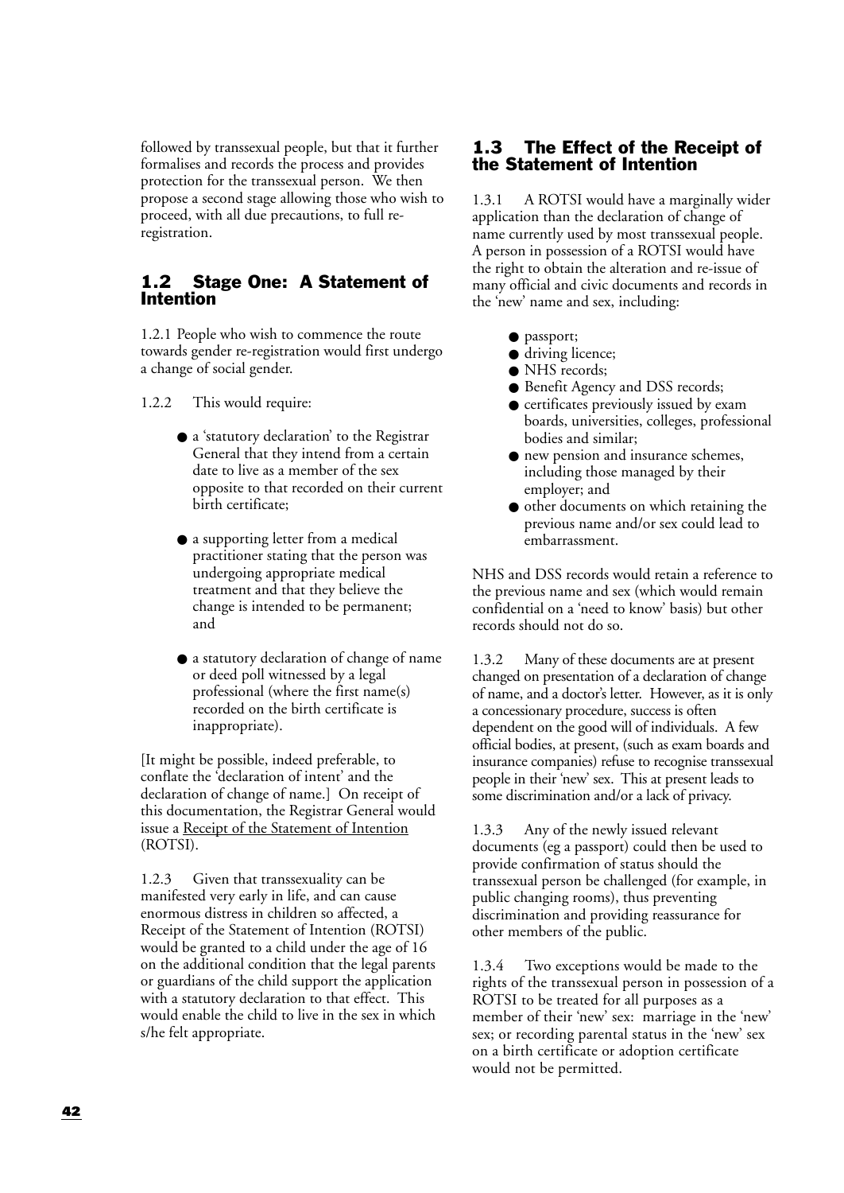followed by transsexual people, but that it further formalises and records the process and provides protection for the transsexual person. We then propose a second stage allowing those who wish to proceed, with all due precautions, to full re-registration.

## 1.2 Stage One: A Statement of Intention

1.2.1 People who wish to commence the route towards gender re-registration would first undergo a change of social gender.

1.2.2 This would require:

- a 'statutory declaration' to the Registrar General that they intend from a certain date to live as a member of the sex opposite to that recorded on their current birth certificate;

- a supporting letter from a medical practitioner stating that the person was undergoing appropriate medical treatment and that they believe the change is intended to be permanent; and

- a statutory declaration of change of name or deed poll witnessed by a legal professional (where the first name(s) recorded on the birth certificate is inappropriate).

[It might be possible, indeed preferable, to conflate the 'declaration of intent' and the declaration of change of name.] On receipt of this documentation, the Registrar General would issue a <u>Receipt of the Statement of Intention</u> (ROTSI).

1.2.3 Given that transsexuality can be manifested very early in life, and can cause enormous distress in children so affected, a Receipt of the Statement of Intention (ROTSI) would be granted to a child under the age of 16 on the additional condition that the legal parents or guardians of the child support the application with a statutory declaration to that effect. This would enable the child to live in the sex in which s/he felt appropriate.

## 1.3 The Effect of the Receipt of the Statement of Intention

1.3.1 A ROTSI would have a marginally wider application than the declaration of change of name currently used by most transsexual people. A person in possession of a ROTSI would have the right to obtain the alteration and re-issue of many official and civic documents and records in the 'new' name and sex, including:

- passport;
- driving licence;
- NHS records;
- Benefit Agency and DSS records;
- certificates previously issued by exam boards, universities, colleges, professional bodies and similar;
- new pension and insurance schemes, including those managed by their employer; and
- other documents on which retaining the previous name and/or sex could lead to embarrassment.

NHS and DSS records would retain a reference to the previous name and sex (which would remain confidential on a 'need to know' basis) but other records should not do so.

1.3.2 Many of these documents are at present changed on presentation of a declaration of change of name, and a doctor's letter. However, as it is only a concessionary procedure, success is often dependent on the good will of individuals. A few official bodies, at present, (such as exam boards and insurance companies) refuse to recognise transsexual people in their 'new' sex. This at present leads to some discrimination and/or a lack of privacy.

1.3.3 Any of the newly issued relevant documents (eg a passport) could then be used to provide confirmation of status should the transsexual person be challenged (for example, in public changing rooms), thus preventing discrimination and providing reassurance for other members of the public.

1.3.4 Two exceptions would be made to the rights of the transsexual person in possession of a ROTSI to be treated for all purposes as a member of their 'new' sex: marriage in the 'new' sex; or recording parental status in the 'new' sex on a birth certificate or adoption certificate would not be permitted.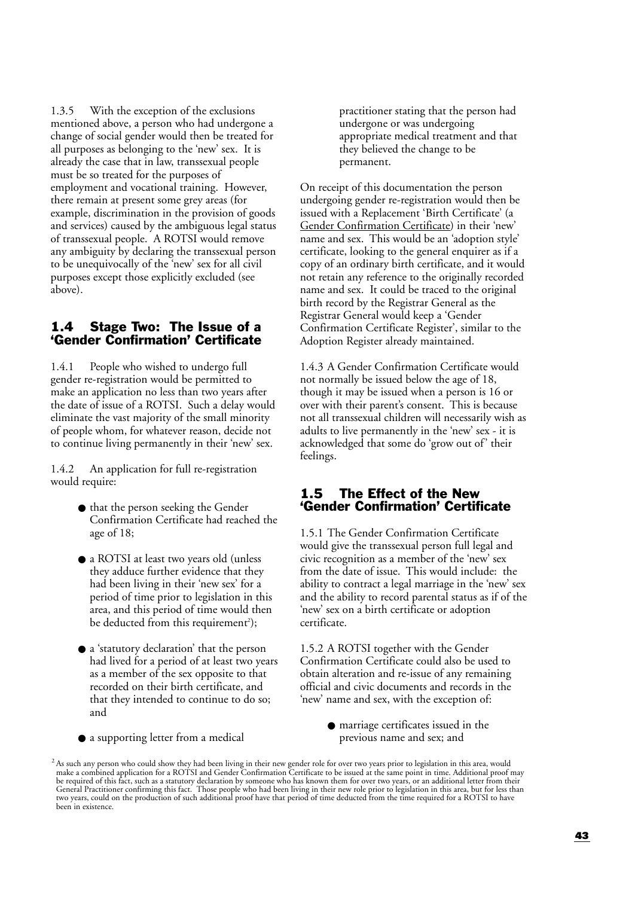1.3.5 With the exception of the exclusions mentioned above, a person who had undergone a change of social gender would then be treated for all purposes as belonging to the 'new' sex. It is already the case that in law, transsexual people must be so treated for the purposes of employment and vocational training. However, there remain at present some grey areas (for example, discrimination in the provision of goods and services) caused by the ambiguous legal status of transsexual people. A ROTSI would remove any ambiguity by declaring the transsexual person to be unequivocally of the 'new' sex for all civil purposes except those explicitly excluded (see above).

## 1.4 Stage Two: The Issue of a 'Gender Confirmation' Certificate

1.4.1 People who wished to undergo full gender re-registration would be permitted to make an application no less than two years after the date of issue of a ROTSI. Such a delay would eliminate the vast majority of the small minority of people whom, for whatever reason, decide not to continue living permanently in their 'new' sex.

1.4.2 An application for full re-registration would require:

- that the person seeking the Gender Confirmation Certificate had reached the age of 18;
- a ROTSI at least two years old (unless they adduce further evidence that they had been living in their 'new sex' for a period of time prior to legislation in this area, and this period of time would then be deducted from this requirement[2]);
- a 'statutory declaration' that the person had lived for a period of at least two years as a member of the sex opposite to that recorded on their birth certificate, and that they intended to continue to do so; and
- a supporting letter from a medical practitioner stating that the person had undergone or was undergoing appropriate medical treatment and that they believed the change to be permanent.

On receipt of this documentation the person undergoing gender re-registration would then be issued with a Replacement 'Birth Certificate' (a Gender Confirmation Certificate) in their 'new' name and sex. This would be an 'adoption style' certificate, looking to the general enquirer as if a copy of an ordinary birth certificate, and it would not retain any reference to the originally recorded name and sex. It could be traced to the original birth record by the Registrar General as the Registrar General would keep a 'Gender Confirmation Certificate Register', similar to the Adoption Register already maintained.

1.4.3 A Gender Confirmation Certificate would not normally be issued below the age of 18, though it may be issued when a person is 16 or over with their parent's consent. This is because not all transsexual children will necessarily wish as adults to live permanently in the 'new' sex - it is acknowledged that some do 'grow out of' their feelings.

## 1.5 The Effect of the New 'Gender Confirmation' Certificate

1.5.1 The Gender Confirmation Certificate would give the transsexual person full legal and civic recognition as a member of the 'new' sex from the date of issue. This would include: the ability to contract a legal marriage in the 'new' sex and the ability to record parental status as if of the 'new' sex on a birth certificate or adoption certificate.

1.5.2 A ROTSI together with the Gender Confirmation Certificate could also be used to obtain alteration and re-issue of any remaining official and civic documents and records in the 'new' name and sex, with the exception of:

- marriage certificates issued in the previous name and sex; and

[2] As such any person who could show they had been living in their new gender role for over two years prior to legislation in this area, would make a combined application for a ROTSI and Gender Confirmation Certificate to be issued at the same point in time. Additional proof may be required of this fact, such as a statutory declaration by someone who has known them for over two years, or an additional letter from their General Practitioner confirming this fact. Those people who had been living in their new role prior to legislation in this area, but for less than two years, could on the production of such additional proof have that period of time deducted from the time required for a ROTSI to have been in existence.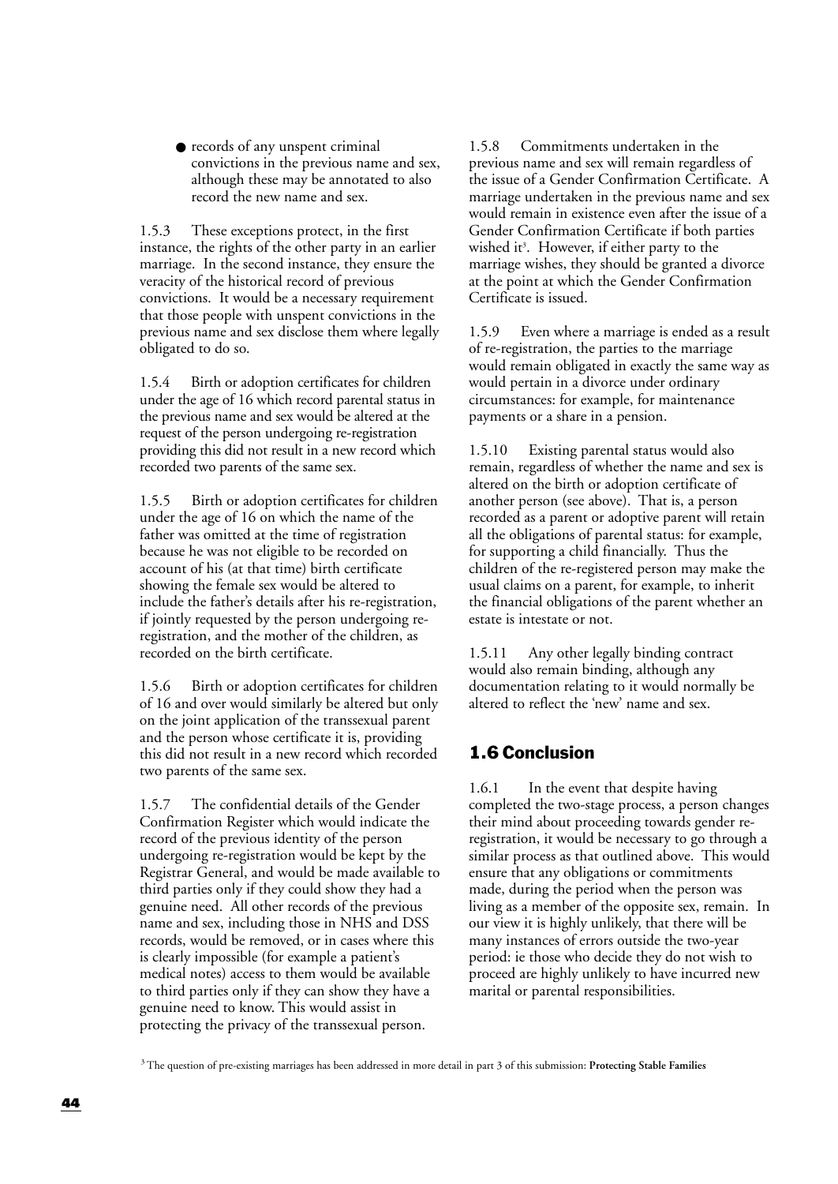- records of any unspent criminal convictions in the previous name and sex, although these may be annotated to also record the new name and sex.

1.5.3 These exceptions protect, in the first instance, the rights of the other party in an earlier marriage. In the second instance, they ensure the veracity of the historical record of previous convictions. It would be a necessary requirement that those people with unspent convictions in the previous name and sex disclose them where legally obligated to do so.

1.5.4 Birth or adoption certificates for children under the age of 16 which record parental status in the previous name and sex would be altered at the request of the person undergoing re-registration providing this did not result in a new record which recorded two parents of the same sex.

1.5.5 Birth or adoption certificates for children under the age of 16 on which the name of the father was omitted at the time of registration because he was not eligible to be recorded on account of his (at that time) birth certificate showing the female sex would be altered to include the father's details after his re-registration, if jointly requested by the person undergoing re-registration, and the mother of the children, as recorded on the birth certificate.

1.5.6 Birth or adoption certificates for children of 16 and over would similarly be altered but only on the joint application of the transsexual parent and the person whose certificate it is, providing this did not result in a new record which recorded two parents of the same sex.

1.5.7 The confidential details of the Gender Confirmation Register which would indicate the record of the previous identity of the person undergoing re-registration would be kept by the Registrar General, and would be made available to third parties only if they could show they had a genuine need. All other records of the previous name and sex, including those in NHS and DSS records, would be removed, or in cases where this is clearly impossible (for example a patient's medical notes) access to them would be available to third parties only if they can show they have a genuine need to know. This would assist in protecting the privacy of the transsexual person.

1.5.8 Commitments undertaken in the previous name and sex will remain regardless of the issue of a Gender Confirmation Certificate. A marriage undertaken in the previous name and sex would remain in existence even after the issue of a Gender Confirmation Certificate if both parties wished it[3]. However, if either party to the marriage wishes, they should be granted a divorce at the point at which the Gender Confirmation Certificate is issued.

1.5.9 Even where a marriage is ended as a result of re-registration, the parties to the marriage would remain obligated in exactly the same way as would pertain in a divorce under ordinary circumstances: for example, for maintenance payments or a share in a pension.

1.5.10 Existing parental status would also remain, regardless of whether the name and sex is altered on the birth or adoption certificate of another person (see above). That is, a person recorded as a parent or adoptive parent will retain all the obligations of parental status: for example, for supporting a child financially. Thus the children of the re-registered person may make the usual claims on a parent, for example, to inherit the financial obligations of the parent whether an estate is intestate or not.

1.5.11 Any other legally binding contract would also remain binding, although any documentation relating to it would normally be altered to reflect the 'new' name and sex.

## 1.6 Conclusion

1.6.1 In the event that despite having completed the two-stage process, a person changes their mind about proceeding towards gender re-registration, it would be necessary to go through a similar process as that outlined above. This would ensure that any obligations or commitments made, during the period when the person was living as a member of the opposite sex, remain. In our view it is highly unlikely, that there will be many instances of errors outside the two-year period: ie those who decide they do not wish to proceed are highly unlikely to have incurred new marital or parental responsibilities.

[3] The question of pre-existing marriages has been addressed in more detail in part 3 of this submission: **Protecting Stable Families**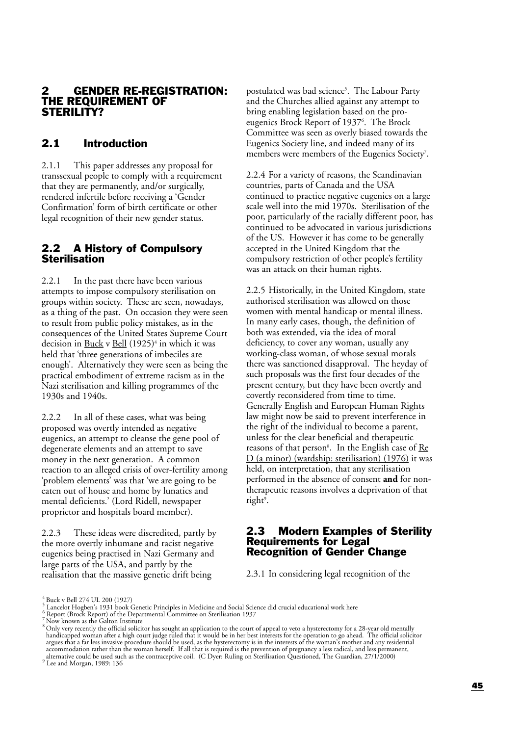# 2 GENDER RE-REGISTRATION: THE REQUIREMENT OF STERILITY?

## 2.1 Introduction

2.1.1 This paper addresses any proposal for transsexual people to comply with a requirement that they are permanently, and/or surgically, rendered infertile before receiving a 'Gender Confirmation' form of birth certificate or other legal recognition of their new gender status.

## 2.2 A History of Compulsory Sterilisation

2.2.1 In the past there have been various attempts to impose compulsory sterilisation on groups within society. These are seen, nowadays, as a thing of the past. On occasion they were seen to result from public policy mistakes, as in the consequences of the United States Supreme Court decision in Buck v Bell (1925)[4] in which it was held that 'three generations of imbeciles are enough'. Alternatively they were seen as being the practical embodiment of extreme racism as in the Nazi sterilisation and killing programmes of the 1930s and 1940s.

2.2.2 In all of these cases, what was being proposed was overtly intended as negative eugenics, an attempt to cleanse the gene pool of degenerate elements and an attempt to save money in the next generation. A common reaction to an alleged crisis of over-fertility among 'problem elements' was that 'we are going to be eaten out of house and home by lunatics and mental deficients.' (Lord Ridell, newspaper proprietor and hospitals board member).

2.2.3 These ideas were discredited, partly by the more overtly inhumane and racist negative eugenics being practised in Nazi Germany and large parts of the USA, and partly by the realisation that the massive genetic drift being postulated was bad science[5]. The Labour Party and the Churches allied against any attempt to bring enabling legislation based on the pro-eugenics Brock Report of 1937[6]. The Brock Committee was seen as overly biased towards the Eugenics Society line, and indeed many of its members were members of the Eugenics Society[7].

2.2.4 For a variety of reasons, the Scandinavian countries, parts of Canada and the USA continued to practice negative eugenics on a large scale well into the mid 1970s. Sterilisation of the poor, particularly of the racially different poor, has continued to be advocated in various jurisdictions of the US. However it has come to be generally accepted in the United Kingdom that the compulsory restriction of other people's fertility was an attack on their human rights.

2.2.5 Historically, in the United Kingdom, state authorised sterilisation was allowed on those women with mental handicap or mental illness. In many early cases, though, the definition of both was extended, via the idea of moral deficiency, to cover any woman, usually any working-class woman, of whose sexual morals there was sanctioned disapproval. The heyday of such proposals was the first four decades of the present century, but they have been overtly and covertly reconsidered from time to time. Generally English and European Human Rights law might now be said to prevent interference in the right of the individual to become a parent, unless for the clear beneficial and therapeutic reasons of that person[8]. In the English case of Re D (a minor) (wardship: sterilisation) (1976) it was held, on interpretation, that any sterilisation performed in the absence of consent **and** for non-therapeutic reasons involves a deprivation of that right[9].

## 2.3 Modern Examples of Sterility Requirements for Legal Recognition of Gender Change

2.3.1 In considering legal recognition of the

---

[4] Buck v Bell 274 UL 200 (1927)

[5] Lancelot Hogben's 1931 book Genetic Principles in Medicine and Social Science did crucial educational work here

[6] Report (Brock Report) of the Departmental Committee on Sterilisation 1937

[7] Now known as the Galton Institute

[8] Only very recently the official solicitor has sought an application to the court of appeal to veto a hysterectomy for a 28-year old mentally handicapped woman after a high court judge ruled that it would be in her best interests for the operation to go ahead. The official solicitor argues that a far less invasive procedure should be used, as the hysterectomy is in the interests of the woman's mother and any residential accommodation rather than the woman herself. If all that is required is the prevention of pregnancy a less radical, and less permanent, alternative could be used such as the contraceptive coil. (C Dyer: Ruling on Sterilisation Questioned, The Guardian, 27/1/2000)

[9] Lee and Morgan, 1989: 136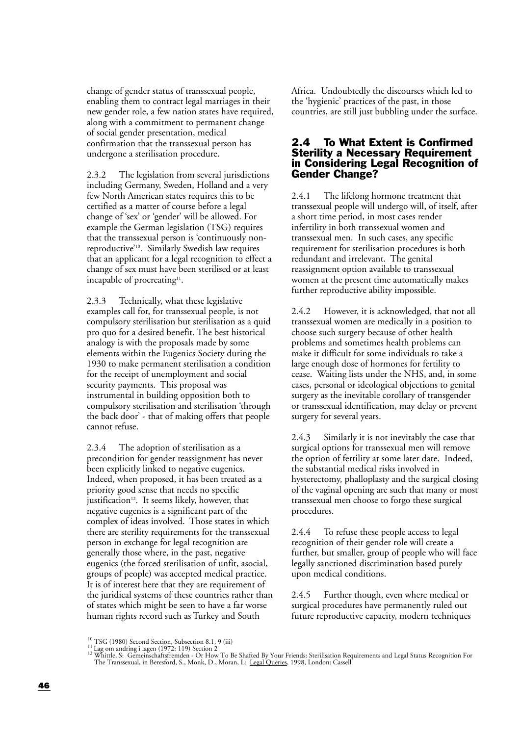change of gender status of transsexual people, enabling them to contract legal marriages in their new gender role, a few nation states have required, along with a commitment to permanent change of social gender presentation, medical confirmation that the transsexual person has undergone a sterilisation procedure.

2.3.2 The legislation from several jurisdictions including Germany, Sweden, Holland and a very few North American states requires this to be certified as a matter of course before a legal change of 'sex' or 'gender' will be allowed. For example the German legislation (TSG) requires that the transsexual person is 'continuously non-reproductive'[10]. Similarly Swedish law requires that an applicant for a legal recognition to effect a change of sex must have been sterilised or at least incapable of procreating[11].

2.3.3 Technically, what these legislative examples call for, for transsexual people, is not compulsory sterilisation but sterilisation as a quid pro quo for a desired benefit. The best historical analogy is with the proposals made by some elements within the Eugenics Society during the 1930 to make permanent sterilisation a condition for the receipt of unemployment and social security payments. This proposal was instrumental in building opposition both to compulsory sterilisation and sterilisation 'through the back door' - that of making offers that people cannot refuse.

2.3.4 The adoption of sterilisation as a precondition for gender reassignment has never been explicitly linked to negative eugenics. Indeed, when proposed, it has been treated as a priority good sense that needs no specific justification[12]. It seems likely, however, that negative eugenics is a significant part of the complex of ideas involved. Those states in which there are sterility requirements for the transsexual person in exchange for legal recognition are generally those where, in the past, negative eugenics (the forced sterilisation of unfit, asocial, groups of people) was accepted medical practice. It is of interest here that they are requirement of the juridical systems of these countries rather than of states which might be seen to have a far worse human rights record such as Turkey and South Africa. Undoubtedly the discourses which led to the 'hygienic' practices of the past, in those countries, are still just bubbling under the surface.

## 2.4 To What Extent is Confirmed Sterility a Necessary Requirement in Considering Legal Recognition of Gender Change?

2.4.1 The lifelong hormone treatment that transsexual people will undergo will, of itself, after a short time period, in most cases render infertility in both transsexual women and transsexual men. In such cases, any specific requirement for sterilisation procedures is both redundant and irrelevant. The genital reassignment option available to transsexual women at the present time automatically makes further reproductive ability impossible.

2.4.2 However, it is acknowledged, that not all transsexual women are medically in a position to choose such surgery because of other health problems and sometimes health problems can make it difficult for some individuals to take a large enough dose of hormones for fertility to cease. Waiting lists under the NHS, and, in some cases, personal or ideological objections to genital surgery as the inevitable corollary of transgender or transsexual identification, may delay or prevent surgery for several years.

2.4.3 Similarly it is not inevitably the case that surgical options for transsexual men will remove the option of fertility at some later date. Indeed, the substantial medical risks involved in hysterectomy, phalloplasty and the surgical closing of the vaginal opening are such that many or most transsexual men choose to forgo these surgical procedures.

2.4.4 To refuse these people access to legal recognition of their gender role will create a further, but smaller, group of people who will face legally sanctioned discrimination based purely upon medical conditions.

2.4.5 Further though, even where medical or surgical procedures have permanently ruled out future reproductive capacity, modern techniques

[10] TSG (1980) Second Section, Subsection 8.1, 9 (iii)

[11] Lag om andring i lagen (1972: 119) Section 2

[12] Whittle, S: Gemeinschaftsfremden - Or How To Be Shafted By Your Friends: Sterilisation Requirements and Legal Status Recognition For The Transsexual, in Beresford, S., Monk, D., Moran, L: Legal Queries, 1998, London: Cassell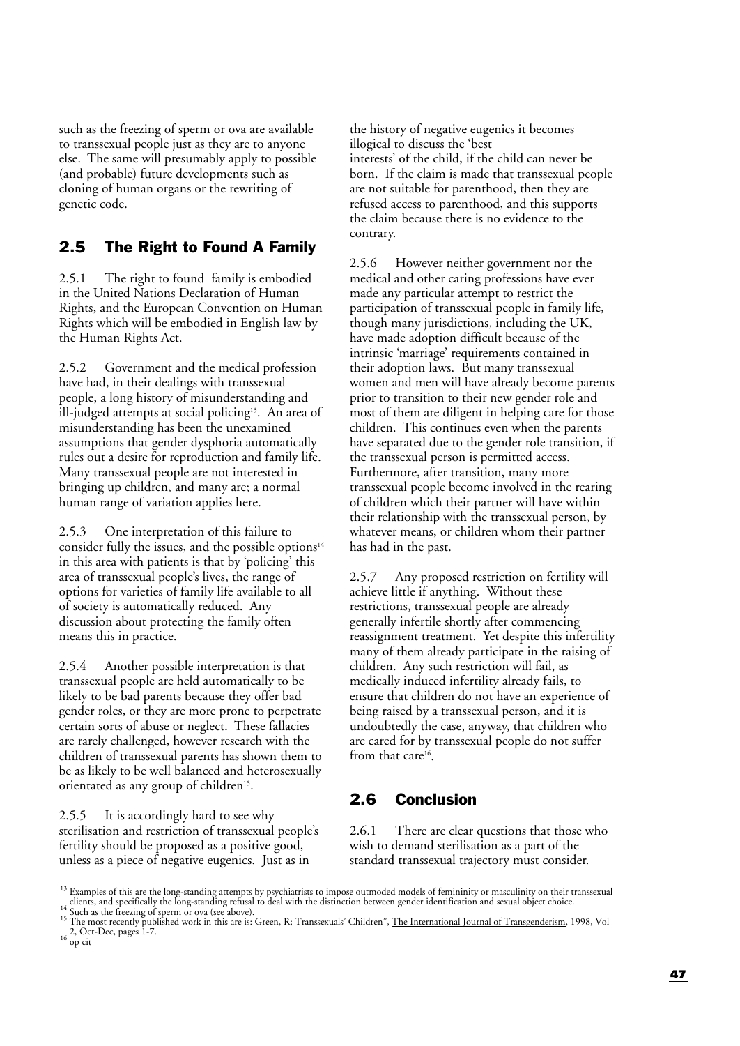such as the freezing of sperm or ova are available to transsexual people just as they are to anyone else. The same will presumably apply to possible (and probable) future developments such as cloning of human organs or the rewriting of genetic code.

## 2.5 The Right to Found A Family

2.5.1 The right to found family is embodied in the United Nations Declaration of Human Rights, and the European Convention on Human Rights which will be embodied in English law by the Human Rights Act.

2.5.2 Government and the medical profession have had, in their dealings with transsexual people, a long history of misunderstanding and ill-judged attempts at social policing[13]. An area of misunderstanding has been the unexamined assumptions that gender dysphoria automatically rules out a desire for reproduction and family life. Many transsexual people are not interested in bringing up children, and many are; a normal human range of variation applies here.

2.5.3 One interpretation of this failure to consider fully the issues, and the possible options[14] in this area with patients is that by 'policing' this area of transsexual people's lives, the range of options for varieties of family life available to all of society is automatically reduced. Any discussion about protecting the family often means this in practice.

2.5.4 Another possible interpretation is that transsexual people are held automatically to be likely to be bad parents because they offer bad gender roles, or they are more prone to perpetrate certain sorts of abuse or neglect. These fallacies are rarely challenged, however research with the children of transsexual parents has shown them to be as likely to be well balanced and heterosexually orientated as any group of children[15].

2.5.5 It is accordingly hard to see why sterilisation and restriction of transsexual people's fertility should be proposed as a positive good, unless as a piece of negative eugenics. Just as in the history of negative eugenics it becomes illogical to discuss the 'best interests' of the child, if the child can never be born. If the claim is made that transsexual people are not suitable for parenthood, then they are refused access to parenthood, and this supports the claim because there is no evidence to the contrary.

2.5.6 However neither government nor the medical and other caring professions have ever made any particular attempt to restrict the participation of transsexual people in family life, though many jurisdictions, including the UK, have made adoption difficult because of the intrinsic 'marriage' requirements contained in their adoption laws. But many transsexual women and men will have already become parents prior to transition to their new gender role and most of them are diligent in helping care for those children. This continues even when the parents have separated due to the gender role transition, if the transsexual person is permitted access. Furthermore, after transition, many more transsexual people become involved in the rearing of children which their partner will have within their relationship with the transsexual person, by whatever means, or children whom their partner has had in the past.

2.5.7 Any proposed restriction on fertility will achieve little if anything. Without these restrictions, transsexual people are already generally infertile shortly after commencing reassignment treatment. Yet despite this infertility many of them already participate in the raising of children. Any such restriction will fail, as medically induced infertility already fails, to ensure that children do not have an experience of being raised by a transsexual person, and it is undoubtedly the case, anyway, that children who are cared for by transsexual people do not suffer from that care[16].

## 2.6 Conclusion

2.6.1 There are clear questions that those who wish to demand sterilisation as a part of the standard transsexual trajectory must consider.

---

[13] Examples of this are the long-standing attempts by psychiatrists to impose outmoded models of femininity or masculinity on their transsexual clients, and specifically the long-standing refusal to deal with the distinction between gender identification and sexual object choice.

[14] Such as the freezing of sperm or ova (see above).

[15] The most recently published work in this are is: Green, R; Transsexuals' Children", The International Journal of Transgenderism, 1998, Vol 2, Oct-Dec, pages 1-7.

[16] op cit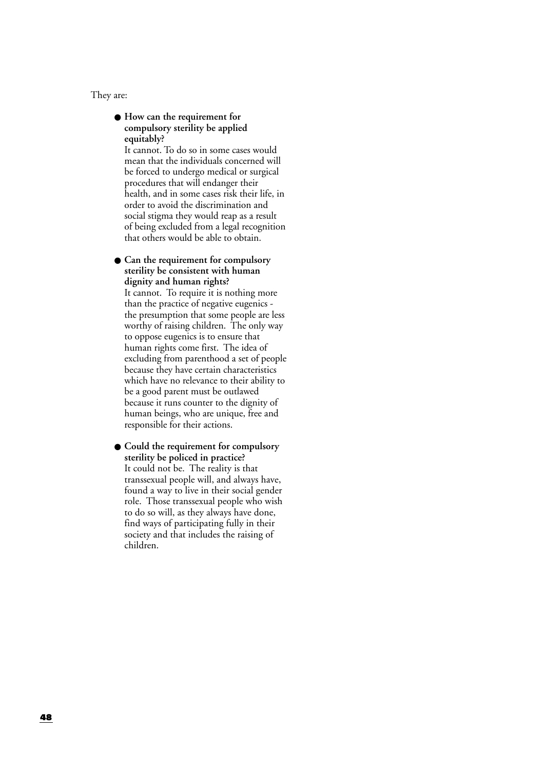They are:

- **How can the requirement for compulsory sterility be applied equitably?**
  It cannot. To do so in some cases would mean that the individuals concerned will be forced to undergo medical or surgical procedures that will endanger their health, and in some cases risk their life, in order to avoid the discrimination and social stigma they would reap as a result of being excluded from a legal recognition that others would be able to obtain.

- **Can the requirement for compulsory sterility be consistent with human dignity and human rights?**
  It cannot. To require it is nothing more than the practice of negative eugenics - the presumption that some people are less worthy of raising children. The only way to oppose eugenics is to ensure that human rights come first. The idea of excluding from parenthood a set of people because they have certain characteristics which have no relevance to their ability to be a good parent must be outlawed because it runs counter to the dignity of human beings, who are unique, free and responsible for their actions.

- **Could the requirement for compulsory sterility be policed in practice?**
  It could not be. The reality is that transsexual people will, and always have, found a way to live in their social gender role. Those transsexual people who wish to do so will, as they always have done, find ways of participating fully in their society and that includes the raising of children.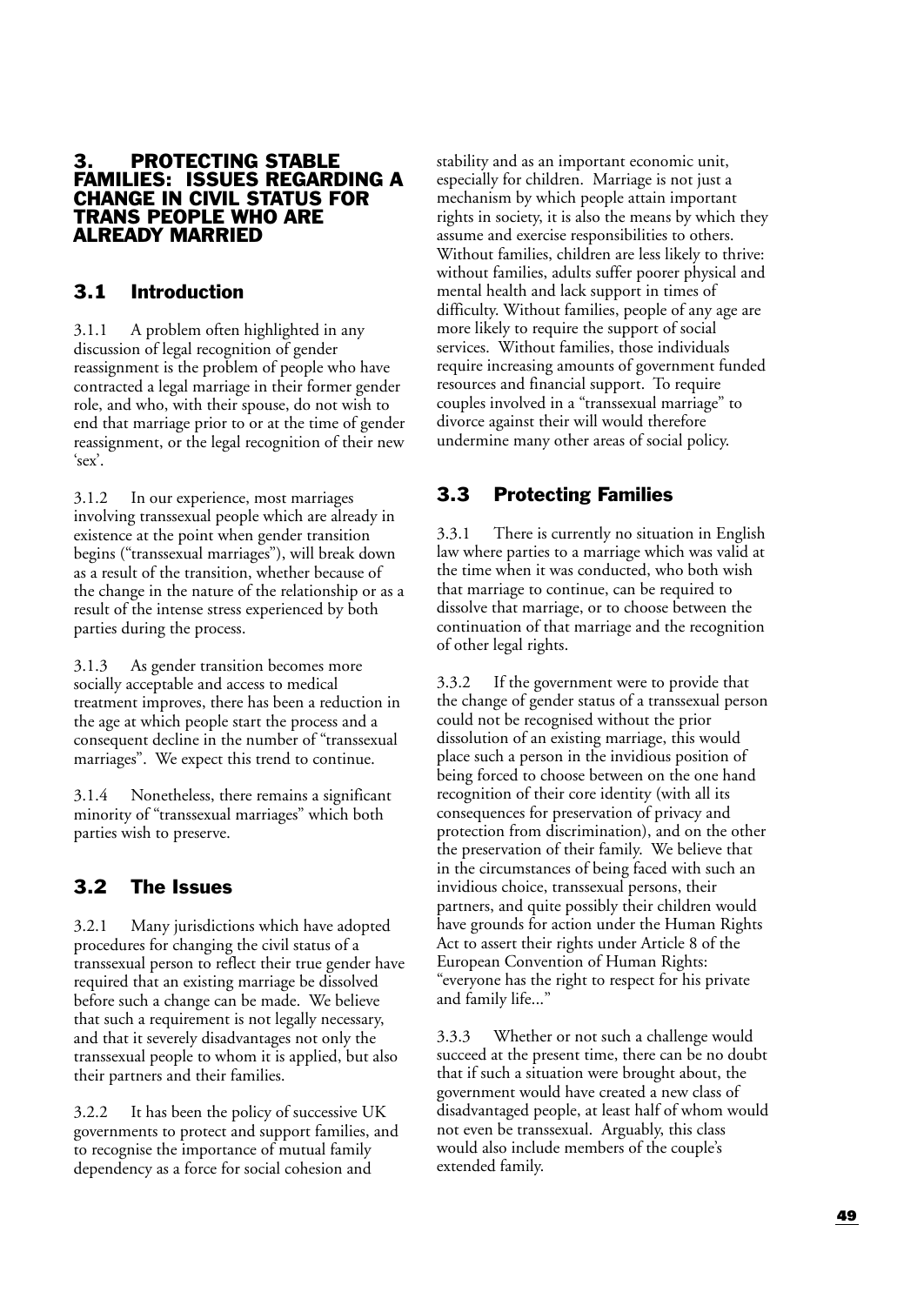## 3. PROTECTING STABLE FAMILIES: ISSUES REGARDING A CHANGE IN CIVIL STATUS FOR TRANS PEOPLE WHO ARE ALREADY MARRIED

### 3.1 Introduction

3.1.1 A problem often highlighted in any discussion of legal recognition of gender reassignment is the problem of people who have contracted a legal marriage in their former gender role, and who, with their spouse, do not wish to end that marriage prior to or at the time of gender reassignment, or the legal recognition of their new 'sex'.

3.1.2 In our experience, most marriages involving transsexual people which are already in existence at the point when gender transition begins ("transsexual marriages"), will break down as a result of the transition, whether because of the change in the nature of the relationship or as a result of the intense stress experienced by both parties during the process.

3.1.3 As gender transition becomes more socially acceptable and access to medical treatment improves, there has been a reduction in the age at which people start the process and a consequent decline in the number of "transsexual marriages". We expect this trend to continue.

3.1.4 Nonetheless, there remains a significant minority of "transsexual marriages" which both parties wish to preserve.

### 3.2 The Issues

3.2.1 Many jurisdictions which have adopted procedures for changing the civil status of a transsexual person to reflect their true gender have required that an existing marriage be dissolved before such a change can be made. We believe that such a requirement is not legally necessary, and that it severely disadvantages not only the transsexual people to whom it is applied, but also their partners and their families.

3.2.2 It has been the policy of successive UK governments to protect and support families, and to recognise the importance of mutual family dependency as a force for social cohesion and stability and as an important economic unit, especially for children. Marriage is not just a mechanism by which people attain important rights in society, it is also the means by which they assume and exercise responsibilities to others. Without families, children are less likely to thrive: without families, adults suffer poorer physical and mental health and lack support in times of difficulty. Without families, people of any age are more likely to require the support of social services. Without families, those individuals require increasing amounts of government funded resources and financial support. To require couples involved in a "transsexual marriage" to divorce against their will would therefore undermine many other areas of social policy.

### 3.3 Protecting Families

3.3.1 There is currently no situation in English law where parties to a marriage which was valid at the time when it was conducted, who both wish that marriage to continue, can be required to dissolve that marriage, or to choose between the continuation of that marriage and the recognition of other legal rights.

3.3.2 If the government were to provide that the change of gender status of a transsexual person could not be recognised without the prior dissolution of an existing marriage, this would place such a person in the invidious position of being forced to choose between on the one hand recognition of their core identity (with all its consequences for preservation of privacy and protection from discrimination), and on the other the preservation of their family. We believe that in the circumstances of being faced with such an invidious choice, transsexual persons, their partners, and quite possibly their children would have grounds for action under the Human Rights Act to assert their rights under Article 8 of the European Convention of Human Rights: "everyone has the right to respect for his private and family life..."

3.3.3 Whether or not such a challenge would succeed at the present time, there can be no doubt that if such a situation were brought about, the government would have created a new class of disadvantaged people, at least half of whom would not even be transsexual. Arguably, this class would also include members of the couple's extended family.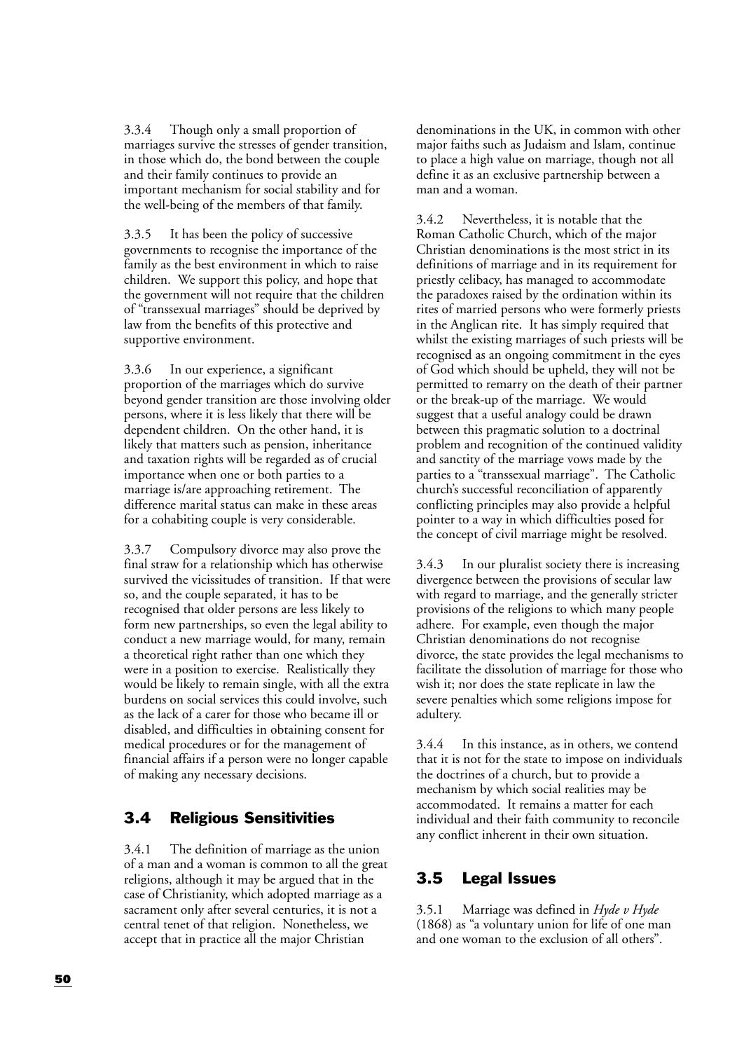3.3.4 Though only a small proportion of marriages survive the stresses of gender transition, in those which do, the bond between the couple and their family continues to provide an important mechanism for social stability and for the well-being of the members of that family.

3.3.5 It has been the policy of successive governments to recognise the importance of the family as the best environment in which to raise children. We support this policy, and hope that the government will not require that the children of "transsexual marriages" should be deprived by law from the benefits of this protective and supportive environment.

3.3.6 In our experience, a significant proportion of the marriages which do survive beyond gender transition are those involving older persons, where it is less likely that there will be dependent children. On the other hand, it is likely that matters such as pension, inheritance and taxation rights will be regarded as of crucial importance when one or both parties to a marriage is/are approaching retirement. The difference marital status can make in these areas for a cohabiting couple is very considerable.

3.3.7 Compulsory divorce may also prove the final straw for a relationship which has otherwise survived the vicissitudes of transition. If that were so, and the couple separated, it has to be recognised that older persons are less likely to form new partnerships, so even the legal ability to conduct a new marriage would, for many, remain a theoretical right rather than one which they were in a position to exercise. Realistically they would be likely to remain single, with all the extra burdens on social services this could involve, such as the lack of a carer for those who became ill or disabled, and difficulties in obtaining consent for medical procedures or for the management of financial affairs if a person were no longer capable of making any necessary decisions.

## 3.4 Religious Sensitivities

3.4.1 The definition of marriage as the union of a man and a woman is common to all the great religions, although it may be argued that in the case of Christianity, which adopted marriage as a sacrament only after several centuries, it is not a central tenet of that religion. Nonetheless, we accept that in practice all the major Christian denominations in the UK, in common with other major faiths such as Judaism and Islam, continue to place a high value on marriage, though not all define it as an exclusive partnership between a man and a woman.

3.4.2 Nevertheless, it is notable that the Roman Catholic Church, which of the major Christian denominations is the most strict in its definitions of marriage and in its requirement for priestly celibacy, has managed to accommodate the paradoxes raised by the ordination within its rites of married persons who were formerly priests in the Anglican rite. It has simply required that whilst the existing marriages of such priests will be recognised as an ongoing commitment in the eyes of God which should be upheld, they will not be permitted to remarry on the death of their partner or the break-up of the marriage. We would suggest that a useful analogy could be drawn between this pragmatic solution to a doctrinal problem and recognition of the continued validity and sanctity of the marriage vows made by the parties to a "transsexual marriage". The Catholic church's successful reconciliation of apparently conflicting principles may also provide a helpful pointer to a way in which difficulties posed for the concept of civil marriage might be resolved.

3.4.3 In our pluralist society there is increasing divergence between the provisions of secular law with regard to marriage, and the generally stricter provisions of the religions to which many people adhere. For example, even though the major Christian denominations do not recognise divorce, the state provides the legal mechanisms to facilitate the dissolution of marriage for those who wish it; nor does the state replicate in law the severe penalties which some religions impose for adultery.

3.4.4 In this instance, as in others, we contend that it is not for the state to impose on individuals the doctrines of a church, but to provide a mechanism by which social realities may be accommodated. It remains a matter for each individual and their faith community to reconcile any conflict inherent in their own situation.

## 3.5 Legal Issues

3.5.1 Marriage was defined in *Hyde v Hyde* (1868) as "a voluntary union for life of one man and one woman to the exclusion of all others".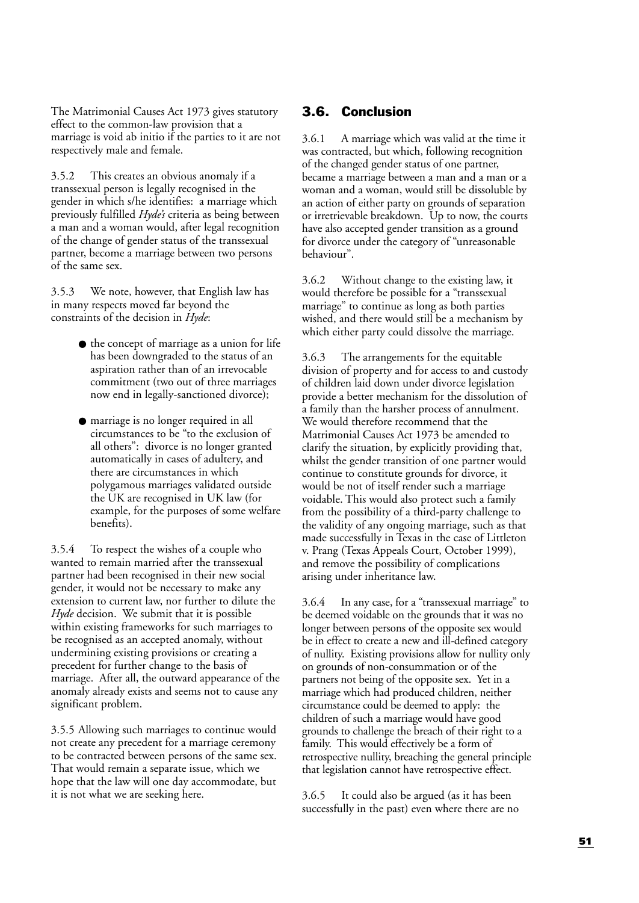The Matrimonial Causes Act 1973 gives statutory effect to the common-law provision that a marriage is void ab initio if the parties to it are not respectively male and female.

3.5.2 This creates an obvious anomaly if a transsexual person is legally recognised in the gender in which s/he identifies: a marriage which previously fulfilled *Hyde's* criteria as being between a man and a woman would, after legal recognition of the change of gender status of the transsexual partner, become a marriage between two persons of the same sex.

3.5.3 We note, however, that English law has in many respects moved far beyond the constraints of the decision in *Hyde*:

- the concept of marriage as a union for life has been downgraded to the status of an aspiration rather than of an irrevocable commitment (two out of three marriages now end in legally-sanctioned divorce);
- marriage is no longer required in all circumstances to be "to the exclusion of all others": divorce is no longer granted automatically in cases of adultery, and there are circumstances in which polygamous marriages validated outside the UK are recognised in UK law (for example, for the purposes of some welfare benefits).

3.5.4 To respect the wishes of a couple who wanted to remain married after the transsexual partner had been recognised in their new social gender, it would not be necessary to make any extension to current law, nor further to dilute the *Hyde* decision. We submit that it is possible within existing frameworks for such marriages to be recognised as an accepted anomaly, without undermining existing provisions or creating a precedent for further change to the basis of marriage. After all, the outward appearance of the anomaly already exists and seems not to cause any significant problem.

3.5.5 Allowing such marriages to continue would not create any precedent for a marriage ceremony to be contracted between persons of the same sex. That would remain a separate issue, which we hope that the law will one day accommodate, but it is not what we are seeking here.

## 3.6. Conclusion

3.6.1 A marriage which was valid at the time it was contracted, but which, following recognition of the changed gender status of one partner, became a marriage between a man and a man or a woman and a woman, would still be dissoluble by an action of either party on grounds of separation or irretrievable breakdown. Up to now, the courts have also accepted gender transition as a ground for divorce under the category of "unreasonable behaviour".

3.6.2 Without change to the existing law, it would therefore be possible for a "transsexual marriage" to continue as long as both parties wished, and there would still be a mechanism by which either party could dissolve the marriage.

3.6.3 The arrangements for the equitable division of property and for access to and custody of children laid down under divorce legislation provide a better mechanism for the dissolution of a family than the harsher process of annulment. We would therefore recommend that the Matrimonial Causes Act 1973 be amended to clarify the situation, by explicitly providing that, whilst the gender transition of one partner would continue to constitute grounds for divorce, it would be not of itself render such a marriage voidable. This would also protect such a family from the possibility of a third-party challenge to the validity of any ongoing marriage, such as that made successfully in Texas in the case of Littleton v. Prang (Texas Appeals Court, October 1999), and remove the possibility of complications arising under inheritance law.

3.6.4 In any case, for a "transsexual marriage" to be deemed voidable on the grounds that it was no longer between persons of the opposite sex would be in effect to create a new and ill-defined category of nullity. Existing provisions allow for nullity only on grounds of non-consummation or of the partners not being of the opposite sex. Yet in a marriage which had produced children, neither circumstance could be deemed to apply: the children of such a marriage would have good grounds to challenge the breach of their right to a family. This would effectively be a form of retrospective nullity, breaching the general principle that legislation cannot have retrospective effect.

3.6.5 It could also be argued (as it has been successfully in the past) even where there are no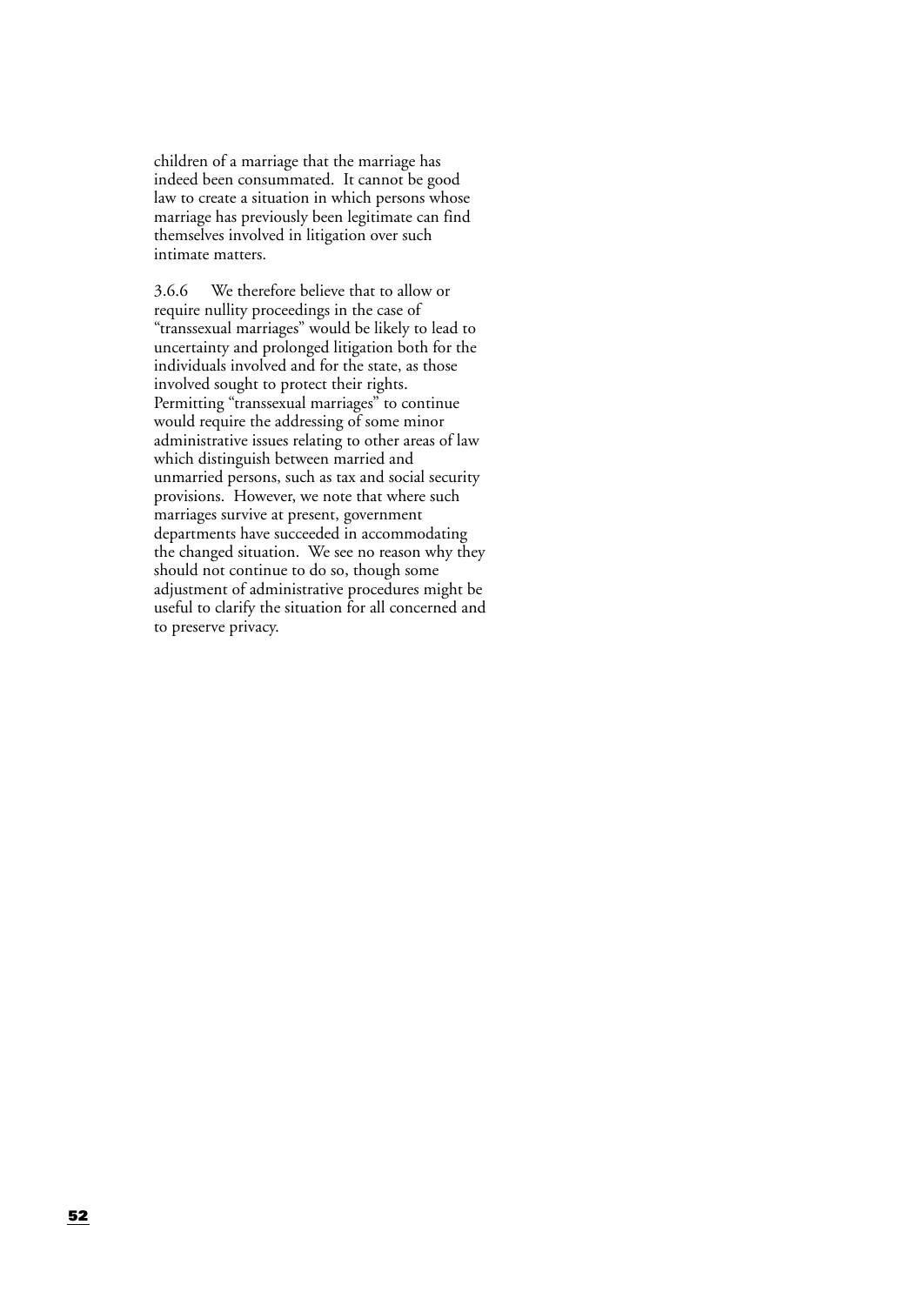children of a marriage that the marriage has indeed been consummated. It cannot be good law to create a situation in which persons whose marriage has previously been legitimate can find themselves involved in litigation over such intimate matters.

3.6.6 We therefore believe that to allow or require nullity proceedings in the case of "transsexual marriages" would be likely to lead to uncertainty and prolonged litigation both for the individuals involved and for the state, as those involved sought to protect their rights. Permitting "transsexual marriages" to continue would require the addressing of some minor administrative issues relating to other areas of law which distinguish between married and unmarried persons, such as tax and social security provisions. However, we note that where such marriages survive at present, government departments have succeeded in accommodating the changed situation. We see no reason why they should not continue to do so, though some adjustment of administrative procedures might be useful to clarify the situation for all concerned and to preserve privacy.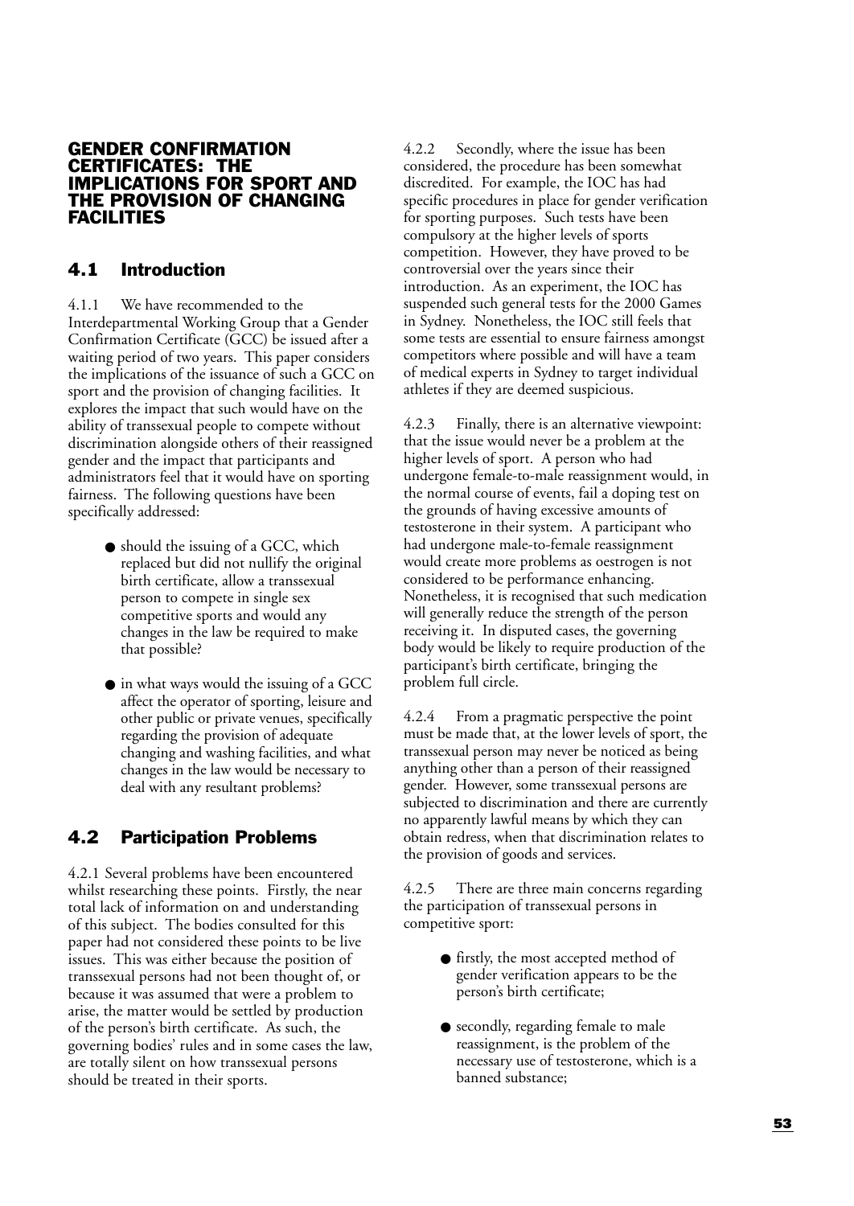## GENDER CONFIRMATION CERTIFICATES: THE IMPLICATIONS FOR SPORT AND THE PROVISION OF CHANGING FACILITIES

### 4.1 Introduction

4.1.1 We have recommended to the Interdepartmental Working Group that a Gender Confirmation Certificate (GCC) be issued after a waiting period of two years. This paper considers the implications of the issuance of such a GCC on sport and the provision of changing facilities. It explores the impact that such would have on the ability of transsexual people to compete without discrimination alongside others of their reassigned gender and the impact that participants and administrators feel that it would have on sporting fairness. The following questions have been specifically addressed:

- should the issuing of a GCC, which replaced but did not nullify the original birth certificate, allow a transsexual person to compete in single sex competitive sports and would any changes in the law be required to make that possible?
- in what ways would the issuing of a GCC affect the operator of sporting, leisure and other public or private venues, specifically regarding the provision of adequate changing and washing facilities, and what changes in the law would be necessary to deal with any resultant problems?

### 4.2 Participation Problems

4.2.1 Several problems have been encountered whilst researching these points. Firstly, the near total lack of information on and understanding of this subject. The bodies consulted for this paper had not considered these points to be live issues. This was either because the position of transsexual persons had not been thought of, or because it was assumed that were a problem to arise, the matter would be settled by production of the person's birth certificate. As such, the governing bodies' rules and in some cases the law, are totally silent on how transsexual persons should be treated in their sports.

4.2.2 Secondly, where the issue has been considered, the procedure has been somewhat discredited. For example, the IOC has had specific procedures in place for gender verification for sporting purposes. Such tests have been compulsory at the higher levels of sports competition. However, they have proved to be controversial over the years since their introduction. As an experiment, the IOC has suspended such general tests for the 2000 Games in Sydney. Nonetheless, the IOC still feels that some tests are essential to ensure fairness amongst competitors where possible and will have a team of medical experts in Sydney to target individual athletes if they are deemed suspicious.

4.2.3 Finally, there is an alternative viewpoint: that the issue would never be a problem at the higher levels of sport. A person who had undergone female-to-male reassignment would, in the normal course of events, fail a doping test on the grounds of having excessive amounts of testosterone in their system. A participant who had undergone male-to-female reassignment would create more problems as oestrogen is not considered to be performance enhancing. Nonetheless, it is recognised that such medication will generally reduce the strength of the person receiving it. In disputed cases, the governing body would be likely to require production of the participant's birth certificate, bringing the problem full circle.

4.2.4 From a pragmatic perspective the point must be made that, at the lower levels of sport, the transsexual person may never be noticed as being anything other than a person of their reassigned gender. However, some transsexual persons are subjected to discrimination and there are currently no apparently lawful means by which they can obtain redress, when that discrimination relates to the provision of goods and services.

4.2.5 There are three main concerns regarding the participation of transsexual persons in competitive sport:

- firstly, the most accepted method of gender verification appears to be the person's birth certificate;
- secondly, regarding female to male reassignment, is the problem of the necessary use of testosterone, which is a banned substance;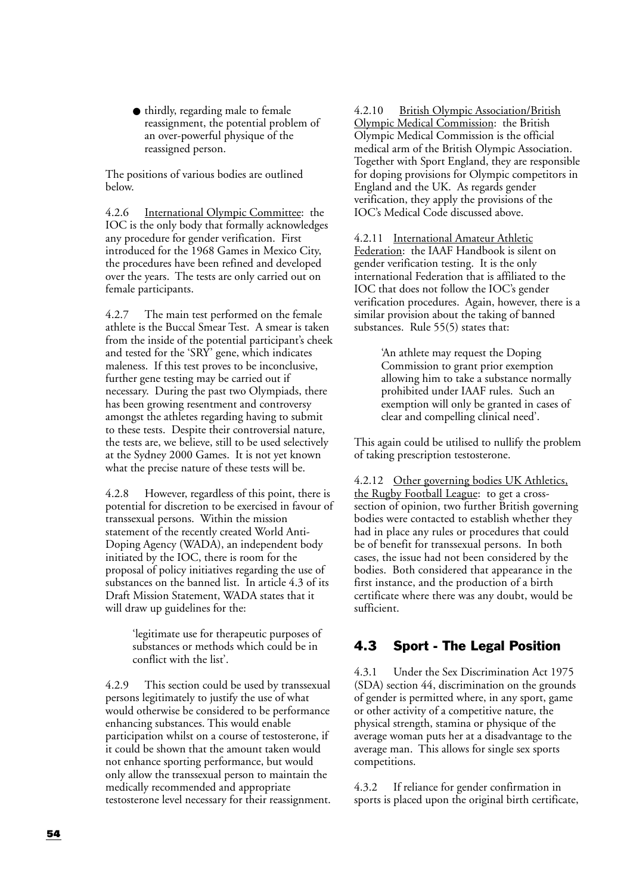- thirdly, regarding male to female reassignment, the potential problem of an over-powerful physique of the reassigned person.

The positions of various bodies are outlined below.

4.2.6 International Olympic Committee: the IOC is the only body that formally acknowledges any procedure for gender verification. First introduced for the 1968 Games in Mexico City, the procedures have been refined and developed over the years. The tests are only carried out on female participants.

4.2.7 The main test performed on the female athlete is the Buccal Smear Test. A smear is taken from the inside of the potential participant's cheek and tested for the 'SRY' gene, which indicates maleness. If this test proves to be inconclusive, further gene testing may be carried out if necessary. During the past two Olympiads, there has been growing resentment and controversy amongst the athletes regarding having to submit to these tests. Despite their controversial nature, the tests are, we believe, still to be used selectively at the Sydney 2000 Games. It is not yet known what the precise nature of these tests will be.

4.2.8 However, regardless of this point, there is potential for discretion to be exercised in favour of transsexual persons. Within the mission statement of the recently created World Anti-Doping Agency (WADA), an independent body initiated by the IOC, there is room for the proposal of policy initiatives regarding the use of substances on the banned list. In article 4.3 of its Draft Mission Statement, WADA states that it will draw up guidelines for the:

> 'legitimate use for therapeutic purposes of substances or methods which could be in conflict with the list'.

4.2.9 This section could be used by transsexual persons legitimately to justify the use of what would otherwise be considered to be performance enhancing substances. This would enable participation whilst on a course of testosterone, if it could be shown that the amount taken would not enhance sporting performance, but would only allow the transsexual person to maintain the medically recommended and appropriate testosterone level necessary for their reassignment.

4.2.10 British Olympic Association/British Olympic Medical Commission: the British Olympic Medical Commission is the official medical arm of the British Olympic Association. Together with Sport England, they are responsible for doping provisions for Olympic competitors in England and the UK. As regards gender verification, they apply the provisions of the IOC's Medical Code discussed above.

4.2.11 International Amateur Athletic Federation: the IAAF Handbook is silent on gender verification testing. It is the only international Federation that is affiliated to the IOC that does not follow the IOC's gender verification procedures. Again, however, there is a similar provision about the taking of banned substances. Rule 55(5) states that:

> 'An athlete may request the Doping Commission to grant prior exemption allowing him to take a substance normally prohibited under IAAF rules. Such an exemption will only be granted in cases of clear and compelling clinical need'.

This again could be utilised to nullify the problem of taking prescription testosterone.

4.2.12 Other governing bodies UK Athletics, the Rugby Football League: to get a cross-section of opinion, two further British governing bodies were contacted to establish whether they had in place any rules or procedures that could be of benefit for transsexual persons. In both cases, the issue had not been considered by the bodies. Both considered that appearance in the first instance, and the production of a birth certificate where there was any doubt, would be sufficient.

## 4.3 Sport - The Legal Position

4.3.1 Under the Sex Discrimination Act 1975 (SDA) section 44, discrimination on the grounds of gender is permitted where, in any sport, game or other activity of a competitive nature, the physical strength, stamina or physique of the average woman puts her at a disadvantage to the average man. This allows for single sex sports competitions.

4.3.2 If reliance for gender confirmation in sports is placed upon the original birth certificate,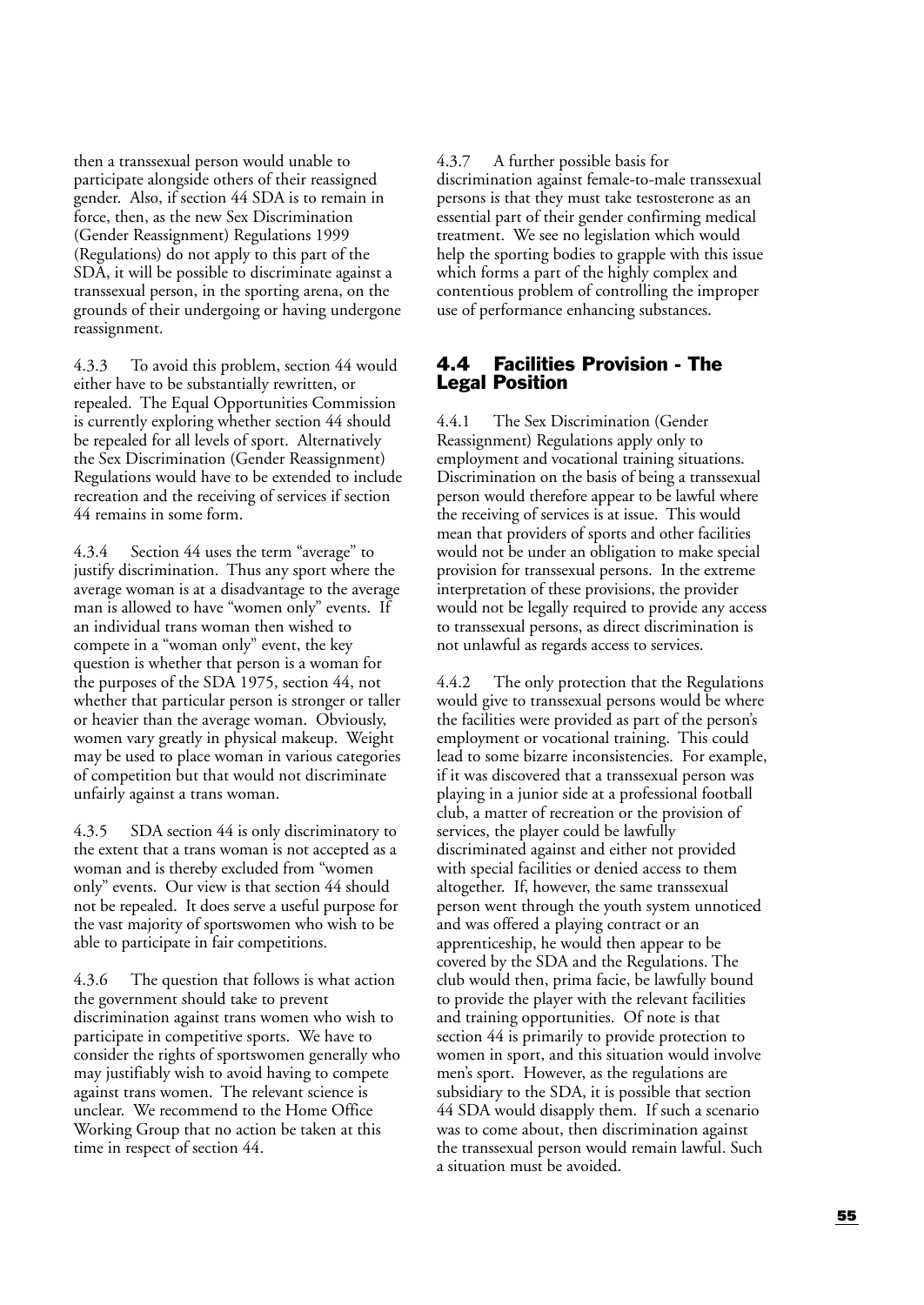then a transsexual person would unable to participate alongside others of their reassigned gender. Also, if section 44 SDA is to remain in force, then, as the new Sex Discrimination (Gender Reassignment) Regulations 1999 (Regulations) do not apply to this part of the SDA, it will be possible to discriminate against a transsexual person, in the sporting arena, on the grounds of their undergoing or having undergone reassignment.

4.3.3 To avoid this problem, section 44 would either have to be substantially rewritten, or repealed. The Equal Opportunities Commission is currently exploring whether section 44 should be repealed for all levels of sport. Alternatively the Sex Discrimination (Gender Reassignment) Regulations would have to be extended to include recreation and the receiving of services if section 44 remains in some form.

4.3.4 Section 44 uses the term "average" to justify discrimination. Thus any sport where the average woman is at a disadvantage to the average man is allowed to have "women only" events. If an individual trans woman then wished to compete in a "woman only" event, the key question is whether that person is a woman for the purposes of the SDA 1975, section 44, not whether that particular person is stronger or taller or heavier than the average woman. Obviously, women vary greatly in physical makeup. Weight may be used to place woman in various categories of competition but that would not discriminate unfairly against a trans woman.

4.3.5 SDA section 44 is only discriminatory to the extent that a trans woman is not accepted as a woman and is thereby excluded from "women only" events. Our view is that section 44 should not be repealed. It does serve a useful purpose for the vast majority of sportswomen who wish to be able to participate in fair competitions.

4.3.6 The question that follows is what action the government should take to prevent discrimination against trans women who wish to participate in competitive sports. We have to consider the rights of sportswomen generally who may justifiably wish to avoid having to compete against trans women. The relevant science is unclear. We recommend to the Home Office Working Group that no action be taken at this time in respect of section 44.

4.3.7 A further possible basis for discrimination against female-to-male transsexual persons is that they must take testosterone as an essential part of their gender confirming medical treatment. We see no legislation which would help the sporting bodies to grapple with this issue which forms a part of the highly complex and contentious problem of controlling the improper use of performance enhancing substances.

## 4.4 Facilities Provision - The Legal Position

4.4.1 The Sex Discrimination (Gender Reassignment) Regulations apply only to employment and vocational training situations. Discrimination on the basis of being a transsexual person would therefore appear to be lawful where the receiving of services is at issue. This would mean that providers of sports and other facilities would not be under an obligation to make special provision for transsexual persons. In the extreme interpretation of these provisions, the provider would not be legally required to provide any access to transsexual persons, as direct discrimination is not unlawful as regards access to services.

4.4.2 The only protection that the Regulations would give to transsexual persons would be where the facilities were provided as part of the person's employment or vocational training. This could lead to some bizarre inconsistencies. For example, if it was discovered that a transsexual person was playing in a junior side at a professional football club, a matter of recreation or the provision of services, the player could be lawfully discriminated against and either not provided with special facilities or denied access to them altogether. If, however, the same transsexual person went through the youth system unnoticed and was offered a playing contract or an apprenticeship, he would then appear to be covered by the SDA and the Regulations. The club would then, prima facie, be lawfully bound to provide the player with the relevant facilities and training opportunities. Of note is that section 44 is primarily to provide protection to women in sport, and this situation would involve men's sport. However, as the regulations are subsidiary to the SDA, it is possible that section 44 SDA would disapply them. If such a scenario was to come about, then discrimination against the transsexual person would remain lawful. Such a situation must be avoided.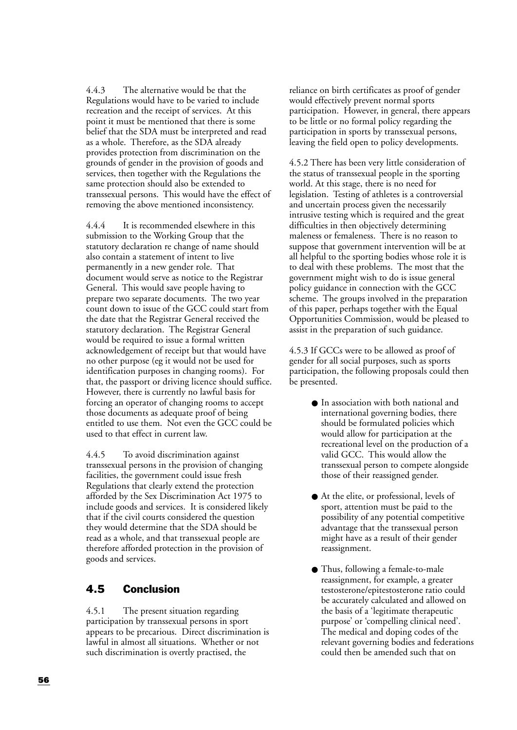4.4.3 The alternative would be that the Regulations would have to be varied to include recreation and the receipt of services. At this point it must be mentioned that there is some belief that the SDA must be interpreted and read as a whole. Therefore, as the SDA already provides protection from discrimination on the grounds of gender in the provision of goods and services, then together with the Regulations the same protection should also be extended to transsexual persons. This would have the effect of removing the above mentioned inconsistency.

4.4.4 It is recommended elsewhere in this submission to the Working Group that the statutory declaration re change of name should also contain a statement of intent to live permanently in a new gender role. That document would serve as notice to the Registrar General. This would save people having to prepare two separate documents. The two year count down to issue of the GCC could start from the date that the Registrar General received the statutory declaration. The Registrar General would be required to issue a formal written acknowledgement of receipt but that would have no other purpose (eg it would not be used for identification purposes in changing rooms). For that, the passport or driving licence should suffice. However, there is currently no lawful basis for forcing an operator of changing rooms to accept those documents as adequate proof of being entitled to use them. Not even the GCC could be used to that effect in current law.

4.4.5 To avoid discrimination against transsexual persons in the provision of changing facilities, the government could issue fresh Regulations that clearly extend the protection afforded by the Sex Discrimination Act 1975 to include goods and services. It is considered likely that if the civil courts considered the question they would determine that the SDA should be read as a whole, and that transsexual people are therefore afforded protection in the provision of goods and services.

## 4.5 Conclusion

4.5.1 The present situation regarding participation by transsexual persons in sport appears to be precarious. Direct discrimination is lawful in almost all situations. Whether or not such discrimination is overtly practised, the reliance on birth certificates as proof of gender would effectively prevent normal sports participation. However, in general, there appears to be little or no formal policy regarding the participation in sports by transsexual persons, leaving the field open to policy developments.

4.5.2 There has been very little consideration of the status of transsexual people in the sporting world. At this stage, there is no need for legislation. Testing of athletes is a controversial and uncertain process given the necessarily intrusive testing which is required and the great difficulties in then objectively determining maleness or femaleness. There is no reason to suppose that government intervention will be at all helpful to the sporting bodies whose role it is to deal with these problems. The most that the government might wish to do is issue general policy guidance in connection with the GCC scheme. The groups involved in the preparation of this paper, perhaps together with the Equal Opportunities Commission, would be pleased to assist in the preparation of such guidance.

4.5.3 If GCCs were to be allowed as proof of gender for all social purposes, such as sports participation, the following proposals could then be presented.

- In association with both national and international governing bodies, there should be formulated policies which would allow for participation at the recreational level on the production of a valid GCC. This would allow the transsexual person to compete alongside those of their reassigned gender.
- At the elite, or professional, levels of sport, attention must be paid to the possibility of any potential competitive advantage that the transsexual person might have as a result of their gender reassignment.
- Thus, following a female-to-male reassignment, for example, a greater testosterone/epitestosterone ratio could be accurately calculated and allowed on the basis of a 'legitimate therapeutic purpose' or 'compelling clinical need'. The medical and doping codes of the relevant governing bodies and federations could then be amended such that on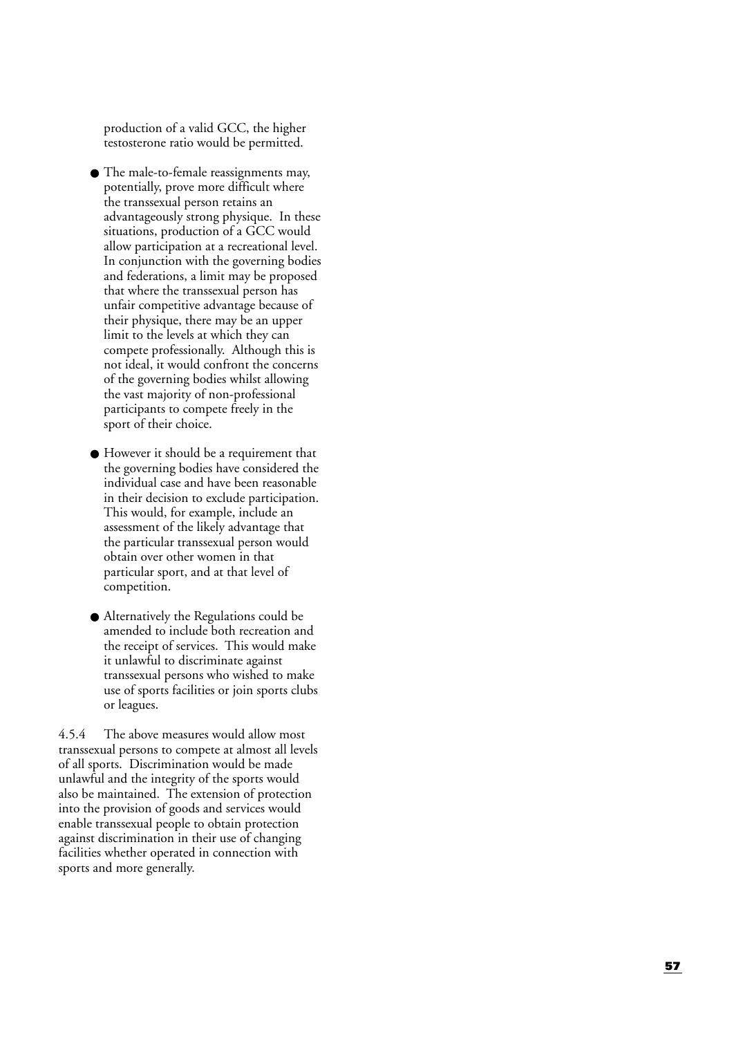production of a valid GCC, the higher testosterone ratio would be permitted.

- The male-to-female reassignments may, potentially, prove more difficult where the transsexual person retains an advantageously strong physique. In these situations, production of a GCC would allow participation at a recreational level. In conjunction with the governing bodies and federations, a limit may be proposed that where the transsexual person has unfair competitive advantage because of their physique, there may be an upper limit to the levels at which they can compete professionally. Although this is not ideal, it would confront the concerns of the governing bodies whilst allowing the vast majority of non-professional participants to compete freely in the sport of their choice.

- However it should be a requirement that the governing bodies have considered the individual case and have been reasonable in their decision to exclude participation. This would, for example, include an assessment of the likely advantage that the particular transsexual person would obtain over other women in that particular sport, and at that level of competition.

- Alternatively the Regulations could be amended to include both recreation and the receipt of services. This would make it unlawful to discriminate against transsexual persons who wished to make use of sports facilities or join sports clubs or leagues.

4.5.4 The above measures would allow most transsexual persons to compete at almost all levels of all sports. Discrimination would be made unlawful and the integrity of the sports would also be maintained. The extension of protection into the provision of goods and services would enable transsexual people to obtain protection against discrimination in their use of changing facilities whether operated in connection with sports and more generally.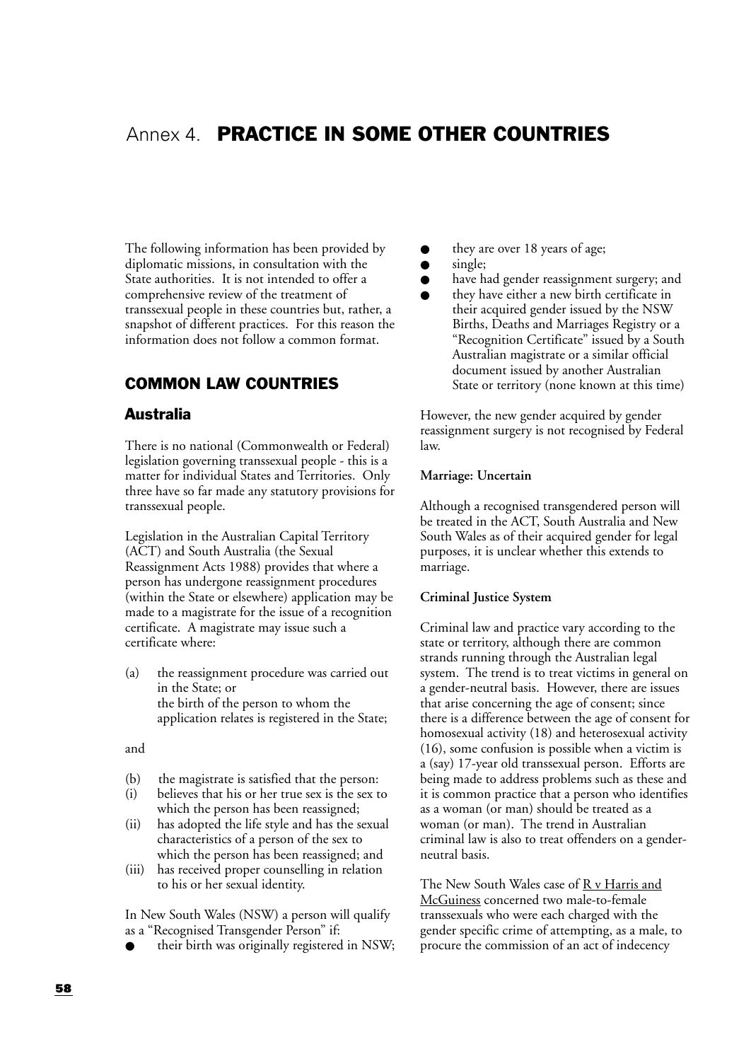# Annex 4. **PRACTICE IN SOME OTHER COUNTRIES**

The following information has been provided by diplomatic missions, in consultation with the State authorities. It is not intended to offer a comprehensive review of the treatment of transsexual people in these countries but, rather, a snapshot of different practices. For this reason the information does not follow a common format.

## COMMON LAW COUNTRIES

### Australia

There is no national (Commonwealth or Federal) legislation governing transsexual people - this is a matter for individual States and Territories. Only three have so far made any statutory provisions for transsexual people.

Legislation in the Australian Capital Territory (ACT) and South Australia (the Sexual Reassignment Acts 1988) provides that where a person has undergone reassignment procedures (within the State or elsewhere) application may be made to a magistrate for the issue of a recognition certificate. A magistrate may issue such a certificate where:

(a) the reassignment procedure was carried out in the State; or
the birth of the person to whom the application relates is registered in the State;

and

(b) the magistrate is satisfied that the person:
(i) believes that his or her true sex is the sex to which the person has been reassigned;
(ii) has adopted the life style and has the sexual characteristics of a person of the sex to which the person has been reassigned; and
(iii) has received proper counselling in relation to his or her sexual identity.

In New South Wales (NSW) a person will qualify as a "Recognised Transgender Person" if:

- their birth was originally registered in NSW;
- they are over 18 years of age;
- single;
- have had gender reassignment surgery; and
- they have either a new birth certificate in their acquired gender issued by the NSW Births, Deaths and Marriages Registry or a "Recognition Certificate" issued by a South Australian magistrate or a similar official document issued by another Australian State or territory (none known at this time)

However, the new gender acquired by gender reassignment surgery is not recognised by Federal law.

**Marriage: Uncertain**

Although a recognised transgendered person will be treated in the ACT, South Australia and New South Wales as of their acquired gender for legal purposes, it is unclear whether this extends to marriage.

**Criminal Justice System**

Criminal law and practice vary according to the state or territory, although there are common strands running through the Australian legal system. The trend is to treat victims in general on a gender-neutral basis. However, there are issues that arise concerning the age of consent; since there is a difference between the age of consent for homosexual activity (18) and heterosexual activity (16), some confusion is possible when a victim is a (say) 17-year old transsexual person. Efforts are being made to address problems such as these and it is common practice that a person who identifies as a woman (or man) should be treated as a woman (or man). The trend in Australian criminal law is also to treat offenders on a gender-neutral basis.

The New South Wales case of R v Harris and McGuiness concerned two male-to-female transsexuals who were each charged with the gender specific crime of attempting, as a male, to procure the commission of an act of indecency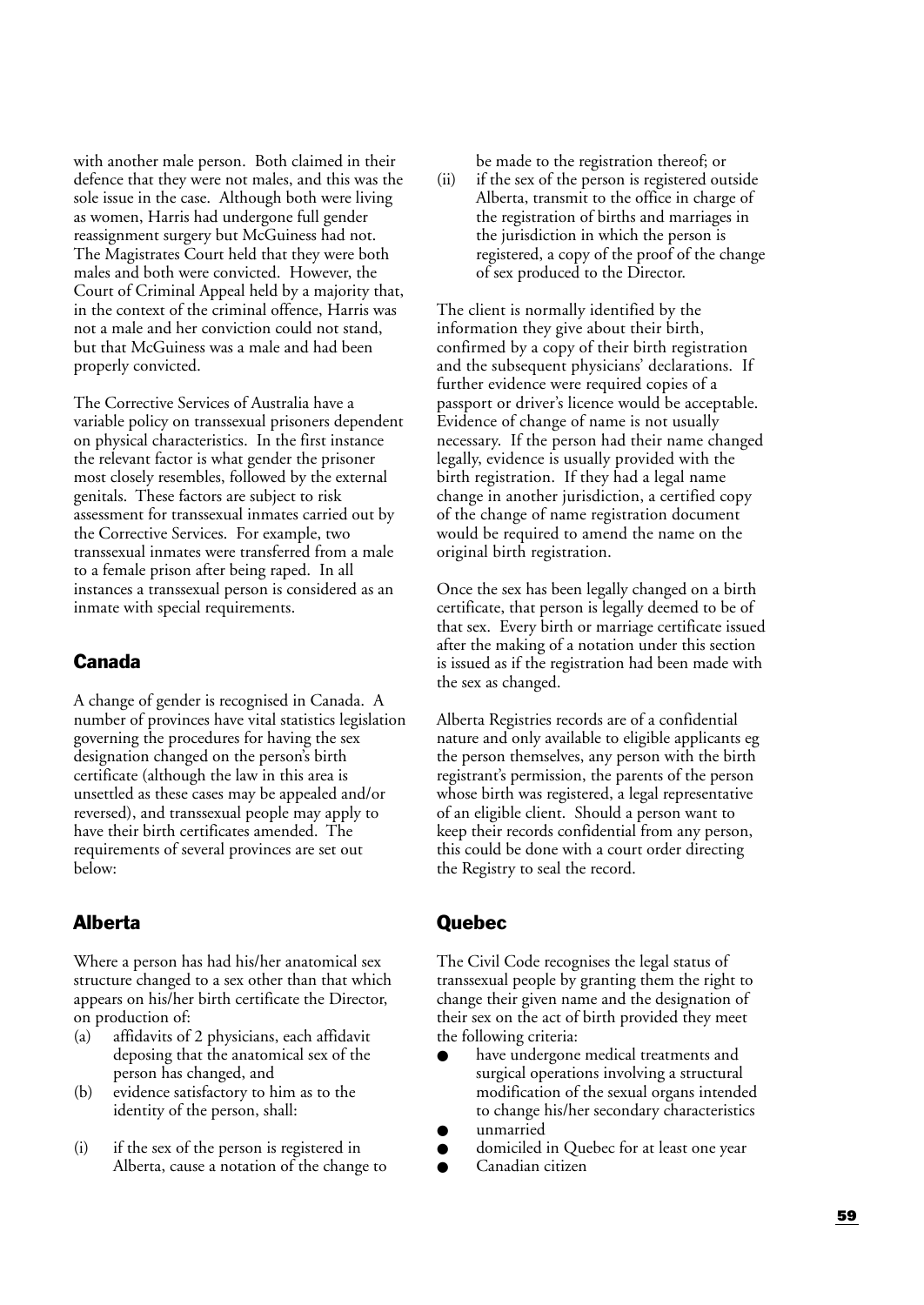with another male person. Both claimed in their defence that they were not males, and this was the sole issue in the case. Although both were living as women, Harris had undergone full gender reassignment surgery but McGuiness had not. The Magistrates Court held that they were both males and both were convicted. However, the Court of Criminal Appeal held by a majority that, in the context of the criminal offence, Harris was not a male and her conviction could not stand, but that McGuiness was a male and had been properly convicted.

The Corrective Services of Australia have a variable policy on transsexual prisoners dependent on physical characteristics. In the first instance the relevant factor is what gender the prisoner most closely resembles, followed by the external genitals. These factors are subject to risk assessment for transsexual inmates carried out by the Corrective Services. For example, two transsexual inmates were transferred from a male to a female prison after being raped. In all instances a transsexual person is considered as an inmate with special requirements.

## Canada

A change of gender is recognised in Canada. A number of provinces have vital statistics legislation governing the procedures for having the sex designation changed on the person's birth certificate (although the law in this area is unsettled as these cases may be appealed and/or reversed), and transsexual people may apply to have their birth certificates amended. The requirements of several provinces are set out below:

## Alberta

Where a person has had his/her anatomical sex structure changed to a sex other than that which appears on his/her birth certificate the Director, on production of:

(a) affidavits of 2 physicians, each affidavit deposing that the anatomical sex of the person has changed, and
(b) evidence satisfactory to him as to the identity of the person, shall:

(i) if the sex of the person is registered in Alberta, cause a notation of the change to be made to the registration thereof; or
(ii) if the sex of the person is registered outside Alberta, transmit to the office in charge of the registration of births and marriages in the jurisdiction in which the person is registered, a copy of the proof of the change of sex produced to the Director.

The client is normally identified by the information they give about their birth, confirmed by a copy of their birth registration and the subsequent physicians' declarations. If further evidence were required copies of a passport or driver's licence would be acceptable. Evidence of change of name is not usually necessary. If the person had their name changed legally, evidence is usually provided with the birth registration. If they had a legal name change in another jurisdiction, a certified copy of the change of name registration document would be required to amend the name on the original birth registration.

Once the sex has been legally changed on a birth certificate, that person is legally deemed to be of that sex. Every birth or marriage certificate issued after the making of a notation under this section is issued as if the registration had been made with the sex as changed.

Alberta Registries records are of a confidential nature and only available to eligible applicants eg the person themselves, any person with the birth registrant's permission, the parents of the person whose birth was registered, a legal representative of an eligible client. Should a person want to keep their records confidential from any person, this could be done with a court order directing the Registry to seal the record.

## Quebec

The Civil Code recognises the legal status of transsexual people by granting them the right to change their given name and the designation of their sex on the act of birth provided they meet the following criteria:

- have undergone medical treatments and surgical operations involving a structural modification of the sexual organs intended to change his/her secondary characteristics
- unmarried
- domiciled in Quebec for at least one year
- Canadian citizen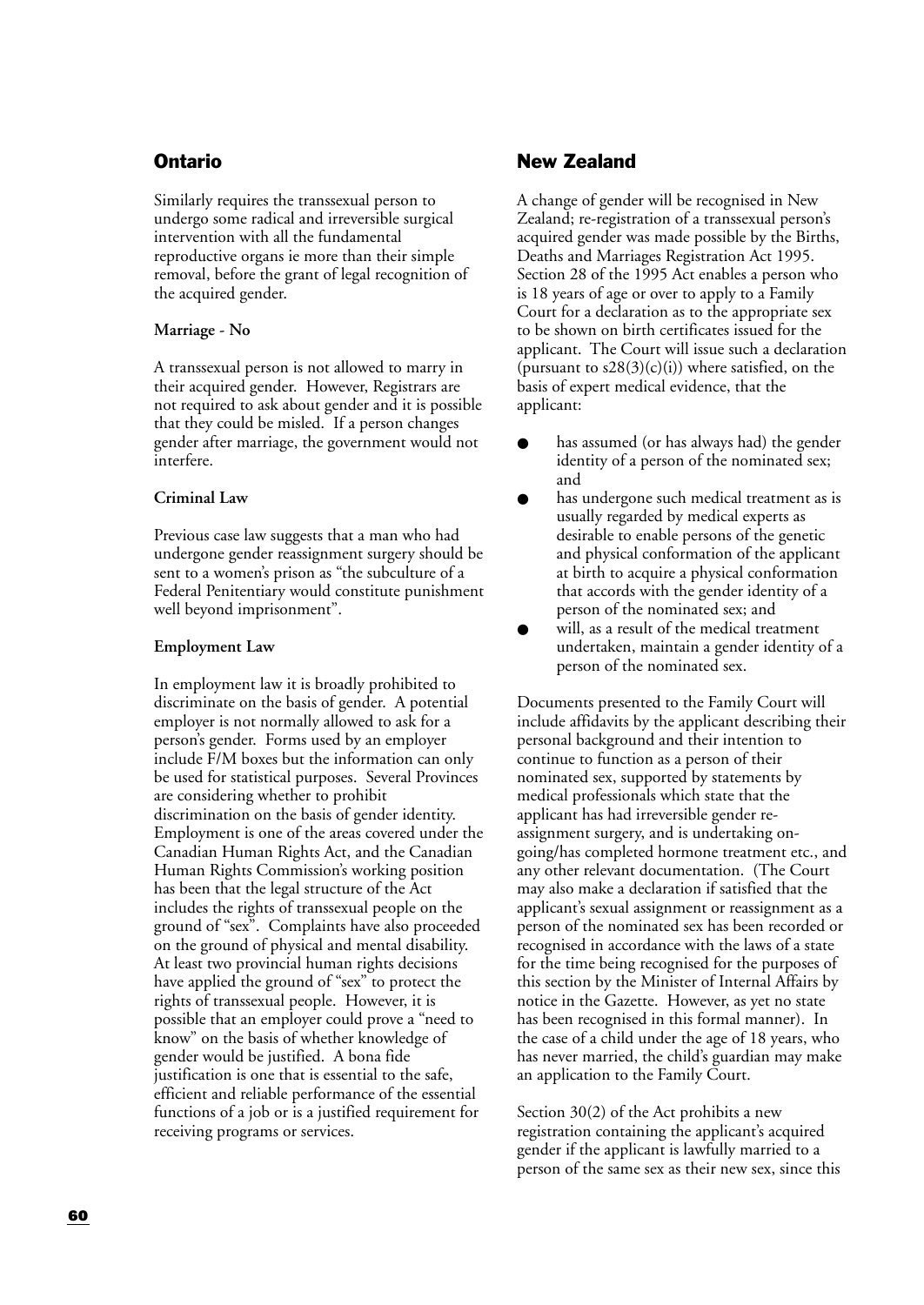## Ontario

Similarly requires the transsexual person to undergo some radical and irreversible surgical intervention with all the fundamental reproductive organs ie more than their simple removal, before the grant of legal recognition of the acquired gender.

**Marriage - No**

A transsexual person is not allowed to marry in their acquired gender. However, Registrars are not required to ask about gender and it is possible that they could be misled. If a person changes gender after marriage, the government would not interfere.

**Criminal Law**

Previous case law suggests that a man who had undergone gender reassignment surgery should be sent to a women's prison as "the subculture of a Federal Penitentiary would constitute punishment well beyond imprisonment".

**Employment Law**

In employment law it is broadly prohibited to discriminate on the basis of gender. A potential employer is not normally allowed to ask for a person's gender. Forms used by an employer include F/M boxes but the information can only be used for statistical purposes. Several Provinces are considering whether to prohibit discrimination on the basis of gender identity. Employment is one of the areas covered under the Canadian Human Rights Act, and the Canadian Human Rights Commission's working position has been that the legal structure of the Act includes the rights of transsexual people on the ground of "sex". Complaints have also proceeded on the ground of physical and mental disability. At least two provincial human rights decisions have applied the ground of "sex" to protect the rights of transsexual people. However, it is possible that an employer could prove a "need to know" on the basis of whether knowledge of gender would be justified. A bona fide justification is one that is essential to the safe, efficient and reliable performance of the essential functions of a job or is a justified requirement for receiving programs or services.

## New Zealand

A change of gender will be recognised in New Zealand; re-registration of a transsexual person's acquired gender was made possible by the Births, Deaths and Marriages Registration Act 1995. Section 28 of the 1995 Act enables a person who is 18 years of age or over to apply to a Family Court for a declaration as to the appropriate sex to be shown on birth certificates issued for the applicant. The Court will issue such a declaration (pursuant to s28(3)(c)(i)) where satisfied, on the basis of expert medical evidence, that the applicant:

- has assumed (or has always had) the gender identity of a person of the nominated sex; and
- has undergone such medical treatment as is usually regarded by medical experts as desirable to enable persons of the genetic and physical conformation of the applicant at birth to acquire a physical conformation that accords with the gender identity of a person of the nominated sex; and
- will, as a result of the medical treatment undertaken, maintain a gender identity of a person of the nominated sex.

Documents presented to the Family Court will include affidavits by the applicant describing their personal background and their intention to continue to function as a person of their nominated sex, supported by statements by medical professionals which state that the applicant has had irreversible gender re-assignment surgery, and is undertaking on-going/has completed hormone treatment etc., and any other relevant documentation. (The Court may also make a declaration if satisfied that the applicant's sexual assignment or reassignment as a person of the nominated sex has been recorded or recognised in accordance with the laws of a state for the time being recognised for the purposes of this section by the Minister of Internal Affairs by notice in the Gazette. However, as yet no state has been recognised in this formal manner). In the case of a child under the age of 18 years, who has never married, the child's guardian may make an application to the Family Court.

Section 30(2) of the Act prohibits a new registration containing the applicant's acquired gender if the applicant is lawfully married to a person of the same sex as their new sex, since this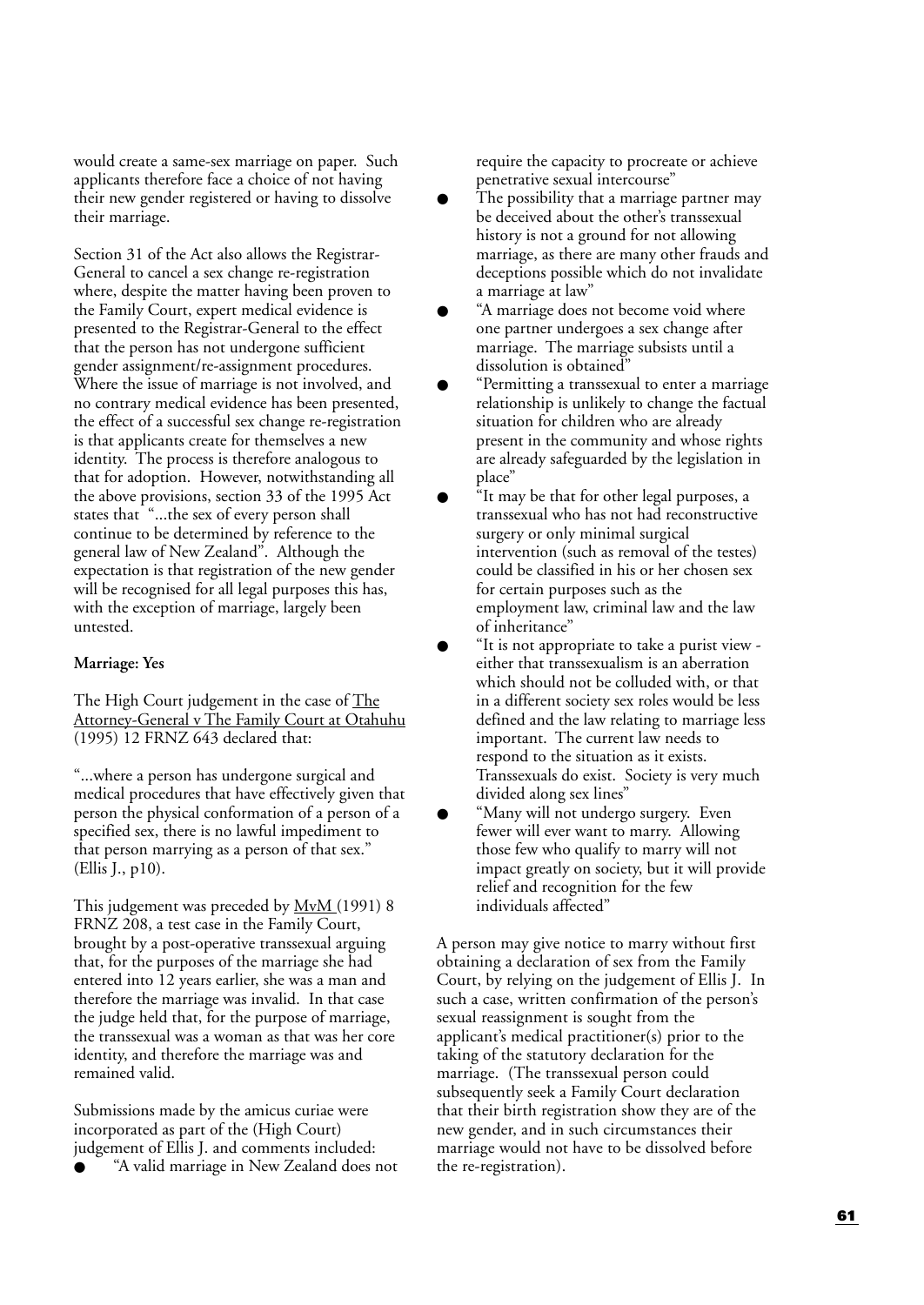would create a same-sex marriage on paper. Such applicants therefore face a choice of not having their new gender registered or having to dissolve their marriage.

Section 31 of the Act also allows the Registrar-General to cancel a sex change re-registration where, despite the matter having been proven to the Family Court, expert medical evidence is presented to the Registrar-General to the effect that the person has not undergone sufficient gender assignment/re-assignment procedures. Where the issue of marriage is not involved, and no contrary medical evidence has been presented, the effect of a successful sex change re-registration is that applicants create for themselves a new identity. The process is therefore analogous to that for adoption. However, notwithstanding all the above provisions, section 33 of the 1995 Act states that "...the sex of every person shall continue to be determined by reference to the general law of New Zealand". Although the expectation is that registration of the new gender will be recognised for all legal purposes this has, with the exception of marriage, largely been untested.

**Marriage: Yes**

The High Court judgement in the case of The Attorney-General v The Family Court at Otahuhu (1995) 12 FRNZ 643 declared that:

"...where a person has undergone surgical and medical procedures that have effectively given that person the physical conformation of a person of a specified sex, there is no lawful impediment to that person marrying as a person of that sex." (Ellis J., p10).

This judgement was preceded by MvM (1991) 8 FRNZ 208, a test case in the Family Court, brought by a post-operative transsexual arguing that, for the purposes of the marriage she had entered into 12 years earlier, she was a man and therefore the marriage was invalid. In that case the judge held that, for the purpose of marriage, the transsexual was a woman as that was her core identity, and therefore the marriage was and remained valid.

Submissions made by the amicus curiae were incorporated as part of the (High Court) judgement of Ellis J. and comments included:

- "A valid marriage in New Zealand does not require the capacity to procreate or achieve penetrative sexual intercourse"
- The possibility that a marriage partner may be deceived about the other's transsexual history is not a ground for not allowing marriage, as there are many other frauds and deceptions possible which do not invalidate a marriage at law"
- "A marriage does not become void where one partner undergoes a sex change after marriage. The marriage subsists until a dissolution is obtained"
- "Permitting a transsexual to enter a marriage relationship is unlikely to change the factual situation for children who are already present in the community and whose rights are already safeguarded by the legislation in place"
- "It may be that for other legal purposes, a transsexual who has not had reconstructive surgery or only minimal surgical intervention (such as removal of the testes) could be classified in his or her chosen sex for certain purposes such as the employment law, criminal law and the law of inheritance"
- "It is not appropriate to take a purist view - either that transsexualism is an aberration which should not be colluded with, or that in a different society sex roles would be less defined and the law relating to marriage less important. The current law needs to respond to the situation as it exists. Transsexuals do exist. Society is very much divided along sex lines"
- "Many will not undergo surgery. Even fewer will ever want to marry. Allowing those few who qualify to marry will not impact greatly on society, but it will provide relief and recognition for the few individuals affected"

A person may give notice to marry without first obtaining a declaration of sex from the Family Court, by relying on the judgement of Ellis J. In such a case, written confirmation of the person's sexual reassignment is sought from the applicant's medical practitioner(s) prior to the taking of the statutory declaration for the marriage. (The transsexual person could subsequently seek a Family Court declaration that their birth registration show they are of the new gender, and in such circumstances their marriage would not have to be dissolved before the re-registration).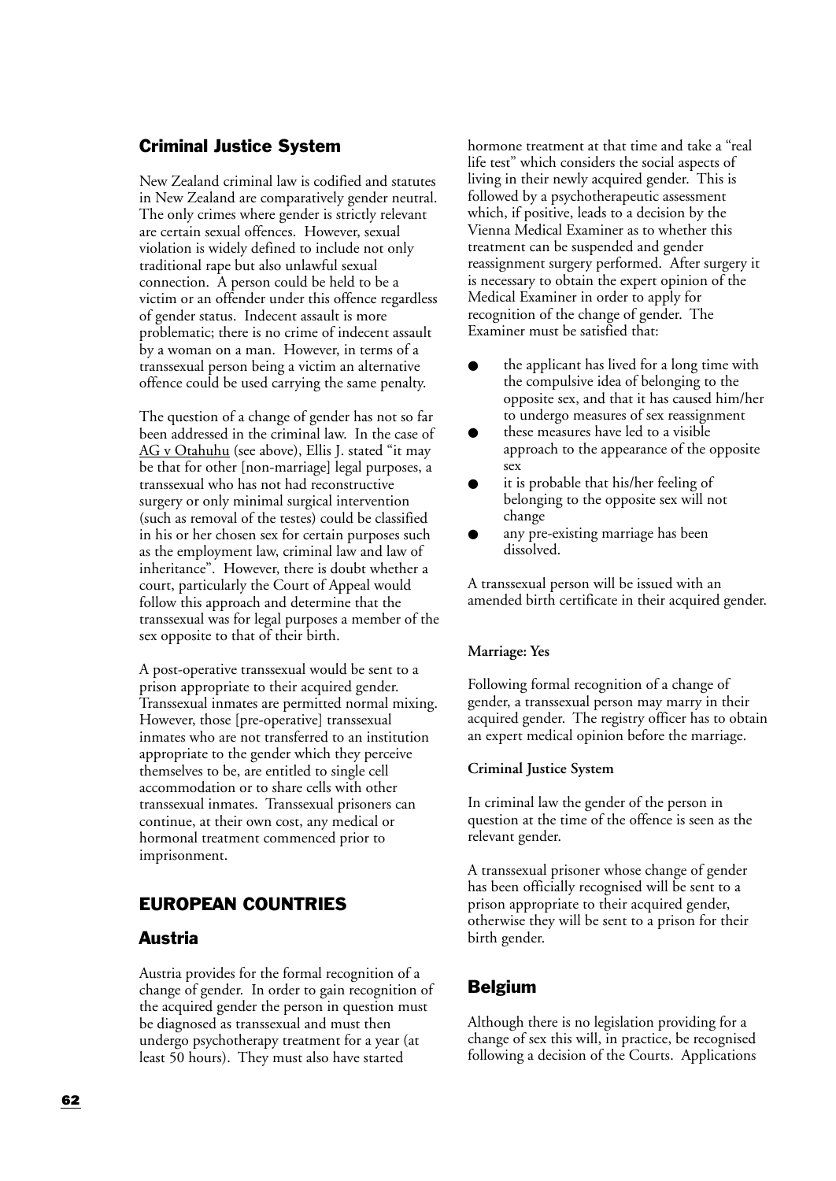## Criminal Justice System

New Zealand criminal law is codified and statutes in New Zealand are comparatively gender neutral. The only crimes where gender is strictly relevant are certain sexual offences. However, sexual violation is widely defined to include not only traditional rape but also unlawful sexual connection. A person could be held to be a victim or an offender under this offence regardless of gender status. Indecent assault is more problematic; there is no crime of indecent assault by a woman on a man. However, in terms of a transsexual person being a victim an alternative offence could be used carrying the same penalty.

The question of a change of gender has not so far been addressed in the criminal law. In the case of AG v Otahuhu (see above), Ellis J. stated "it may be that for other [non-marriage] legal purposes, a transsexual who has not had reconstructive surgery or only minimal surgical intervention (such as removal of the testes) could be classified in his or her chosen sex for certain purposes such as the employment law, criminal law and law of inheritance". However, there is doubt whether a court, particularly the Court of Appeal would follow this approach and determine that the transsexual was for legal purposes a member of the sex opposite to that of their birth.

A post-operative transsexual would be sent to a prison appropriate to their acquired gender. Transsexual inmates are permitted normal mixing. However, those [pre-operative] transsexual inmates who are not transferred to an institution appropriate to the gender which they perceive themselves to be, are entitled to single cell accommodation or to share cells with other transsexual inmates. Transsexual prisoners can continue, at their own cost, any medical or hormonal treatment commenced prior to imprisonment.

# EUROPEAN COUNTRIES

## Austria

Austria provides for the formal recognition of a change of gender. In order to gain recognition of the acquired gender the person in question must be diagnosed as transsexual and must then undergo psychotherapy treatment for a year (at least 50 hours). They must also have started hormone treatment at that time and take a "real life test" which considers the social aspects of living in their newly acquired gender. This is followed by a psychotherapeutic assessment which, if positive, leads to a decision by the Vienna Medical Examiner as to whether this treatment can be suspended and gender reassignment surgery performed. After surgery it is necessary to obtain the expert opinion of the Medical Examiner in order to apply for recognition of the change of gender. The Examiner must be satisfied that:

- the applicant has lived for a long time with the compulsive idea of belonging to the opposite sex, and that it has caused him/her to undergo measures of sex reassignment
- these measures have led to a visible approach to the appearance of the opposite sex
- it is probable that his/her feeling of belonging to the opposite sex will not change
- any pre-existing marriage has been dissolved.

A transsexual person will be issued with an amended birth certificate in their acquired gender.

**Marriage: Yes**

Following formal recognition of a change of gender, a transsexual person may marry in their acquired gender. The registry officer has to obtain an expert medical opinion before the marriage.

**Criminal Justice System**

In criminal law the gender of the person in question at the time of the offence is seen as the relevant gender.

A transsexual prisoner whose change of gender has been officially recognised will be sent to a prison appropriate to their acquired gender, otherwise they will be sent to a prison for their birth gender.

## Belgium

Although there is no legislation providing for a change of sex this will, in practice, be recognised following a decision of the Courts. Applications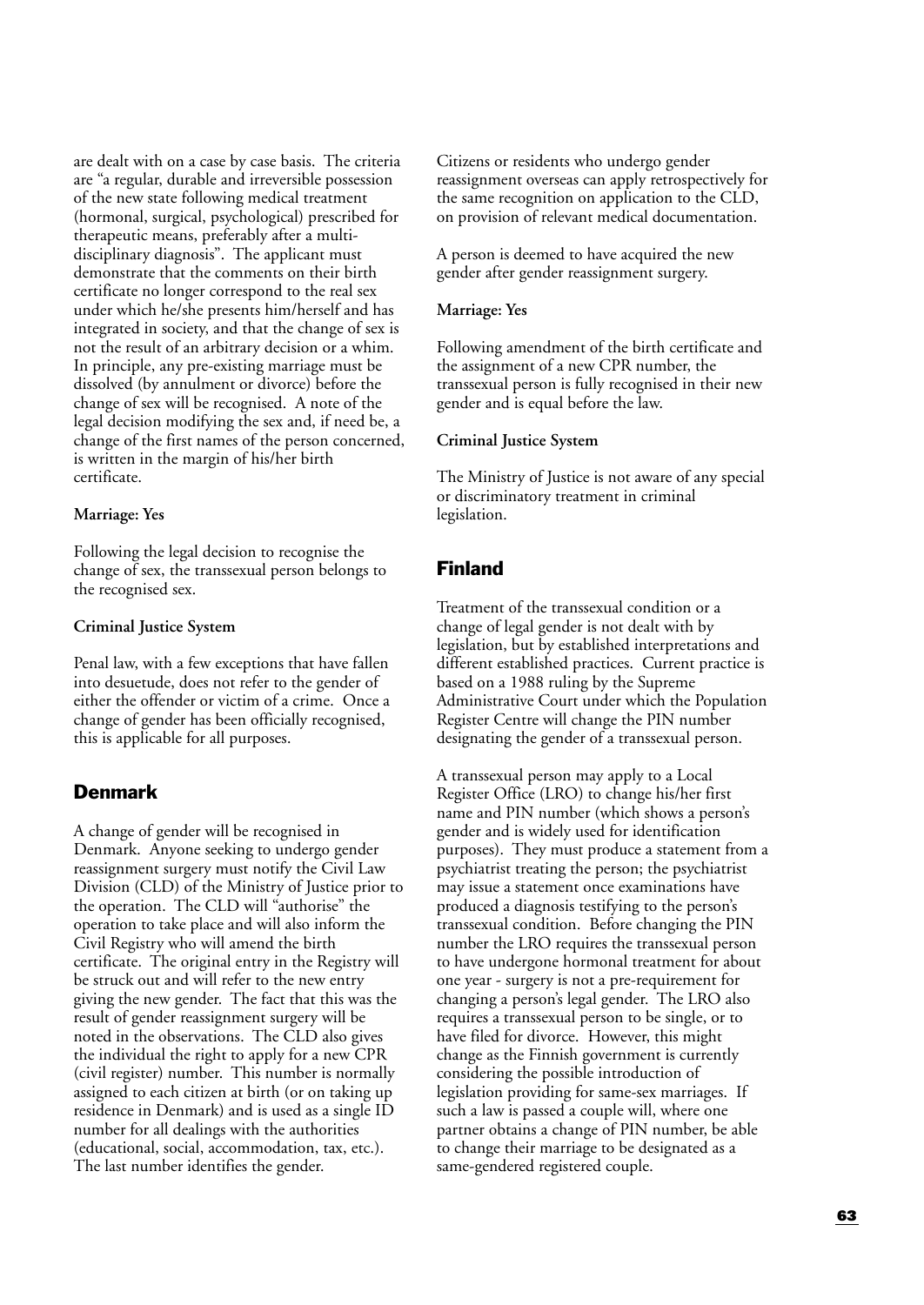are dealt with on a case by case basis. The criteria are "a regular, durable and irreversible possession of the new state following medical treatment (hormonal, surgical, psychological) prescribed for therapeutic means, preferably after a multi-disciplinary diagnosis". The applicant must demonstrate that the comments on their birth certificate no longer correspond to the real sex under which he/she presents him/herself and has integrated in society, and that the change of sex is not the result of an arbitrary decision or a whim. In principle, any pre-existing marriage must be dissolved (by annulment or divorce) before the change of sex will be recognised. A note of the legal decision modifying the sex and, if need be, a change of the first names of the person concerned, is written in the margin of his/her birth certificate.

**Marriage: Yes**

Following the legal decision to recognise the change of sex, the transsexual person belongs to the recognised sex.

**Criminal Justice System**

Penal law, with a few exceptions that have fallen into desuetude, does not refer to the gender of either the offender or victim of a crime. Once a change of gender has been officially recognised, this is applicable for all purposes.

## Denmark

A change of gender will be recognised in Denmark. Anyone seeking to undergo gender reassignment surgery must notify the Civil Law Division (CLD) of the Ministry of Justice prior to the operation. The CLD will "authorise" the operation to take place and will also inform the Civil Registry who will amend the birth certificate. The original entry in the Registry will be struck out and will refer to the new entry giving the new gender. The fact that this was the result of gender reassignment surgery will be noted in the observations. The CLD also gives the individual the right to apply for a new CPR (civil register) number. This number is normally assigned to each citizen at birth (or on taking up residence in Denmark) and is used as a single ID number for all dealings with the authorities (educational, social, accommodation, tax, etc.). The last number identifies the gender.

Citizens or residents who undergo gender reassignment overseas can apply retrospectively for the same recognition on application to the CLD, on provision of relevant medical documentation.

A person is deemed to have acquired the new gender after gender reassignment surgery.

**Marriage: Yes**

Following amendment of the birth certificate and the assignment of a new CPR number, the transsexual person is fully recognised in their new gender and is equal before the law.

**Criminal Justice System**

The Ministry of Justice is not aware of any special or discriminatory treatment in criminal legislation.

## Finland

Treatment of the transsexual condition or a change of legal gender is not dealt with by legislation, but by established interpretations and different established practices. Current practice is based on a 1988 ruling by the Supreme Administrative Court under which the Population Register Centre will change the PIN number designating the gender of a transsexual person.

A transsexual person may apply to a Local Register Office (LRO) to change his/her first name and PIN number (which shows a person's gender and is widely used for identification purposes). They must produce a statement from a psychiatrist treating the person; the psychiatrist may issue a statement once examinations have produced a diagnosis testifying to the person's transsexual condition. Before changing the PIN number the LRO requires the transsexual person to have undergone hormonal treatment for about one year - surgery is not a pre-requirement for changing a person's legal gender. The LRO also requires a transsexual person to be single, or to have filed for divorce. However, this might change as the Finnish government is currently considering the possible introduction of legislation providing for same-sex marriages. If such a law is passed a couple will, where one partner obtains a change of PIN number, be able to change their marriage to be designated as a same-gendered registered couple.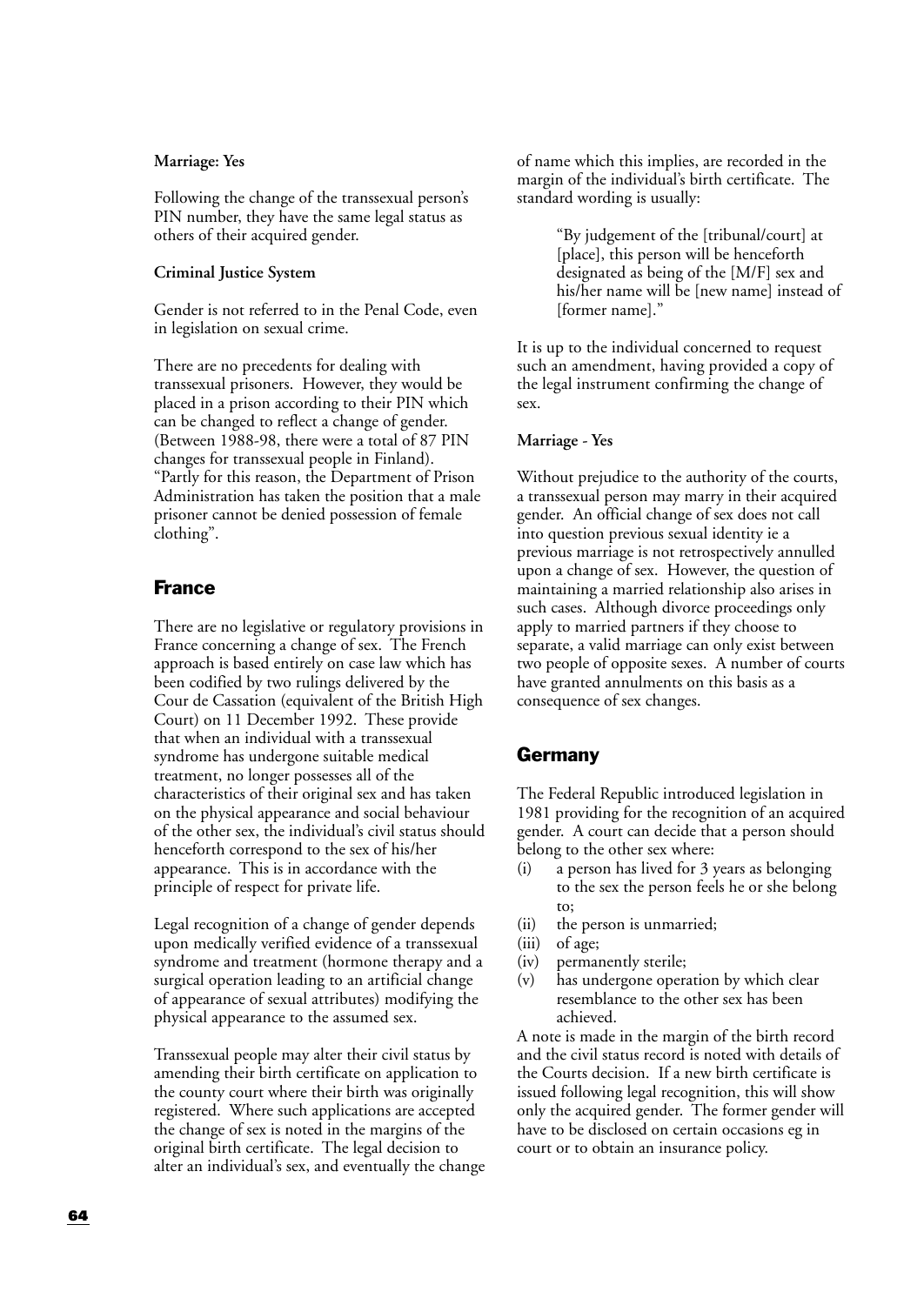**Marriage: Yes**

Following the change of the transsexual person's PIN number, they have the same legal status as others of their acquired gender.

**Criminal Justice System**

Gender is not referred to in the Penal Code, even in legislation on sexual crime.

There are no precedents for dealing with transsexual prisoners. However, they would be placed in a prison according to their PIN which can be changed to reflect a change of gender. (Between 1988-98, there were a total of 87 PIN changes for transsexual people in Finland). "Partly for this reason, the Department of Prison Administration has taken the position that a male prisoner cannot be denied possession of female clothing".

## France

There are no legislative or regulatory provisions in France concerning a change of sex. The French approach is based entirely on case law which has been codified by two rulings delivered by the Cour de Cassation (equivalent of the British High Court) on 11 December 1992. These provide that when an individual with a transsexual syndrome has undergone suitable medical treatment, no longer possesses all of the characteristics of their original sex and has taken on the physical appearance and social behaviour of the other sex, the individual's civil status should henceforth correspond to the sex of his/her appearance. This is in accordance with the principle of respect for private life.

Legal recognition of a change of gender depends upon medically verified evidence of a transsexual syndrome and treatment (hormone therapy and a surgical operation leading to an artificial change of appearance of sexual attributes) modifying the physical appearance to the assumed sex.

Transsexual people may alter their civil status by amending their birth certificate on application to the county court where their birth was originally registered. Where such applications are accepted the change of sex is noted in the margins of the original birth certificate. The legal decision to alter an individual's sex, and eventually the change of name which this implies, are recorded in the margin of the individual's birth certificate. The standard wording is usually:

> "By judgement of the [tribunal/court] at [place], this person will be henceforth designated as being of the [M/F] sex and his/her name will be [new name] instead of [former name]."

It is up to the individual concerned to request such an amendment, having provided a copy of the legal instrument confirming the change of sex.

**Marriage - Yes**

Without prejudice to the authority of the courts, a transsexual person may marry in their acquired gender. An official change of sex does not call into question previous sexual identity ie a previous marriage is not retrospectively annulled upon a change of sex. However, the question of maintaining a married relationship also arises in such cases. Although divorce proceedings only apply to married partners if they choose to separate, a valid marriage can only exist between two people of opposite sexes. A number of courts have granted annulments on this basis as a consequence of sex changes.

## Germany

The Federal Republic introduced legislation in 1981 providing for the recognition of an acquired gender. A court can decide that a person should belong to the other sex where:

- (i) a person has lived for 3 years as belonging to the sex the person feels he or she belong to;
- (ii) the person is unmarried;
- (iii) of age;
- (iv) permanently sterile;
- (v) has undergone operation by which clear resemblance to the other sex has been achieved.

A note is made in the margin of the birth record and the civil status record is noted with details of the Courts decision. If a new birth certificate is issued following legal recognition, this will show only the acquired gender. The former gender will have to be disclosed on certain occasions eg in court or to obtain an insurance policy.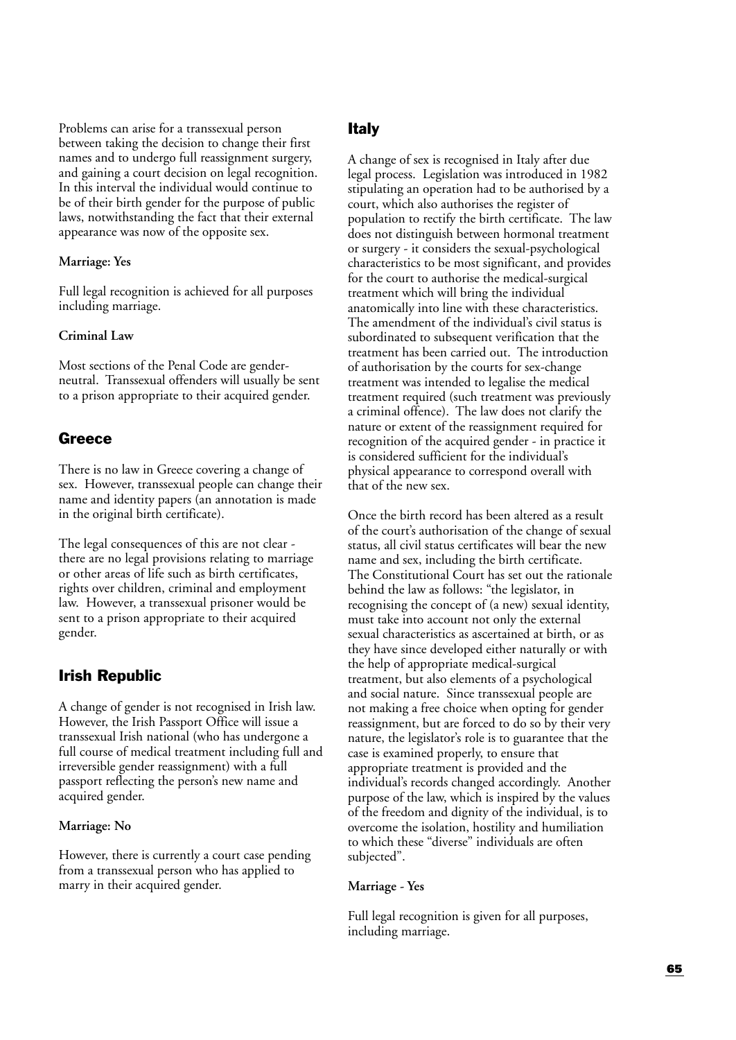Problems can arise for a transsexual person between taking the decision to change their first names and to undergo full reassignment surgery, and gaining a court decision on legal recognition. In this interval the individual would continue to be of their birth gender for the purpose of public laws, notwithstanding the fact that their external appearance was now of the opposite sex.

**Marriage: Yes**

Full legal recognition is achieved for all purposes including marriage.

**Criminal Law**

Most sections of the Penal Code are gender-neutral. Transsexual offenders will usually be sent to a prison appropriate to their acquired gender.

## Greece

There is no law in Greece covering a change of sex. However, transsexual people can change their name and identity papers (an annotation is made in the original birth certificate).

The legal consequences of this are not clear - there are no legal provisions relating to marriage or other areas of life such as birth certificates, rights over children, criminal and employment law. However, a transsexual prisoner would be sent to a prison appropriate to their acquired gender.

## Irish Republic

A change of gender is not recognised in Irish law. However, the Irish Passport Office will issue a transsexual Irish national (who has undergone a full course of medical treatment including full and irreversible gender reassignment) with a full passport reflecting the person's new name and acquired gender.

**Marriage: No**

However, there is currently a court case pending from a transsexual person who has applied to marry in their acquired gender.

## Italy

A change of sex is recognised in Italy after due legal process. Legislation was introduced in 1982 stipulating an operation had to be authorised by a court, which also authorises the register of population to rectify the birth certificate. The law does not distinguish between hormonal treatment or surgery - it considers the sexual-psychological characteristics to be most significant, and provides for the court to authorise the medical-surgical treatment which will bring the individual anatomically into line with these characteristics. The amendment of the individual's civil status is subordinated to subsequent verification that the treatment has been carried out. The introduction of authorisation by the courts for sex-change treatment was intended to legalise the medical treatment required (such treatment was previously a criminal offence). The law does not clarify the nature or extent of the reassignment required for recognition of the acquired gender - in practice it is considered sufficient for the individual's physical appearance to correspond overall with that of the new sex.

Once the birth record has been altered as a result of the court's authorisation of the change of sexual status, all civil status certificates will bear the new name and sex, including the birth certificate. The Constitutional Court has set out the rationale behind the law as follows: "the legislator, in recognising the concept of (a new) sexual identity, must take into account not only the external sexual characteristics as ascertained at birth, or as they have since developed either naturally or with the help of appropriate medical-surgical treatment, but also elements of a psychological and social nature. Since transsexual people are not making a free choice when opting for gender reassignment, but are forced to do so by their very nature, the legislator's role is to guarantee that the case is examined properly, to ensure that appropriate treatment is provided and the individual's records changed accordingly. Another purpose of the law, which is inspired by the values of the freedom and dignity of the individual, is to overcome the isolation, hostility and humiliation to which these "diverse" individuals are often subjected".

**Marriage - Yes**

Full legal recognition is given for all purposes, including marriage.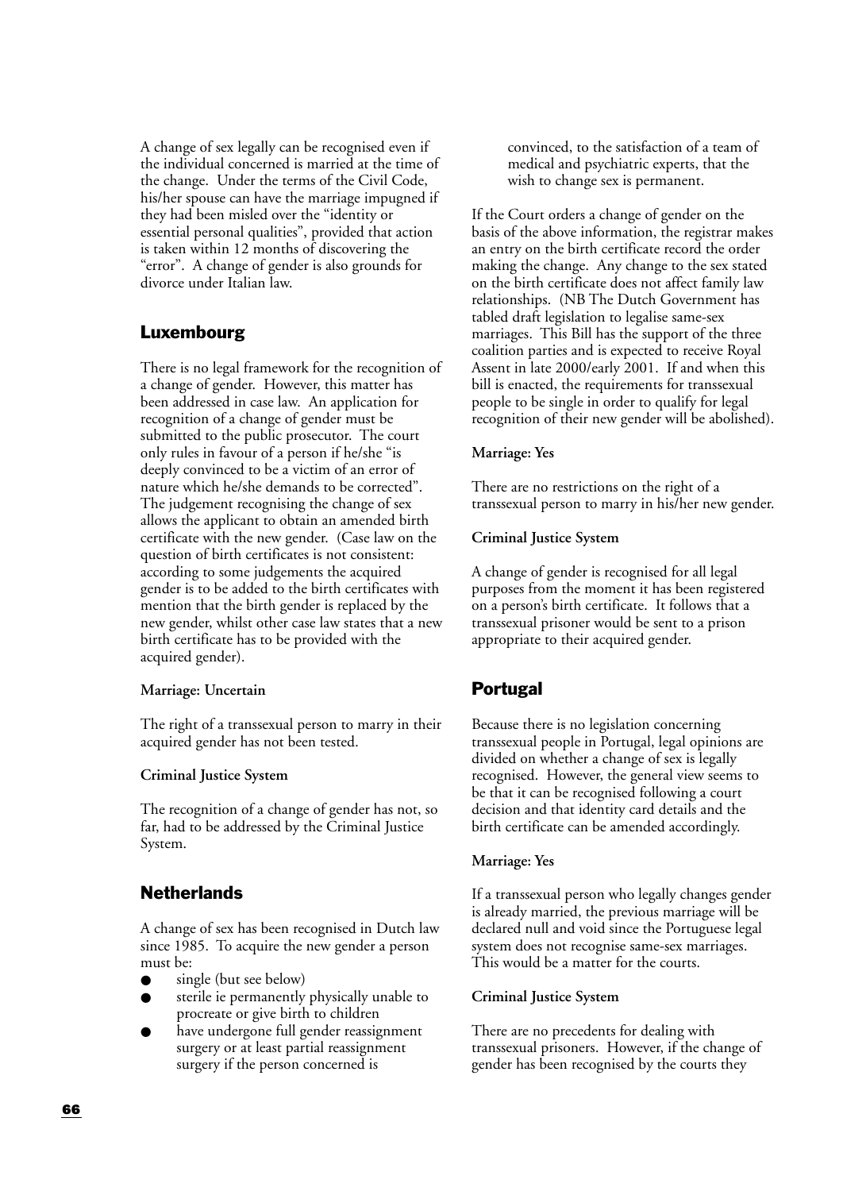A change of sex legally can be recognised even if the individual concerned is married at the time of the change. Under the terms of the Civil Code, his/her spouse can have the marriage impugned if they had been misled over the "identity or essential personal qualities", provided that action is taken within 12 months of discovering the "error". A change of gender is also grounds for divorce under Italian law.

## Luxembourg

There is no legal framework for the recognition of a change of gender. However, this matter has been addressed in case law. An application for recognition of a change of gender must be submitted to the public prosecutor. The court only rules in favour of a person if he/she "is deeply convinced to be a victim of an error of nature which he/she demands to be corrected". The judgement recognising the change of sex allows the applicant to obtain an amended birth certificate with the new gender. (Case law on the question of birth certificates is not consistent: according to some judgements the acquired gender is to be added to the birth certificates with mention that the birth gender is replaced by the new gender, whilst other case law states that a new birth certificate has to be provided with the acquired gender).

**Marriage: Uncertain**

The right of a transsexual person to marry in their acquired gender has not been tested.

**Criminal Justice System**

The recognition of a change of gender has not, so far, had to be addressed by the Criminal Justice System.

## Netherlands

A change of sex has been recognised in Dutch law since 1985. To acquire the new gender a person must be:

- single (but see below)
- sterile ie permanently physically unable to procreate or give birth to children
- have undergone full gender reassignment surgery or at least partial reassignment surgery if the person concerned is convinced, to the satisfaction of a team of medical and psychiatric experts, that the wish to change sex is permanent.

If the Court orders a change of gender on the basis of the above information, the registrar makes an entry on the birth certificate record the order making the change. Any change to the sex stated on the birth certificate does not affect family law relationships. (NB The Dutch Government has tabled draft legislation to legalise same-sex marriages. This Bill has the support of the three coalition parties and is expected to receive Royal Assent in late 2000/early 2001. If and when this bill is enacted, the requirements for transsexual people to be single in order to qualify for legal recognition of their new gender will be abolished).

**Marriage: Yes**

There are no restrictions on the right of a transsexual person to marry in his/her new gender.

**Criminal Justice System**

A change of gender is recognised for all legal purposes from the moment it has been registered on a person's birth certificate. It follows that a transsexual prisoner would be sent to a prison appropriate to their acquired gender.

## Portugal

Because there is no legislation concerning transsexual people in Portugal, legal opinions are divided on whether a change of sex is legally recognised. However, the general view seems to be that it can be recognised following a court decision and that identity card details and the birth certificate can be amended accordingly.

**Marriage: Yes**

If a transsexual person who legally changes gender is already married, the previous marriage will be declared null and void since the Portuguese legal system does not recognise same-sex marriages. This would be a matter for the courts.

**Criminal Justice System**

There are no precedents for dealing with transsexual prisoners. However, if the change of gender has been recognised by the courts they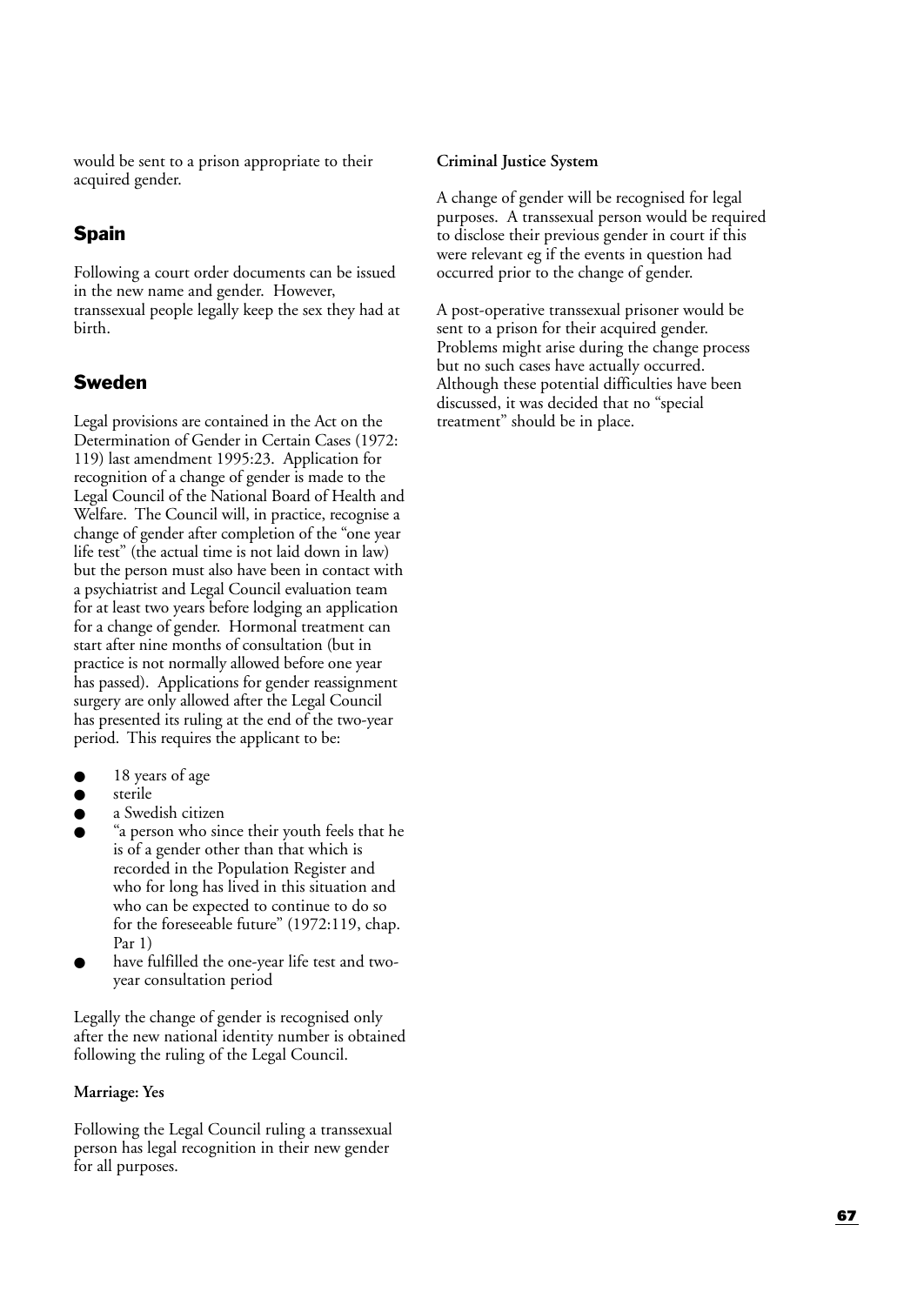would be sent to a prison appropriate to their acquired gender.

## Spain

Following a court order documents can be issued in the new name and gender. However, transsexual people legally keep the sex they had at birth.

## Sweden

Legal provisions are contained in the Act on the Determination of Gender in Certain Cases (1972: 119) last amendment 1995:23. Application for recognition of a change of gender is made to the Legal Council of the National Board of Health and Welfare. The Council will, in practice, recognise a change of gender after completion of the "one year life test" (the actual time is not laid down in law) but the person must also have been in contact with a psychiatrist and Legal Council evaluation team for at least two years before lodging an application for a change of gender. Hormonal treatment can start after nine months of consultation (but in practice is not normally allowed before one year has passed). Applications for gender reassignment surgery are only allowed after the Legal Council has presented its ruling at the end of the two-year period. This requires the applicant to be:

- 18 years of age
- sterile
- a Swedish citizen
- "a person who since their youth feels that he is of a gender other than that which is recorded in the Population Register and who for long has lived in this situation and who can be expected to continue to do so for the foreseeable future" (1972:119, chap. Par 1)
- have fulfilled the one-year life test and two-year consultation period

Legally the change of gender is recognised only after the new national identity number is obtained following the ruling of the Legal Council.

**Marriage: Yes**

Following the Legal Council ruling a transsexual person has legal recognition in their new gender for all purposes.

**Criminal Justice System**

A change of gender will be recognised for legal purposes. A transsexual person would be required to disclose their previous gender in court if this were relevant eg if the events in question had occurred prior to the change of gender.

A post-operative transsexual prisoner would be sent to a prison for their acquired gender. Problems might arise during the change process but no such cases have actually occurred. Although these potential difficulties have been discussed, it was decided that no "special treatment" should be in place.